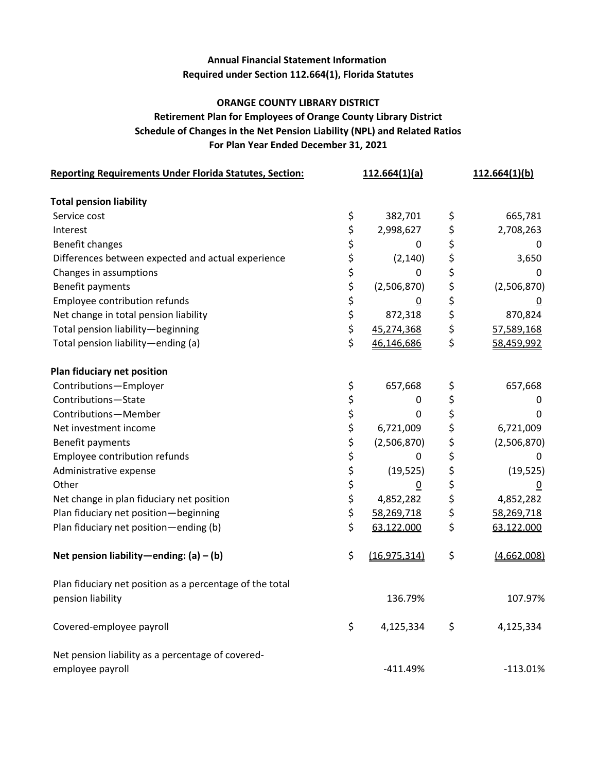**Annual Financial Statement Information**
**Required under Section 112.664(1), Florida Statutes**

**ORANGE COUNTY LIBRARY DISTRICT**
**Retirement Plan for Employees of Orange County Library District**
**Schedule of Changes in the Net Pension Liability (NPL) and Related Ratios**
**For Plan Year Ended December 31, 2021**

| Reporting Requirements Under Florida Statutes, Section: | 112.664(1)(a) | 112.664(1)(b) |
|---|---|---|
| **Total pension liability** | | |
| Service cost | $ 382,701 | $ 665,781 |
| Interest | $ 2,998,627 | $ 2,708,263 |
| Benefit changes | $ 0 | $ 0 |
| Differences between expected and actual experience | $ (2,140) | $ 3,650 |
| Changes in assumptions | $ 0 | $ 0 |
| Benefit payments | $ (2,506,870) | $ (2,506,870) |
| Employee contribution refunds | $ 0 | $ 0 |
| Net change in total pension liability | $ 872,318 | $ 870,824 |
| Total pension liability—beginning | $ 45,274,368 | $ 57,589,168 |
| Total pension liability—ending (a) | $ 46,146,686 | $ 58,459,992 |
| **Plan fiduciary net position** | | |
| Contributions—Employer | $ 657,668 | $ 657,668 |
| Contributions—State | $ 0 | $ 0 |
| Contributions—Member | $ 0 | $ 0 |
| Net investment income | $ 6,721,009 | $ 6,721,009 |
| Benefit payments | $ (2,506,870) | $ (2,506,870) |
| Employee contribution refunds | $ 0 | $ 0 |
| Administrative expense | $ (19,525) | $ (19,525) |
| Other | $ 0 | $ 0 |
| Net change in plan fiduciary net position | $ 4,852,282 | $ 4,852,282 |
| Plan fiduciary net position—beginning | $ 58,269,718 | $ 58,269,718 |
| Plan fiduciary net position—ending (b) | $ 63,122,000 | $ 63,122,000 |
| **Net pension liability—ending: (a) – (b)** | $ (16,975,314) | $ (4,662,008) |
| Plan fiduciary net position as a percentage of the total pension liability | 136.79% | 107.97% |
| Covered-employee payroll | $ 4,125,334 | $ 4,125,334 |
| Net pension liability as a percentage of covered-employee payroll | -411.49% | -113.01% |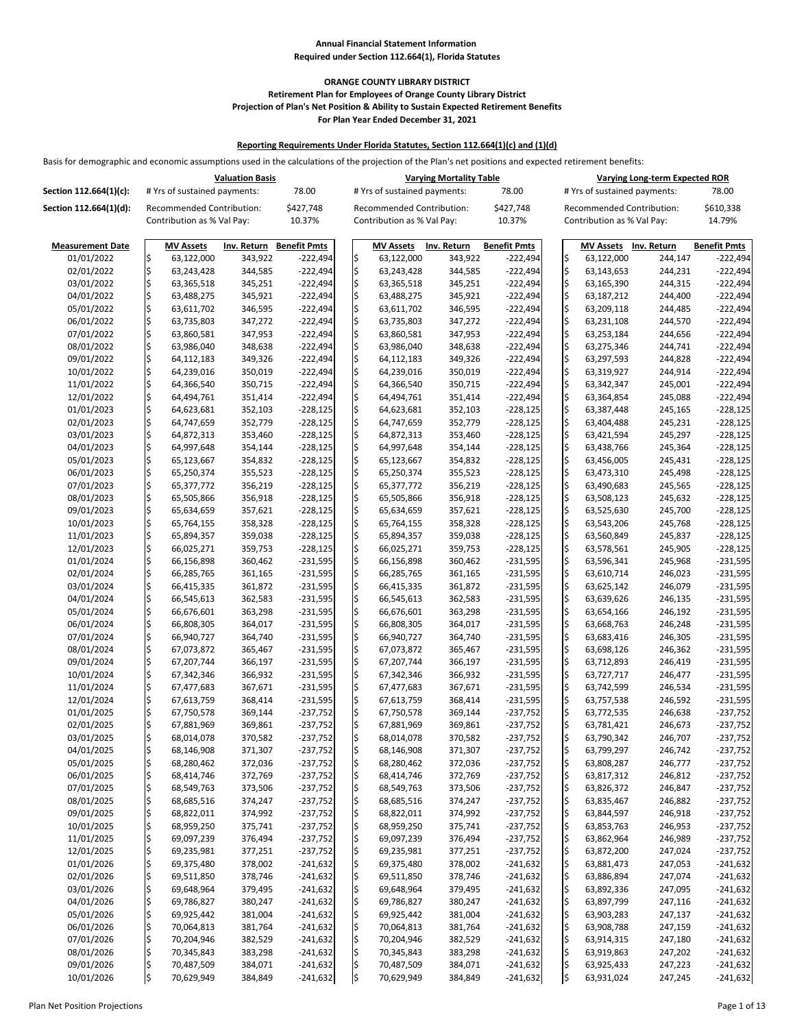**Annual Financial Statement Information**
**Required under Section 112.664(1), Florida Statutes**

**ORANGE COUNTY LIBRARY DISTRICT**
**Retirement Plan for Employees of Orange County Library District**
**Projection of Plan's Net Position & Ability to Sustain Expected Retirement Benefits**
**For Plan Year Ended December 31, 2021**

**Reporting Requirements Under Florida Statutes, Section 112.664(1)(c) and (1)(d)**

Basis for demographic and economic assumptions used in the calculations of the projection of the Plan's net positions and expected retirement benefits:

| | Valuation Basis | | Varying Mortality Table | | Varying Long-term Expected ROR | |
|---|---|---|---|---|---|---|
| Section 112.664(1)(c): | # Yrs of sustained payments: | 78.00 | # Yrs of sustained payments: | 78.00 | # Yrs of sustained payments: | 78.00 |
| Section 112.664(1)(d): | Recommended Contribution: | $427,748 | Recommended Contribution: | $427,748 | Recommended Contribution: | $610,338 |
| | Contribution as % Val Pay: | 10.37% | Contribution as % Val Pay: | 10.37% | Contribution as % Val Pay: | 14.79% |

| Measurement Date | MV Assets | Inv. Return | Benefit Pmts | MV Assets | Inv. Return | Benefit Pmts | MV Assets | Inv. Return | Benefit Pmts |
|---|---|---|---|---|---|---|---|---|---|
| 01/01/2022 | $ 63,122,000 | 343,922 | -222,494 | $ 63,122,000 | 343,922 | -222,494 | $ 63,122,000 | 244,147 | -222,494 |
| 02/01/2022 | $ 63,243,428 | 344,585 | -222,494 | $ 63,243,428 | 344,585 | -222,494 | $ 63,143,653 | 244,231 | -222,494 |
| 03/01/2022 | $ 63,365,518 | 345,251 | -222,494 | $ 63,365,518 | 345,251 | -222,494 | $ 63,165,390 | 244,315 | -222,494 |
| 04/01/2022 | $ 63,488,275 | 345,921 | -222,494 | $ 63,488,275 | 345,921 | -222,494 | $ 63,187,212 | 244,400 | -222,494 |
| 05/01/2022 | $ 63,611,702 | 346,595 | -222,494 | $ 63,611,702 | 346,595 | -222,494 | $ 63,209,118 | 244,485 | -222,494 |
| 06/01/2022 | $ 63,735,803 | 347,272 | -222,494 | $ 63,735,803 | 347,272 | -222,494 | $ 63,231,108 | 244,570 | -222,494 |
| 07/01/2022 | $ 63,860,581 | 347,953 | -222,494 | $ 63,860,581 | 347,953 | -222,494 | $ 63,253,184 | 244,656 | -222,494 |
| 08/01/2022 | $ 63,986,040 | 348,638 | -222,494 | $ 63,986,040 | 348,638 | -222,494 | $ 63,275,346 | 244,741 | -222,494 |
| 09/01/2022 | $ 64,112,183 | 349,326 | -222,494 | $ 64,112,183 | 349,326 | -222,494 | $ 63,297,593 | 244,828 | -222,494 |
| 10/01/2022 | $ 64,239,016 | 350,019 | -222,494 | $ 64,239,016 | 350,019 | -222,494 | $ 63,319,927 | 244,914 | -222,494 |
| 11/01/2022 | $ 64,366,540 | 350,715 | -222,494 | $ 64,366,540 | 350,715 | -222,494 | $ 63,342,347 | 245,001 | -222,494 |
| 12/01/2022 | $ 64,494,761 | 351,414 | -222,494 | $ 64,494,761 | 351,414 | -222,494 | $ 63,364,854 | 245,088 | -222,494 |
| 01/01/2023 | $ 64,623,681 | 352,103 | -228,125 | $ 64,623,681 | 352,103 | -228,125 | $ 63,387,448 | 245,165 | -228,125 |
| 02/01/2023 | $ 64,747,659 | 352,779 | -228,125 | $ 64,747,659 | 352,779 | -228,125 | $ 63,404,488 | 245,231 | -228,125 |
| 03/01/2023 | $ 64,872,313 | 353,460 | -228,125 | $ 64,872,313 | 353,460 | -228,125 | $ 63,421,594 | 245,297 | -228,125 |
| 04/01/2023 | $ 64,997,648 | 354,144 | -228,125 | $ 64,997,648 | 354,144 | -228,125 | $ 63,438,766 | 245,364 | -228,125 |
| 05/01/2023 | $ 65,123,667 | 354,832 | -228,125 | $ 65,123,667 | 354,832 | -228,125 | $ 63,456,005 | 245,431 | -228,125 |
| 06/01/2023 | $ 65,250,374 | 355,523 | -228,125 | $ 65,250,374 | 355,523 | -228,125 | $ 63,473,310 | 245,498 | -228,125 |
| 07/01/2023 | $ 65,377,772 | 356,219 | -228,125 | $ 65,377,772 | 356,219 | -228,125 | $ 63,490,683 | 245,565 | -228,125 |
| 08/01/2023 | $ 65,505,866 | 356,918 | -228,125 | $ 65,505,866 | 356,918 | -228,125 | $ 63,508,123 | 245,632 | -228,125 |
| 09/01/2023 | $ 65,634,659 | 357,621 | -228,125 | $ 65,634,659 | 357,621 | -228,125 | $ 63,525,630 | 245,700 | -228,125 |
| 10/01/2023 | $ 65,764,155 | 358,328 | -228,125 | $ 65,764,155 | 358,328 | -228,125 | $ 63,543,206 | 245,768 | -228,125 |
| 11/01/2023 | $ 65,894,357 | 359,038 | -228,125 | $ 65,894,357 | 359,038 | -228,125 | $ 63,560,849 | 245,837 | -228,125 |
| 12/01/2023 | $ 66,025,271 | 359,753 | -228,125 | $ 66,025,271 | 359,753 | -228,125 | $ 63,578,561 | 245,905 | -228,125 |
| 01/01/2024 | $ 66,156,898 | 360,462 | -231,595 | $ 66,156,898 | 360,462 | -231,595 | $ 63,596,341 | 245,968 | -231,595 |
| 02/01/2024 | $ 66,285,765 | 361,165 | -231,595 | $ 66,285,765 | 361,165 | -231,595 | $ 63,610,714 | 246,023 | -231,595 |
| 03/01/2024 | $ 66,415,335 | 361,872 | -231,595 | $ 66,415,335 | 361,872 | -231,595 | $ 63,625,142 | 246,079 | -231,595 |
| 04/01/2024 | $ 66,545,613 | 362,583 | -231,595 | $ 66,545,613 | 362,583 | -231,595 | $ 63,639,626 | 246,135 | -231,595 |
| 05/01/2024 | $ 66,676,601 | 363,298 | -231,595 | $ 66,676,601 | 363,298 | -231,595 | $ 63,654,166 | 246,192 | -231,595 |
| 06/01/2024 | $ 66,808,305 | 364,017 | -231,595 | $ 66,808,305 | 364,017 | -231,595 | $ 63,668,763 | 246,248 | -231,595 |
| 07/01/2024 | $ 66,940,727 | 364,740 | -231,595 | $ 66,940,727 | 364,740 | -231,595 | $ 63,683,416 | 246,305 | -231,595 |
| 08/01/2024 | $ 67,073,872 | 365,467 | -231,595 | $ 67,073,872 | 365,467 | -231,595 | $ 63,698,126 | 246,362 | -231,595 |
| 09/01/2024 | $ 67,207,744 | 366,197 | -231,595 | $ 67,207,744 | 366,197 | -231,595 | $ 63,712,893 | 246,419 | -231,595 |
| 10/01/2024 | $ 67,342,346 | 366,932 | -231,595 | $ 67,342,346 | 366,932 | -231,595 | $ 63,727,717 | 246,477 | -231,595 |
| 11/01/2024 | $ 67,477,683 | 367,671 | -231,595 | $ 67,477,683 | 367,671 | -231,595 | $ 63,742,599 | 246,534 | -231,595 |
| 12/01/2024 | $ 67,613,759 | 368,414 | -231,595 | $ 67,613,759 | 368,414 | -231,595 | $ 63,757,538 | 246,592 | -231,595 |
| 01/01/2025 | $ 67,750,578 | 369,144 | -237,752 | $ 67,750,578 | 369,144 | -237,752 | $ 63,772,535 | 246,638 | -237,752 |
| 02/01/2025 | $ 67,881,969 | 369,861 | -237,752 | $ 67,881,969 | 369,861 | -237,752 | $ 63,781,421 | 246,673 | -237,752 |
| 03/01/2025 | $ 68,014,078 | 370,582 | -237,752 | $ 68,014,078 | 370,582 | -237,752 | $ 63,790,342 | 246,707 | -237,752 |
| 04/01/2025 | $ 68,146,908 | 371,307 | -237,752 | $ 68,146,908 | 371,307 | -237,752 | $ 63,799,297 | 246,742 | -237,752 |
| 05/01/2025 | $ 68,280,462 | 372,036 | -237,752 | $ 68,280,462 | 372,036 | -237,752 | $ 63,808,287 | 246,777 | -237,752 |
| 06/01/2025 | $ 68,414,746 | 372,769 | -237,752 | $ 68,414,746 | 372,769 | -237,752 | $ 63,817,312 | 246,812 | -237,752 |
| 07/01/2025 | $ 68,549,763 | 373,506 | -237,752 | $ 68,549,763 | 373,506 | -237,752 | $ 63,826,372 | 246,847 | -237,752 |
| 08/01/2025 | $ 68,685,516 | 374,247 | -237,752 | $ 68,685,516 | 374,247 | -237,752 | $ 63,835,467 | 246,882 | -237,752 |
| 09/01/2025 | $ 68,822,011 | 374,992 | -237,752 | $ 68,822,011 | 374,992 | -237,752 | $ 63,844,597 | 246,918 | -237,752 |
| 10/01/2025 | $ 68,959,250 | 375,741 | -237,752 | $ 68,959,250 | 375,741 | -237,752 | $ 63,853,763 | 246,953 | -237,752 |
| 11/01/2025 | $ 69,097,239 | 376,494 | -237,752 | $ 69,097,239 | 376,494 | -237,752 | $ 63,862,964 | 246,989 | -237,752 |
| 12/01/2025 | $ 69,235,981 | 377,251 | -237,752 | $ 69,235,981 | 377,251 | -237,752 | $ 63,872,200 | 247,024 | -237,752 |
| 01/01/2026 | $ 69,375,480 | 378,002 | -241,632 | $ 69,375,480 | 378,002 | -241,632 | $ 63,881,473 | 247,053 | -241,632 |
| 02/01/2026 | $ 69,511,850 | 378,746 | -241,632 | $ 69,511,850 | 378,746 | -241,632 | $ 63,886,894 | 247,074 | -241,632 |
| 03/01/2026 | $ 69,648,964 | 379,495 | -241,632 | $ 69,648,964 | 379,495 | -241,632 | $ 63,892,336 | 247,095 | -241,632 |
| 04/01/2026 | $ 69,786,827 | 380,247 | -241,632 | $ 69,786,827 | 380,247 | -241,632 | $ 63,897,799 | 247,116 | -241,632 |
| 05/01/2026 | $ 69,925,442 | 381,004 | -241,632 | $ 69,925,442 | 381,004 | -241,632 | $ 63,903,283 | 247,137 | -241,632 |
| 06/01/2026 | $ 70,064,813 | 381,764 | -241,632 | $ 70,064,813 | 381,764 | -241,632 | $ 63,908,788 | 247,159 | -241,632 |
| 07/01/2026 | $ 70,204,946 | 382,529 | -241,632 | $ 70,204,946 | 382,529 | -241,632 | $ 63,914,315 | 247,180 | -241,632 |
| 08/01/2026 | $ 70,345,843 | 383,298 | -241,632 | $ 70,345,843 | 383,298 | -241,632 | $ 63,919,863 | 247,202 | -241,632 |
| 09/01/2026 | $ 70,487,509 | 384,071 | -241,632 | $ 70,487,509 | 384,071 | -241,632 | $ 63,925,433 | 247,223 | -241,632 |
| 10/01/2026 | $ 70,629,949 | 384,849 | -241,632 | $ 70,629,949 | 384,849 | -241,632 | $ 63,931,024 | 247,245 | -241,632 |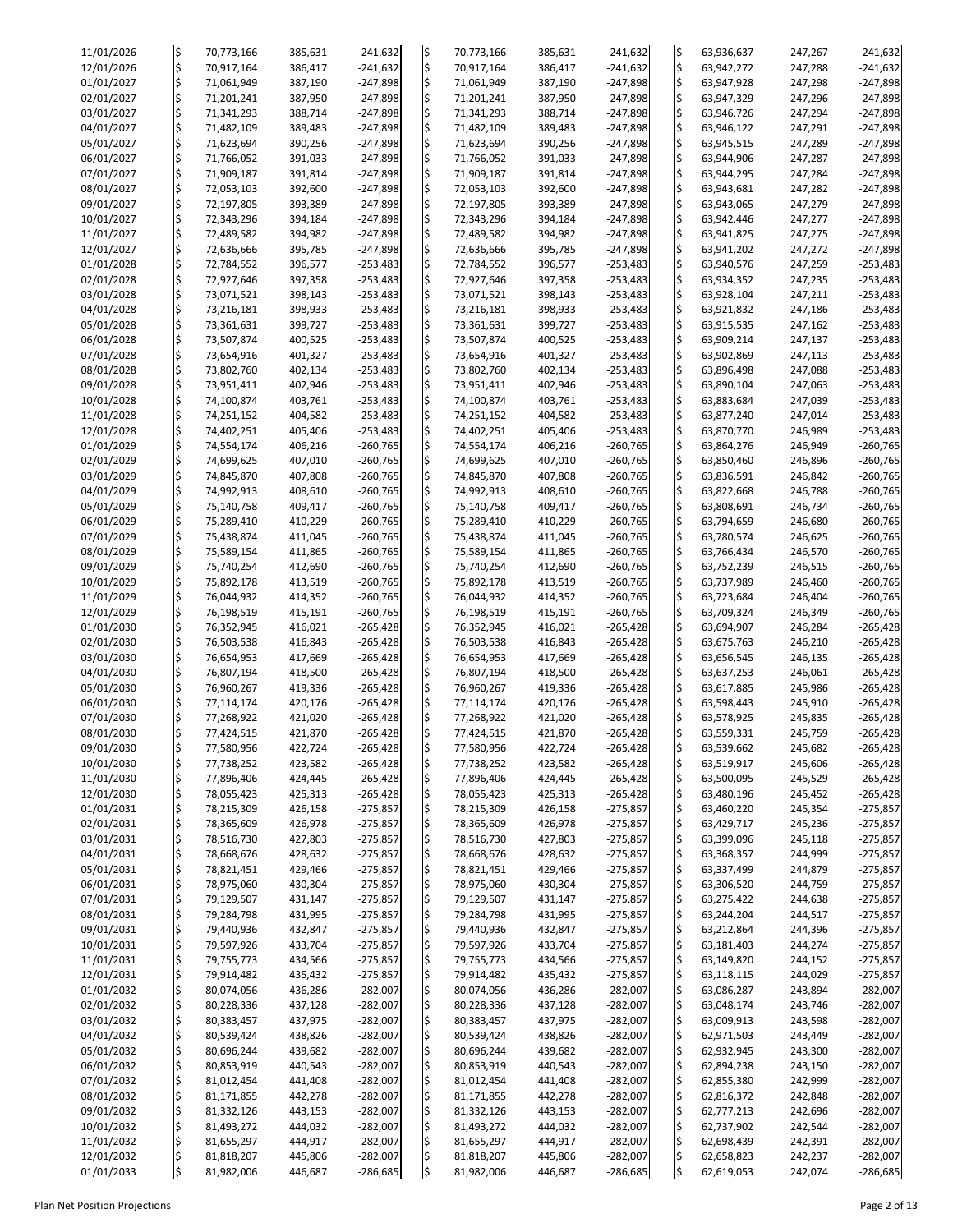| | | | | | | | | | | | |
|---|---|---|---|---|---|---|---|---|---|---|---|
| 11/01/2026 | $ | 70,773,166 | 385,631 | -241,632 | $ | 70,773,166 | 385,631 | -241,632 | $ | 63,936,637 | 247,267 | -241,632 |
| 12/01/2026 | $ | 70,917,164 | 386,417 | -241,632 | $ | 70,917,164 | 386,417 | -241,632 | $ | 63,942,272 | 247,288 | -241,632 |
| 01/01/2027 | $ | 71,061,949 | 387,190 | -247,898 | $ | 71,061,949 | 387,190 | -247,898 | $ | 63,947,928 | 247,298 | -247,898 |
| 02/01/2027 | $ | 71,201,241 | 387,950 | -247,898 | $ | 71,201,241 | 387,950 | -247,898 | $ | 63,947,329 | 247,296 | -247,898 |
| 03/01/2027 | $ | 71,341,293 | 388,714 | -247,898 | $ | 71,341,293 | 388,714 | -247,898 | $ | 63,946,726 | 247,294 | -247,898 |
| 04/01/2027 | $ | 71,482,109 | 389,483 | -247,898 | $ | 71,482,109 | 389,483 | -247,898 | $ | 63,946,122 | 247,291 | -247,898 |
| 05/01/2027 | $ | 71,623,694 | 390,256 | -247,898 | $ | 71,623,694 | 390,256 | -247,898 | $ | 63,945,515 | 247,289 | -247,898 |
| 06/01/2027 | $ | 71,766,052 | 391,033 | -247,898 | $ | 71,766,052 | 391,033 | -247,898 | $ | 63,944,906 | 247,287 | -247,898 |
| 07/01/2027 | $ | 71,909,187 | 391,814 | -247,898 | $ | 71,909,187 | 391,814 | -247,898 | $ | 63,944,295 | 247,284 | -247,898 |
| 08/01/2027 | $ | 72,053,103 | 392,600 | -247,898 | $ | 72,053,103 | 392,600 | -247,898 | $ | 63,943,681 | 247,282 | -247,898 |
| 09/01/2027 | $ | 72,197,805 | 393,389 | -247,898 | $ | 72,197,805 | 393,389 | -247,898 | $ | 63,943,065 | 247,279 | -247,898 |
| 10/01/2027 | $ | 72,343,296 | 394,184 | -247,898 | $ | 72,343,296 | 394,184 | -247,898 | $ | 63,942,446 | 247,277 | -247,898 |
| 11/01/2027 | $ | 72,489,582 | 394,982 | -247,898 | $ | 72,489,582 | 394,982 | -247,898 | $ | 63,941,825 | 247,275 | -247,898 |
| 12/01/2027 | $ | 72,636,666 | 395,785 | -247,898 | $ | 72,636,666 | 395,785 | -247,898 | $ | 63,941,202 | 247,272 | -247,898 |
| 01/01/2028 | $ | 72,784,552 | 396,577 | -253,483 | $ | 72,784,552 | 396,577 | -253,483 | $ | 63,940,576 | 247,259 | -253,483 |
| 02/01/2028 | $ | 72,927,646 | 397,358 | -253,483 | $ | 72,927,646 | 397,358 | -253,483 | $ | 63,934,352 | 247,235 | -253,483 |
| 03/01/2028 | $ | 73,071,521 | 398,143 | -253,483 | $ | 73,071,521 | 398,143 | -253,483 | $ | 63,928,104 | 247,211 | -253,483 |
| 04/01/2028 | $ | 73,216,181 | 398,933 | -253,483 | $ | 73,216,181 | 398,933 | -253,483 | $ | 63,921,832 | 247,186 | -253,483 |
| 05/01/2028 | $ | 73,361,631 | 399,727 | -253,483 | $ | 73,361,631 | 399,727 | -253,483 | $ | 63,915,535 | 247,162 | -253,483 |
| 06/01/2028 | $ | 73,507,874 | 400,525 | -253,483 | $ | 73,507,874 | 400,525 | -253,483 | $ | 63,909,214 | 247,137 | -253,483 |
| 07/01/2028 | $ | 73,654,916 | 401,327 | -253,483 | $ | 73,654,916 | 401,327 | -253,483 | $ | 63,902,869 | 247,113 | -253,483 |
| 08/01/2028 | $ | 73,802,760 | 402,134 | -253,483 | $ | 73,802,760 | 402,134 | -253,483 | $ | 63,896,498 | 247,088 | -253,483 |
| 09/01/2028 | $ | 73,951,411 | 402,946 | -253,483 | $ | 73,951,411 | 402,946 | -253,483 | $ | 63,890,104 | 247,063 | -253,483 |
| 10/01/2028 | $ | 74,100,874 | 403,761 | -253,483 | $ | 74,100,874 | 403,761 | -253,483 | $ | 63,883,684 | 247,039 | -253,483 |
| 11/01/2028 | $ | 74,251,152 | 404,582 | -253,483 | $ | 74,251,152 | 404,582 | -253,483 | $ | 63,877,240 | 247,014 | -253,483 |
| 12/01/2028 | $ | 74,402,251 | 405,406 | -253,483 | $ | 74,402,251 | 405,406 | -253,483 | $ | 63,870,770 | 246,989 | -253,483 |
| 01/01/2029 | $ | 74,554,174 | 406,216 | -260,765 | $ | 74,554,174 | 406,216 | -260,765 | $ | 63,864,276 | 246,949 | -260,765 |
| 02/01/2029 | $ | 74,699,625 | 407,010 | -260,765 | $ | 74,699,625 | 407,010 | -260,765 | $ | 63,850,460 | 246,896 | -260,765 |
| 03/01/2029 | $ | 74,845,870 | 407,808 | -260,765 | $ | 74,845,870 | 407,808 | -260,765 | $ | 63,836,591 | 246,842 | -260,765 |
| 04/01/2029 | $ | 74,992,913 | 408,610 | -260,765 | $ | 74,992,913 | 408,610 | -260,765 | $ | 63,822,668 | 246,788 | -260,765 |
| 05/01/2029 | $ | 75,140,758 | 409,417 | -260,765 | $ | 75,140,758 | 409,417 | -260,765 | $ | 63,808,691 | 246,734 | -260,765 |
| 06/01/2029 | $ | 75,289,410 | 410,229 | -260,765 | $ | 75,289,410 | 410,229 | -260,765 | $ | 63,794,659 | 246,680 | -260,765 |
| 07/01/2029 | $ | 75,438,874 | 411,045 | -260,765 | $ | 75,438,874 | 411,045 | -260,765 | $ | 63,780,574 | 246,625 | -260,765 |
| 08/01/2029 | $ | 75,589,154 | 411,865 | -260,765 | $ | 75,589,154 | 411,865 | -260,765 | $ | 63,766,434 | 246,570 | -260,765 |
| 09/01/2029 | $ | 75,740,254 | 412,690 | -260,765 | $ | 75,740,254 | 412,690 | -260,765 | $ | 63,752,239 | 246,515 | -260,765 |
| 10/01/2029 | $ | 75,892,178 | 413,519 | -260,765 | $ | 75,892,178 | 413,519 | -260,765 | $ | 63,737,989 | 246,460 | -260,765 |
| 11/01/2029 | $ | 76,044,932 | 414,352 | -260,765 | $ | 76,044,932 | 414,352 | -260,765 | $ | 63,723,684 | 246,404 | -260,765 |
| 12/01/2029 | $ | 76,198,519 | 415,191 | -260,765 | $ | 76,198,519 | 415,191 | -260,765 | $ | 63,709,324 | 246,349 | -260,765 |
| 01/01/2030 | $ | 76,352,945 | 416,021 | -265,428 | $ | 76,352,945 | 416,021 | -265,428 | $ | 63,694,907 | 246,284 | -265,428 |
| 02/01/2030 | $ | 76,503,538 | 416,843 | -265,428 | $ | 76,503,538 | 416,843 | -265,428 | $ | 63,675,763 | 246,210 | -265,428 |
| 03/01/2030 | $ | 76,654,953 | 417,669 | -265,428 | $ | 76,654,953 | 417,669 | -265,428 | $ | 63,656,545 | 246,135 | -265,428 |
| 04/01/2030 | $ | 76,807,194 | 418,500 | -265,428 | $ | 76,807,194 | 418,500 | -265,428 | $ | 63,637,253 | 246,061 | -265,428 |
| 05/01/2030 | $ | 76,960,267 | 419,336 | -265,428 | $ | 76,960,267 | 419,336 | -265,428 | $ | 63,617,885 | 245,986 | -265,428 |
| 06/01/2030 | $ | 77,114,174 | 420,176 | -265,428 | $ | 77,114,174 | 420,176 | -265,428 | $ | 63,598,443 | 245,910 | -265,428 |
| 07/01/2030 | $ | 77,268,922 | 421,020 | -265,428 | $ | 77,268,922 | 421,020 | -265,428 | $ | 63,578,925 | 245,835 | -265,428 |
| 08/01/2030 | $ | 77,424,515 | 421,870 | -265,428 | $ | 77,424,515 | 421,870 | -265,428 | $ | 63,559,331 | 245,759 | -265,428 |
| 09/01/2030 | $ | 77,580,956 | 422,724 | -265,428 | $ | 77,580,956 | 422,724 | -265,428 | $ | 63,539,662 | 245,682 | -265,428 |
| 10/01/2030 | $ | 77,738,252 | 423,582 | -265,428 | $ | 77,738,252 | 423,582 | -265,428 | $ | 63,519,917 | 245,606 | -265,428 |
| 11/01/2030 | $ | 77,896,406 | 424,445 | -265,428 | $ | 77,896,406 | 424,445 | -265,428 | $ | 63,500,095 | 245,529 | -265,428 |
| 12/01/2030 | $ | 78,055,423 | 425,313 | -265,428 | $ | 78,055,423 | 425,313 | -265,428 | $ | 63,480,196 | 245,452 | -265,428 |
| 01/01/2031 | $ | 78,215,309 | 426,158 | -275,857 | $ | 78,215,309 | 426,158 | -275,857 | $ | 63,460,220 | 245,354 | -275,857 |
| 02/01/2031 | $ | 78,365,609 | 426,978 | -275,857 | $ | 78,365,609 | 426,978 | -275,857 | $ | 63,429,717 | 245,236 | -275,857 |
| 03/01/2031 | $ | 78,516,730 | 427,803 | -275,857 | $ | 78,516,730 | 427,803 | -275,857 | $ | 63,399,096 | 245,118 | -275,857 |
| 04/01/2031 | $ | 78,668,676 | 428,632 | -275,857 | $ | 78,668,676 | 428,632 | -275,857 | $ | 63,368,357 | 244,999 | -275,857 |
| 05/01/2031 | $ | 78,821,451 | 429,466 | -275,857 | $ | 78,821,451 | 429,466 | -275,857 | $ | 63,337,499 | 244,879 | -275,857 |
| 06/01/2031 | $ | 78,975,060 | 430,304 | -275,857 | $ | 78,975,060 | 430,304 | -275,857 | $ | 63,306,520 | 244,759 | -275,857 |
| 07/01/2031 | $ | 79,129,507 | 431,147 | -275,857 | $ | 79,129,507 | 431,147 | -275,857 | $ | 63,275,422 | 244,638 | -275,857 |
| 08/01/2031 | $ | 79,284,798 | 431,995 | -275,857 | $ | 79,284,798 | 431,995 | -275,857 | $ | 63,244,204 | 244,517 | -275,857 |
| 09/01/2031 | $ | 79,440,936 | 432,847 | -275,857 | $ | 79,440,936 | 432,847 | -275,857 | $ | 63,212,864 | 244,396 | -275,857 |
| 10/01/2031 | $ | 79,597,926 | 433,704 | -275,857 | $ | 79,597,926 | 433,704 | -275,857 | $ | 63,181,403 | 244,274 | -275,857 |
| 11/01/2031 | $ | 79,755,773 | 434,566 | -275,857 | $ | 79,755,773 | 434,566 | -275,857 | $ | 63,149,820 | 244,152 | -275,857 |
| 12/01/2031 | $ | 79,914,482 | 435,432 | -275,857 | $ | 79,914,482 | 435,432 | -275,857 | $ | 63,118,115 | 244,029 | -275,857 |
| 01/01/2032 | $ | 80,074,056 | 436,286 | -282,007 | $ | 80,074,056 | 436,286 | -282,007 | $ | 63,086,287 | 243,894 | -282,007 |
| 02/01/2032 | $ | 80,228,336 | 437,128 | -282,007 | $ | 80,228,336 | 437,128 | -282,007 | $ | 63,048,174 | 243,746 | -282,007 |
| 03/01/2032 | $ | 80,383,457 | 437,975 | -282,007 | $ | 80,383,457 | 437,975 | -282,007 | $ | 63,009,913 | 243,598 | -282,007 |
| 04/01/2032 | $ | 80,539,424 | 438,826 | -282,007 | $ | 80,539,424 | 438,826 | -282,007 | $ | 62,971,503 | 243,449 | -282,007 |
| 05/01/2032 | $ | 80,696,244 | 439,682 | -282,007 | $ | 80,696,244 | 439,682 | -282,007 | $ | 62,932,945 | 243,300 | -282,007 |
| 06/01/2032 | $ | 80,853,919 | 440,543 | -282,007 | $ | 80,853,919 | 440,543 | -282,007 | $ | 62,894,238 | 243,150 | -282,007 |
| 07/01/2032 | $ | 81,012,454 | 441,408 | -282,007 | $ | 81,012,454 | 441,408 | -282,007 | $ | 62,855,380 | 242,999 | -282,007 |
| 08/01/2032 | $ | 81,171,855 | 442,278 | -282,007 | $ | 81,171,855 | 442,278 | -282,007 | $ | 62,816,372 | 242,848 | -282,007 |
| 09/01/2032 | $ | 81,332,126 | 443,153 | -282,007 | $ | 81,332,126 | 443,153 | -282,007 | $ | 62,777,213 | 242,696 | -282,007 |
| 10/01/2032 | $ | 81,493,272 | 444,032 | -282,007 | $ | 81,493,272 | 444,032 | -282,007 | $ | 62,737,902 | 242,544 | -282,007 |
| 11/01/2032 | $ | 81,655,297 | 444,917 | -282,007 | $ | 81,655,297 | 444,917 | -282,007 | $ | 62,698,439 | 242,391 | -282,007 |
| 12/01/2032 | $ | 81,818,207 | 445,806 | -282,007 | $ | 81,818,207 | 445,806 | -282,007 | $ | 62,658,823 | 242,237 | -282,007 |
| 01/01/2033 | $ | 81,982,006 | 446,687 | -286,685 | $ | 81,982,006 | 446,687 | -286,685 | $ | 62,619,053 | 242,074 | -286,685 |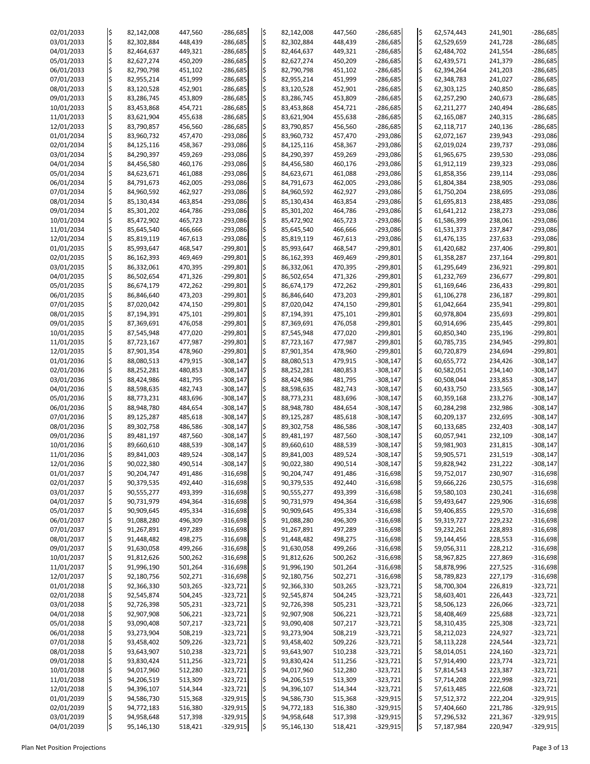| Date | | | | | | | | | | | | |
|---|---|---|---|---|---|---|---|---|---|---|---|---|
| 02/01/2033 | $ | 82,142,008 | 447,560 | -286,685 | $ | 82,142,008 | 447,560 | -286,685 | $ | 62,574,443 | 241,901 | -286,685 |
| 03/01/2033 | $ | 82,302,884 | 448,439 | -286,685 | $ | 82,302,884 | 448,439 | -286,685 | $ | 62,529,659 | 241,728 | -286,685 |
| 04/01/2033 | $ | 82,464,637 | 449,321 | -286,685 | $ | 82,464,637 | 449,321 | -286,685 | $ | 62,484,702 | 241,554 | -286,685 |
| 05/01/2033 | $ | 82,627,274 | 450,209 | -286,685 | $ | 82,627,274 | 450,209 | -286,685 | $ | 62,439,571 | 241,379 | -286,685 |
| 06/01/2033 | $ | 82,790,798 | 451,102 | -286,685 | $ | 82,790,798 | 451,102 | -286,685 | $ | 62,394,264 | 241,203 | -286,685 |
| 07/01/2033 | $ | 82,955,214 | 451,999 | -286,685 | $ | 82,955,214 | 451,999 | -286,685 | $ | 62,348,783 | 241,027 | -286,685 |
| 08/01/2033 | $ | 83,120,528 | 452,901 | -286,685 | $ | 83,120,528 | 452,901 | -286,685 | $ | 62,303,125 | 240,850 | -286,685 |
| 09/01/2033 | $ | 83,286,745 | 453,809 | -286,685 | $ | 83,286,745 | 453,809 | -286,685 | $ | 62,257,290 | 240,673 | -286,685 |
| 10/01/2033 | $ | 83,453,868 | 454,721 | -286,685 | $ | 83,453,868 | 454,721 | -286,685 | $ | 62,211,277 | 240,494 | -286,685 |
| 11/01/2033 | $ | 83,621,904 | 455,638 | -286,685 | $ | 83,621,904 | 455,638 | -286,685 | $ | 62,165,087 | 240,315 | -286,685 |
| 12/01/2033 | $ | 83,790,857 | 456,560 | -286,685 | $ | 83,790,857 | 456,560 | -286,685 | $ | 62,118,717 | 240,136 | -286,685 |
| 01/01/2034 | $ | 83,960,732 | 457,470 | -293,086 | $ | 83,960,732 | 457,470 | -293,086 | $ | 62,072,167 | 239,943 | -293,086 |
| 02/01/2034 | $ | 84,125,116 | 458,367 | -293,086 | $ | 84,125,116 | 458,367 | -293,086 | $ | 62,019,024 | 239,737 | -293,086 |
| 03/01/2034 | $ | 84,290,397 | 459,269 | -293,086 | $ | 84,290,397 | 459,269 | -293,086 | $ | 61,965,675 | 239,530 | -293,086 |
| 04/01/2034 | $ | 84,456,580 | 460,176 | -293,086 | $ | 84,456,580 | 460,176 | -293,086 | $ | 61,912,119 | 239,323 | -293,086 |
| 05/01/2034 | $ | 84,623,671 | 461,088 | -293,086 | $ | 84,623,671 | 461,088 | -293,086 | $ | 61,858,356 | 239,114 | -293,086 |
| 06/01/2034 | $ | 84,791,673 | 462,005 | -293,086 | $ | 84,791,673 | 462,005 | -293,086 | $ | 61,804,384 | 238,905 | -293,086 |
| 07/01/2034 | $ | 84,960,592 | 462,927 | -293,086 | $ | 84,960,592 | 462,927 | -293,086 | $ | 61,750,204 | 238,695 | -293,086 |
| 08/01/2034 | $ | 85,130,434 | 463,854 | -293,086 | $ | 85,130,434 | 463,854 | -293,086 | $ | 61,695,813 | 238,485 | -293,086 |
| 09/01/2034 | $ | 85,301,202 | 464,786 | -293,086 | $ | 85,301,202 | 464,786 | -293,086 | $ | 61,641,212 | 238,273 | -293,086 |
| 10/01/2034 | $ | 85,472,902 | 465,723 | -293,086 | $ | 85,472,902 | 465,723 | -293,086 | $ | 61,586,399 | 238,061 | -293,086 |
| 11/01/2034 | $ | 85,645,540 | 466,666 | -293,086 | $ | 85,645,540 | 466,666 | -293,086 | $ | 61,531,373 | 237,847 | -293,086 |
| 12/01/2034 | $ | 85,819,119 | 467,613 | -293,086 | $ | 85,819,119 | 467,613 | -293,086 | $ | 61,476,135 | 237,633 | -293,086 |
| 01/01/2035 | $ | 85,993,647 | 468,547 | -299,801 | $ | 85,993,647 | 468,547 | -299,801 | $ | 61,420,682 | 237,406 | -299,801 |
| 02/01/2035 | $ | 86,162,393 | 469,469 | -299,801 | $ | 86,162,393 | 469,469 | -299,801 | $ | 61,358,287 | 237,164 | -299,801 |
| 03/01/2035 | $ | 86,332,061 | 470,395 | -299,801 | $ | 86,332,061 | 470,395 | -299,801 | $ | 61,295,649 | 236,921 | -299,801 |
| 04/01/2035 | $ | 86,502,654 | 471,326 | -299,801 | $ | 86,502,654 | 471,326 | -299,801 | $ | 61,232,769 | 236,677 | -299,801 |
| 05/01/2035 | $ | 86,674,179 | 472,262 | -299,801 | $ | 86,674,179 | 472,262 | -299,801 | $ | 61,169,646 | 236,433 | -299,801 |
| 06/01/2035 | $ | 86,846,640 | 473,203 | -299,801 | $ | 86,846,640 | 473,203 | -299,801 | $ | 61,106,278 | 236,187 | -299,801 |
| 07/01/2035 | $ | 87,020,042 | 474,150 | -299,801 | $ | 87,020,042 | 474,150 | -299,801 | $ | 61,042,664 | 235,941 | -299,801 |
| 08/01/2035 | $ | 87,194,391 | 475,101 | -299,801 | $ | 87,194,391 | 475,101 | -299,801 | $ | 60,978,804 | 235,693 | -299,801 |
| 09/01/2035 | $ | 87,369,691 | 476,058 | -299,801 | $ | 87,369,691 | 476,058 | -299,801 | $ | 60,914,696 | 235,445 | -299,801 |
| 10/01/2035 | $ | 87,545,948 | 477,020 | -299,801 | $ | 87,545,948 | 477,020 | -299,801 | $ | 60,850,340 | 235,196 | -299,801 |
| 11/01/2035 | $ | 87,723,167 | 477,987 | -299,801 | $ | 87,723,167 | 477,987 | -299,801 | $ | 60,785,735 | 234,945 | -299,801 |
| 12/01/2035 | $ | 87,901,354 | 478,960 | -299,801 | $ | 87,901,354 | 478,960 | -299,801 | $ | 60,720,879 | 234,694 | -299,801 |
| 01/01/2036 | $ | 88,080,513 | 479,915 | -308,147 | $ | 88,080,513 | 479,915 | -308,147 | $ | 60,655,772 | 234,426 | -308,147 |
| 02/01/2036 | $ | 88,252,281 | 480,853 | -308,147 | $ | 88,252,281 | 480,853 | -308,147 | $ | 60,582,051 | 234,140 | -308,147 |
| 03/01/2036 | $ | 88,424,986 | 481,795 | -308,147 | $ | 88,424,986 | 481,795 | -308,147 | $ | 60,508,044 | 233,853 | -308,147 |
| 04/01/2036 | $ | 88,598,635 | 482,743 | -308,147 | $ | 88,598,635 | 482,743 | -308,147 | $ | 60,433,750 | 233,565 | -308,147 |
| 05/01/2036 | $ | 88,773,231 | 483,696 | -308,147 | $ | 88,773,231 | 483,696 | -308,147 | $ | 60,359,168 | 233,276 | -308,147 |
| 06/01/2036 | $ | 88,948,780 | 484,654 | -308,147 | $ | 88,948,780 | 484,654 | -308,147 | $ | 60,284,298 | 232,986 | -308,147 |
| 07/01/2036 | $ | 89,125,287 | 485,618 | -308,147 | $ | 89,125,287 | 485,618 | -308,147 | $ | 60,209,137 | 232,695 | -308,147 |
| 08/01/2036 | $ | 89,302,758 | 486,586 | -308,147 | $ | 89,302,758 | 486,586 | -308,147 | $ | 60,133,685 | 232,403 | -308,147 |
| 09/01/2036 | $ | 89,481,197 | 487,560 | -308,147 | $ | 89,481,197 | 487,560 | -308,147 | $ | 60,057,941 | 232,109 | -308,147 |
| 10/01/2036 | $ | 89,660,610 | 488,539 | -308,147 | $ | 89,660,610 | 488,539 | -308,147 | $ | 59,981,903 | 231,815 | -308,147 |
| 11/01/2036 | $ | 89,841,003 | 489,524 | -308,147 | $ | 89,841,003 | 489,524 | -308,147 | $ | 59,905,571 | 231,519 | -308,147 |
| 12/01/2036 | $ | 90,022,380 | 490,514 | -308,147 | $ | 90,022,380 | 490,514 | -308,147 | $ | 59,828,942 | 231,222 | -308,147 |
| 01/01/2037 | $ | 90,204,747 | 491,486 | -316,698 | $ | 90,204,747 | 491,486 | -316,698 | $ | 59,752,017 | 230,907 | -316,698 |
| 02/01/2037 | $ | 90,379,535 | 492,440 | -316,698 | $ | 90,379,535 | 492,440 | -316,698 | $ | 59,666,226 | 230,575 | -316,698 |
| 03/01/2037 | $ | 90,555,277 | 493,399 | -316,698 | $ | 90,555,277 | 493,399 | -316,698 | $ | 59,580,103 | 230,241 | -316,698 |
| 04/01/2037 | $ | 90,731,979 | 494,364 | -316,698 | $ | 90,731,979 | 494,364 | -316,698 | $ | 59,493,647 | 229,906 | -316,698 |
| 05/01/2037 | $ | 90,909,645 | 495,334 | -316,698 | $ | 90,909,645 | 495,334 | -316,698 | $ | 59,406,855 | 229,570 | -316,698 |
| 06/01/2037 | $ | 91,088,280 | 496,309 | -316,698 | $ | 91,088,280 | 496,309 | -316,698 | $ | 59,319,727 | 229,232 | -316,698 |
| 07/01/2037 | $ | 91,267,891 | 497,289 | -316,698 | $ | 91,267,891 | 497,289 | -316,698 | $ | 59,232,261 | 228,893 | -316,698 |
| 08/01/2037 | $ | 91,448,482 | 498,275 | -316,698 | $ | 91,448,482 | 498,275 | -316,698 | $ | 59,144,456 | 228,553 | -316,698 |
| 09/01/2037 | $ | 91,630,058 | 499,266 | -316,698 | $ | 91,630,058 | 499,266 | -316,698 | $ | 59,056,311 | 228,212 | -316,698 |
| 10/01/2037 | $ | 91,812,626 | 500,262 | -316,698 | $ | 91,812,626 | 500,262 | -316,698 | $ | 58,967,825 | 227,869 | -316,698 |
| 11/01/2037 | $ | 91,996,190 | 501,264 | -316,698 | $ | 91,996,190 | 501,264 | -316,698 | $ | 58,878,996 | 227,525 | -316,698 |
| 12/01/2037 | $ | 92,180,756 | 502,271 | -316,698 | $ | 92,180,756 | 502,271 | -316,698 | $ | 58,789,823 | 227,179 | -316,698 |
| 01/01/2038 | $ | 92,366,330 | 503,265 | -323,721 | $ | 92,366,330 | 503,265 | -323,721 | $ | 58,700,304 | 226,819 | -323,721 |
| 02/01/2038 | $ | 92,545,874 | 504,245 | -323,721 | $ | 92,545,874 | 504,245 | -323,721 | $ | 58,603,401 | 226,443 | -323,721 |
| 03/01/2038 | $ | 92,726,398 | 505,231 | -323,721 | $ | 92,726,398 | 505,231 | -323,721 | $ | 58,506,123 | 226,066 | -323,721 |
| 04/01/2038 | $ | 92,907,908 | 506,221 | -323,721 | $ | 92,907,908 | 506,221 | -323,721 | $ | 58,408,469 | 225,688 | -323,721 |
| 05/01/2038 | $ | 93,090,408 | 507,217 | -323,721 | $ | 93,090,408 | 507,217 | -323,721 | $ | 58,310,435 | 225,308 | -323,721 |
| 06/01/2038 | $ | 93,273,904 | 508,219 | -323,721 | $ | 93,273,904 | 508,219 | -323,721 | $ | 58,212,023 | 224,927 | -323,721 |
| 07/01/2038 | $ | 93,458,402 | 509,226 | -323,721 | $ | 93,458,402 | 509,226 | -323,721 | $ | 58,113,228 | 224,544 | -323,721 |
| 08/01/2038 | $ | 93,643,907 | 510,238 | -323,721 | $ | 93,643,907 | 510,238 | -323,721 | $ | 58,014,051 | 224,160 | -323,721 |
| 09/01/2038 | $ | 93,830,424 | 511,256 | -323,721 | $ | 93,830,424 | 511,256 | -323,721 | $ | 57,914,490 | 223,774 | -323,721 |
| 10/01/2038 | $ | 94,017,960 | 512,280 | -323,721 | $ | 94,017,960 | 512,280 | -323,721 | $ | 57,814,543 | 223,387 | -323,721 |
| 11/01/2038 | $ | 94,206,519 | 513,309 | -323,721 | $ | 94,206,519 | 513,309 | -323,721 | $ | 57,714,208 | 222,998 | -323,721 |
| 12/01/2038 | $ | 94,396,107 | 514,344 | -323,721 | $ | 94,396,107 | 514,344 | -323,721 | $ | 57,613,485 | 222,608 | -323,721 |
| 01/01/2039 | $ | 94,586,730 | 515,368 | -329,915 | $ | 94,586,730 | 515,368 | -329,915 | $ | 57,512,372 | 222,204 | -329,915 |
| 02/01/2039 | $ | 94,772,183 | 516,380 | -329,915 | $ | 94,772,183 | 516,380 | -329,915 | $ | 57,404,660 | 221,786 | -329,915 |
| 03/01/2039 | $ | 94,958,648 | 517,398 | -329,915 | $ | 94,958,648 | 517,398 | -329,915 | $ | 57,296,532 | 221,367 | -329,915 |
| 04/01/2039 | $ | 95,146,130 | 518,421 | -329,915 | $ | 95,146,130 | 518,421 | -329,915 | $ | 57,187,984 | 220,947 | -329,915 |

Plan Net Position Projections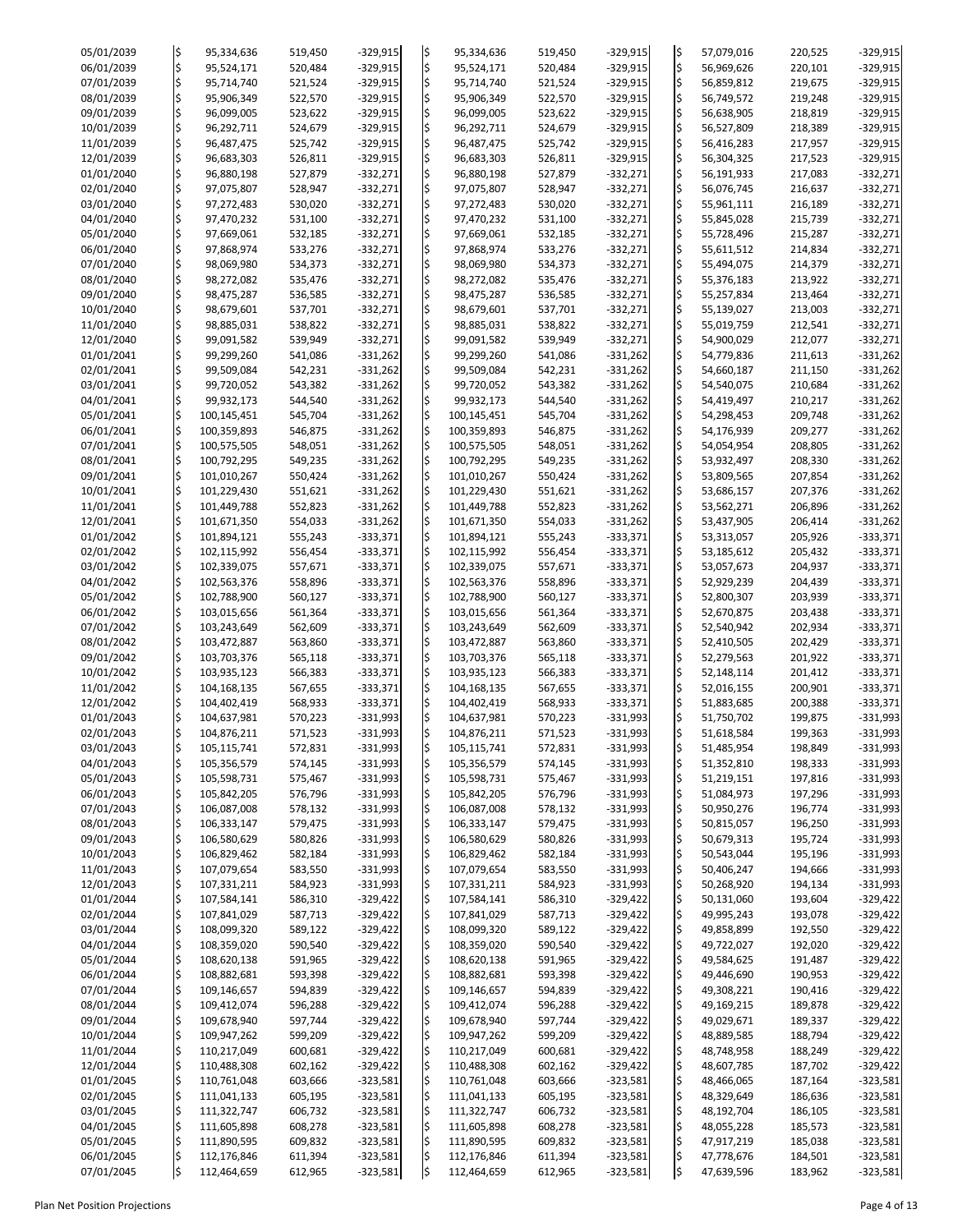| Date | | | | | | | | | | | | |
|---|---|---|---|---|---|---|---|---|---|---|---|---|
| 05/01/2039 | $ | 95,334,636 | 519,450 | -329,915 | $ | 95,334,636 | 519,450 | -329,915 | $ | 57,079,016 | 220,525 | -329,915 |
| 06/01/2039 | $ | 95,524,171 | 520,484 | -329,915 | $ | 95,524,171 | 520,484 | -329,915 | $ | 56,969,626 | 220,101 | -329,915 |
| 07/01/2039 | $ | 95,714,740 | 521,524 | -329,915 | $ | 95,714,740 | 521,524 | -329,915 | $ | 56,859,812 | 219,675 | -329,915 |
| 08/01/2039 | $ | 95,906,349 | 522,570 | -329,915 | $ | 95,906,349 | 522,570 | -329,915 | $ | 56,749,572 | 219,248 | -329,915 |
| 09/01/2039 | $ | 96,099,005 | 523,622 | -329,915 | $ | 96,099,005 | 523,622 | -329,915 | $ | 56,638,905 | 218,819 | -329,915 |
| 10/01/2039 | $ | 96,292,711 | 524,679 | -329,915 | $ | 96,292,711 | 524,679 | -329,915 | $ | 56,527,809 | 218,389 | -329,915 |
| 11/01/2039 | $ | 96,487,475 | 525,742 | -329,915 | $ | 96,487,475 | 525,742 | -329,915 | $ | 56,416,283 | 217,957 | -329,915 |
| 12/01/2039 | $ | 96,683,303 | 526,811 | -329,915 | $ | 96,683,303 | 526,811 | -329,915 | $ | 56,304,325 | 217,523 | -329,915 |
| 01/01/2040 | $ | 96,880,198 | 527,879 | -332,271 | $ | 96,880,198 | 527,879 | -332,271 | $ | 56,191,933 | 217,083 | -332,271 |
| 02/01/2040 | $ | 97,075,807 | 528,947 | -332,271 | $ | 97,075,807 | 528,947 | -332,271 | $ | 56,076,745 | 216,637 | -332,271 |
| 03/01/2040 | $ | 97,272,483 | 530,020 | -332,271 | $ | 97,272,483 | 530,020 | -332,271 | $ | 55,961,111 | 216,189 | -332,271 |
| 04/01/2040 | $ | 97,470,232 | 531,100 | -332,271 | $ | 97,470,232 | 531,100 | -332,271 | $ | 55,845,028 | 215,739 | -332,271 |
| 05/01/2040 | $ | 97,669,061 | 532,185 | -332,271 | $ | 97,669,061 | 532,185 | -332,271 | $ | 55,728,496 | 215,287 | -332,271 |
| 06/01/2040 | $ | 97,868,974 | 533,276 | -332,271 | $ | 97,868,974 | 533,276 | -332,271 | $ | 55,611,512 | 214,834 | -332,271 |
| 07/01/2040 | $ | 98,069,980 | 534,373 | -332,271 | $ | 98,069,980 | 534,373 | -332,271 | $ | 55,494,075 | 214,379 | -332,271 |
| 08/01/2040 | $ | 98,272,082 | 535,476 | -332,271 | $ | 98,272,082 | 535,476 | -332,271 | $ | 55,376,183 | 213,922 | -332,271 |
| 09/01/2040 | $ | 98,475,287 | 536,585 | -332,271 | $ | 98,475,287 | 536,585 | -332,271 | $ | 55,257,834 | 213,464 | -332,271 |
| 10/01/2040 | $ | 98,679,601 | 537,701 | -332,271 | $ | 98,679,601 | 537,701 | -332,271 | $ | 55,139,027 | 213,003 | -332,271 |
| 11/01/2040 | $ | 98,885,031 | 538,822 | -332,271 | $ | 98,885,031 | 538,822 | -332,271 | $ | 55,019,759 | 212,541 | -332,271 |
| 12/01/2040 | $ | 99,091,582 | 539,949 | -332,271 | $ | 99,091,582 | 539,949 | -332,271 | $ | 54,900,029 | 212,077 | -332,271 |
| 01/01/2041 | $ | 99,299,260 | 541,086 | -331,262 | $ | 99,299,260 | 541,086 | -331,262 | $ | 54,779,836 | 211,613 | -331,262 |
| 02/01/2041 | $ | 99,509,084 | 542,231 | -331,262 | $ | 99,509,084 | 542,231 | -331,262 | $ | 54,660,187 | 211,150 | -331,262 |
| 03/01/2041 | $ | 99,720,052 | 543,382 | -331,262 | $ | 99,720,052 | 543,382 | -331,262 | $ | 54,540,075 | 210,684 | -331,262 |
| 04/01/2041 | $ | 99,932,173 | 544,540 | -331,262 | $ | 99,932,173 | 544,540 | -331,262 | $ | 54,419,497 | 210,217 | -331,262 |
| 05/01/2041 | $ | 100,145,451 | 545,704 | -331,262 | $ | 100,145,451 | 545,704 | -331,262 | $ | 54,298,453 | 209,748 | -331,262 |
| 06/01/2041 | $ | 100,359,893 | 546,875 | -331,262 | $ | 100,359,893 | 546,875 | -331,262 | $ | 54,176,939 | 209,277 | -331,262 |
| 07/01/2041 | $ | 100,575,505 | 548,051 | -331,262 | $ | 100,575,505 | 548,051 | -331,262 | $ | 54,054,954 | 208,805 | -331,262 |
| 08/01/2041 | $ | 100,792,295 | 549,235 | -331,262 | $ | 100,792,295 | 549,235 | -331,262 | $ | 53,932,497 | 208,330 | -331,262 |
| 09/01/2041 | $ | 101,010,267 | 550,424 | -331,262 | $ | 101,010,267 | 550,424 | -331,262 | $ | 53,809,565 | 207,854 | -331,262 |
| 10/01/2041 | $ | 101,229,430 | 551,621 | -331,262 | $ | 101,229,430 | 551,621 | -331,262 | $ | 53,686,157 | 207,376 | -331,262 |
| 11/01/2041 | $ | 101,449,788 | 552,823 | -331,262 | $ | 101,449,788 | 552,823 | -331,262 | $ | 53,562,271 | 206,896 | -331,262 |
| 12/01/2041 | $ | 101,671,350 | 554,033 | -331,262 | $ | 101,671,350 | 554,033 | -331,262 | $ | 53,437,905 | 206,414 | -331,262 |
| 01/01/2042 | $ | 101,894,121 | 555,243 | -333,371 | $ | 101,894,121 | 555,243 | -333,371 | $ | 53,313,057 | 205,926 | -333,371 |
| 02/01/2042 | $ | 102,115,992 | 556,454 | -333,371 | $ | 102,115,992 | 556,454 | -333,371 | $ | 53,185,612 | 205,432 | -333,371 |
| 03/01/2042 | $ | 102,339,075 | 557,671 | -333,371 | $ | 102,339,075 | 557,671 | -333,371 | $ | 53,057,673 | 204,937 | -333,371 |
| 04/01/2042 | $ | 102,563,376 | 558,896 | -333,371 | $ | 102,563,376 | 558,896 | -333,371 | $ | 52,929,239 | 204,439 | -333,371 |
| 05/01/2042 | $ | 102,788,900 | 560,127 | -333,371 | $ | 102,788,900 | 560,127 | -333,371 | $ | 52,800,307 | 203,939 | -333,371 |
| 06/01/2042 | $ | 103,015,656 | 561,364 | -333,371 | $ | 103,015,656 | 561,364 | -333,371 | $ | 52,670,875 | 203,438 | -333,371 |
| 07/01/2042 | $ | 103,243,649 | 562,609 | -333,371 | $ | 103,243,649 | 562,609 | -333,371 | $ | 52,540,942 | 202,934 | -333,371 |
| 08/01/2042 | $ | 103,472,887 | 563,860 | -333,371 | $ | 103,472,887 | 563,860 | -333,371 | $ | 52,410,505 | 202,429 | -333,371 |
| 09/01/2042 | $ | 103,703,376 | 565,118 | -333,371 | $ | 103,703,376 | 565,118 | -333,371 | $ | 52,279,563 | 201,922 | -333,371 |
| 10/01/2042 | $ | 103,935,123 | 566,383 | -333,371 | $ | 103,935,123 | 566,383 | -333,371 | $ | 52,148,114 | 201,412 | -333,371 |
| 11/01/2042 | $ | 104,168,135 | 567,655 | -333,371 | $ | 104,168,135 | 567,655 | -333,371 | $ | 52,016,155 | 200,901 | -333,371 |
| 12/01/2042 | $ | 104,402,419 | 568,933 | -333,371 | $ | 104,402,419 | 568,933 | -333,371 | $ | 51,883,685 | 200,388 | -333,371 |
| 01/01/2043 | $ | 104,637,981 | 570,223 | -331,993 | $ | 104,637,981 | 570,223 | -331,993 | $ | 51,750,702 | 199,875 | -331,993 |
| 02/01/2043 | $ | 104,876,211 | 571,523 | -331,993 | $ | 104,876,211 | 571,523 | -331,993 | $ | 51,618,584 | 199,363 | -331,993 |
| 03/01/2043 | $ | 105,115,741 | 572,831 | -331,993 | $ | 105,115,741 | 572,831 | -331,993 | $ | 51,485,954 | 198,849 | -331,993 |
| 04/01/2043 | $ | 105,356,579 | 574,145 | -331,993 | $ | 105,356,579 | 574,145 | -331,993 | $ | 51,352,810 | 198,333 | -331,993 |
| 05/01/2043 | $ | 105,598,731 | 575,467 | -331,993 | $ | 105,598,731 | 575,467 | -331,993 | $ | 51,219,151 | 197,816 | -331,993 |
| 06/01/2043 | $ | 105,842,205 | 576,796 | -331,993 | $ | 105,842,205 | 576,796 | -331,993 | $ | 51,084,973 | 197,296 | -331,993 |
| 07/01/2043 | $ | 106,087,008 | 578,132 | -331,993 | $ | 106,087,008 | 578,132 | -331,993 | $ | 50,950,276 | 196,774 | -331,993 |
| 08/01/2043 | $ | 106,333,147 | 579,475 | -331,993 | $ | 106,333,147 | 579,475 | -331,993 | $ | 50,815,057 | 196,250 | -331,993 |
| 09/01/2043 | $ | 106,580,629 | 580,826 | -331,993 | $ | 106,580,629 | 580,826 | -331,993 | $ | 50,679,313 | 195,724 | -331,993 |
| 10/01/2043 | $ | 106,829,462 | 582,184 | -331,993 | $ | 106,829,462 | 582,184 | -331,993 | $ | 50,543,044 | 195,196 | -331,993 |
| 11/01/2043 | $ | 107,079,654 | 583,550 | -331,993 | $ | 107,079,654 | 583,550 | -331,993 | $ | 50,406,247 | 194,666 | -331,993 |
| 12/01/2043 | $ | 107,331,211 | 584,923 | -331,993 | $ | 107,331,211 | 584,923 | -331,993 | $ | 50,268,920 | 194,134 | -331,993 |
| 01/01/2044 | $ | 107,584,141 | 586,310 | -329,422 | $ | 107,584,141 | 586,310 | -329,422 | $ | 50,131,060 | 193,604 | -329,422 |
| 02/01/2044 | $ | 107,841,029 | 587,713 | -329,422 | $ | 107,841,029 | 587,713 | -329,422 | $ | 49,995,243 | 193,078 | -329,422 |
| 03/01/2044 | $ | 108,099,320 | 589,122 | -329,422 | $ | 108,099,320 | 589,122 | -329,422 | $ | 49,858,899 | 192,550 | -329,422 |
| 04/01/2044 | $ | 108,359,020 | 590,540 | -329,422 | $ | 108,359,020 | 590,540 | -329,422 | $ | 49,722,027 | 192,020 | -329,422 |
| 05/01/2044 | $ | 108,620,138 | 591,965 | -329,422 | $ | 108,620,138 | 591,965 | -329,422 | $ | 49,584,625 | 191,487 | -329,422 |
| 06/01/2044 | $ | 108,882,681 | 593,398 | -329,422 | $ | 108,882,681 | 593,398 | -329,422 | $ | 49,446,690 | 190,953 | -329,422 |
| 07/01/2044 | $ | 109,146,657 | 594,839 | -329,422 | $ | 109,146,657 | 594,839 | -329,422 | $ | 49,308,221 | 190,416 | -329,422 |
| 08/01/2044 | $ | 109,412,074 | 596,288 | -329,422 | $ | 109,412,074 | 596,288 | -329,422 | $ | 49,169,215 | 189,878 | -329,422 |
| 09/01/2044 | $ | 109,678,940 | 597,744 | -329,422 | $ | 109,678,940 | 597,744 | -329,422 | $ | 49,029,671 | 189,337 | -329,422 |
| 10/01/2044 | $ | 109,947,262 | 599,209 | -329,422 | $ | 109,947,262 | 599,209 | -329,422 | $ | 48,889,585 | 188,794 | -329,422 |
| 11/01/2044 | $ | 110,217,049 | 600,681 | -329,422 | $ | 110,217,049 | 600,681 | -329,422 | $ | 48,748,958 | 188,249 | -329,422 |
| 12/01/2044 | $ | 110,488,308 | 602,162 | -329,422 | $ | 110,488,308 | 602,162 | -329,422 | $ | 48,607,785 | 187,702 | -329,422 |
| 01/01/2045 | $ | 110,761,048 | 603,666 | -323,581 | $ | 110,761,048 | 603,666 | -323,581 | $ | 48,466,065 | 187,164 | -323,581 |
| 02/01/2045 | $ | 111,041,133 | 605,195 | -323,581 | $ | 111,041,133 | 605,195 | -323,581 | $ | 48,329,649 | 186,636 | -323,581 |
| 03/01/2045 | $ | 111,322,747 | 606,732 | -323,581 | $ | 111,322,747 | 606,732 | -323,581 | $ | 48,192,704 | 186,105 | -323,581 |
| 04/01/2045 | $ | 111,605,898 | 608,278 | -323,581 | $ | 111,605,898 | 608,278 | -323,581 | $ | 48,055,228 | 185,573 | -323,581 |
| 05/01/2045 | $ | 111,890,595 | 609,832 | -323,581 | $ | 111,890,595 | 609,832 | -323,581 | $ | 47,917,219 | 185,038 | -323,581 |
| 06/01/2045 | $ | 112,176,846 | 611,394 | -323,581 | $ | 112,176,846 | 611,394 | -323,581 | $ | 47,778,676 | 184,501 | -323,581 |
| 07/01/2045 | $ | 112,464,659 | 612,965 | -323,581 | $ | 112,464,659 | 612,965 | -323,581 | $ | 47,639,596 | 183,962 | -323,581 |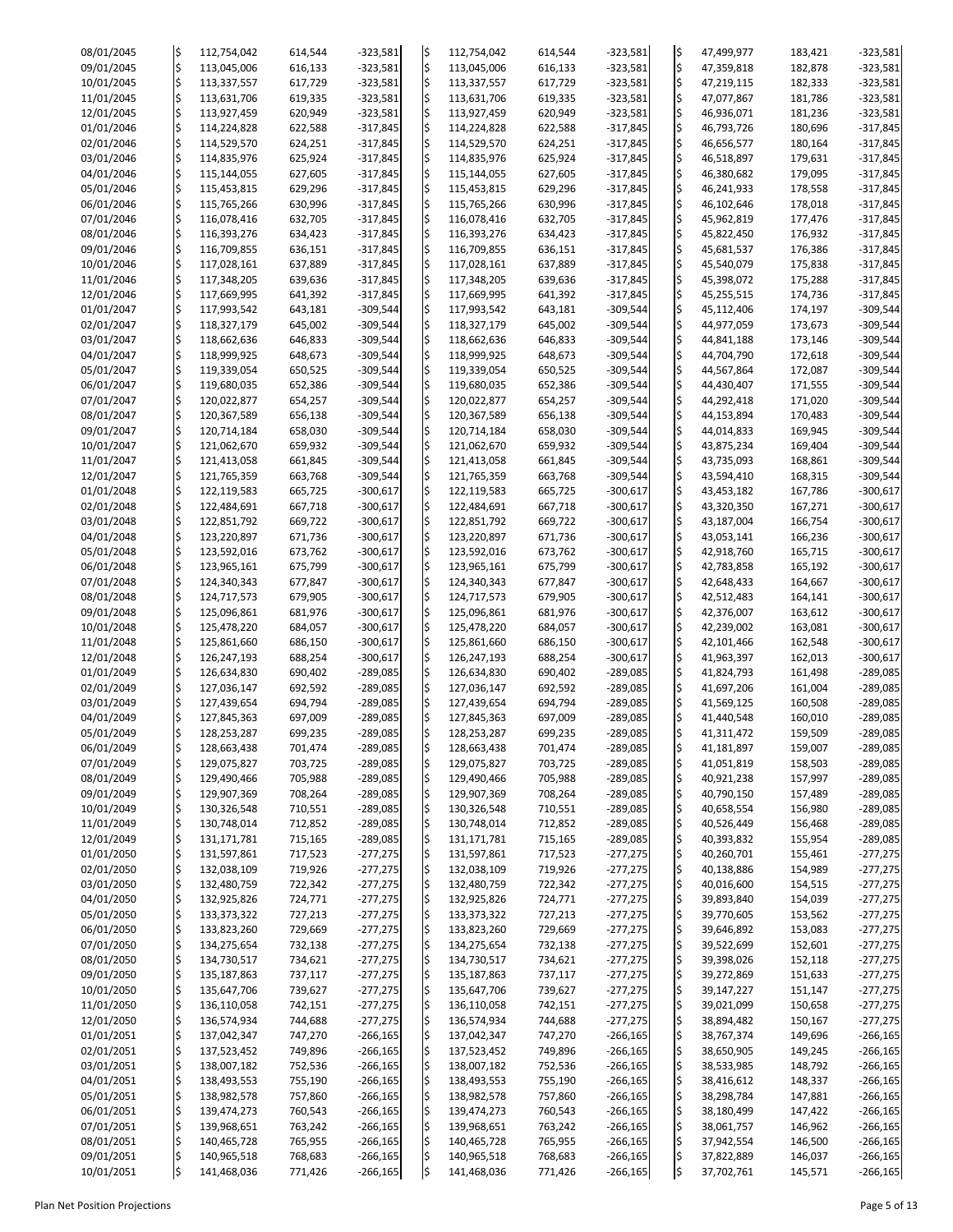| Date | | | | | | | | | | | | |
|---|---|---|---|---|---|---|---|---|---|---|---|---|
| 08/01/2045 | $ | 112,754,042 | 614,544 | -323,581 | $ | 112,754,042 | 614,544 | -323,581 | $ | 47,499,977 | 183,421 | -323,581 |
| 09/01/2045 | $ | 113,045,006 | 616,133 | -323,581 | $ | 113,045,006 | 616,133 | -323,581 | $ | 47,359,818 | 182,878 | -323,581 |
| 10/01/2045 | $ | 113,337,557 | 617,729 | -323,581 | $ | 113,337,557 | 617,729 | -323,581 | $ | 47,219,115 | 182,333 | -323,581 |
| 11/01/2045 | $ | 113,631,706 | 619,335 | -323,581 | $ | 113,631,706 | 619,335 | -323,581 | $ | 47,077,867 | 181,786 | -323,581 |
| 12/01/2045 | $ | 113,927,459 | 620,949 | -323,581 | $ | 113,927,459 | 620,949 | -323,581 | $ | 46,936,071 | 181,236 | -323,581 |
| 01/01/2046 | $ | 114,224,828 | 622,588 | -317,845 | $ | 114,224,828 | 622,588 | -317,845 | $ | 46,793,726 | 180,696 | -317,845 |
| 02/01/2046 | $ | 114,529,570 | 624,251 | -317,845 | $ | 114,529,570 | 624,251 | -317,845 | $ | 46,656,577 | 180,164 | -317,845 |
| 03/01/2046 | $ | 114,835,976 | 625,924 | -317,845 | $ | 114,835,976 | 625,924 | -317,845 | $ | 46,518,897 | 179,631 | -317,845 |
| 04/01/2046 | $ | 115,144,055 | 627,605 | -317,845 | $ | 115,144,055 | 627,605 | -317,845 | $ | 46,380,682 | 179,095 | -317,845 |
| 05/01/2046 | $ | 115,453,815 | 629,296 | -317,845 | $ | 115,453,815 | 629,296 | -317,845 | $ | 46,241,933 | 178,558 | -317,845 |
| 06/01/2046 | $ | 115,765,266 | 630,996 | -317,845 | $ | 115,765,266 | 630,996 | -317,845 | $ | 46,102,646 | 178,018 | -317,845 |
| 07/01/2046 | $ | 116,078,416 | 632,705 | -317,845 | $ | 116,078,416 | 632,705 | -317,845 | $ | 45,962,819 | 177,476 | -317,845 |
| 08/01/2046 | $ | 116,393,276 | 634,423 | -317,845 | $ | 116,393,276 | 634,423 | -317,845 | $ | 45,822,450 | 176,932 | -317,845 |
| 09/01/2046 | $ | 116,709,855 | 636,151 | -317,845 | $ | 116,709,855 | 636,151 | -317,845 | $ | 45,681,537 | 176,386 | -317,845 |
| 10/01/2046 | $ | 117,028,161 | 637,889 | -317,845 | $ | 117,028,161 | 637,889 | -317,845 | $ | 45,540,079 | 175,838 | -317,845 |
| 11/01/2046 | $ | 117,348,205 | 639,636 | -317,845 | $ | 117,348,205 | 639,636 | -317,845 | $ | 45,398,072 | 175,288 | -317,845 |
| 12/01/2046 | $ | 117,669,995 | 641,392 | -317,845 | $ | 117,669,995 | 641,392 | -317,845 | $ | 45,255,515 | 174,736 | -317,845 |
| 01/01/2047 | $ | 117,993,542 | 643,181 | -309,544 | $ | 117,993,542 | 643,181 | -309,544 | $ | 45,112,406 | 174,197 | -309,544 |
| 02/01/2047 | $ | 118,327,179 | 645,002 | -309,544 | $ | 118,327,179 | 645,002 | -309,544 | $ | 44,977,059 | 173,673 | -309,544 |
| 03/01/2047 | $ | 118,662,636 | 646,833 | -309,544 | $ | 118,662,636 | 646,833 | -309,544 | $ | 44,841,188 | 173,146 | -309,544 |
| 04/01/2047 | $ | 118,999,925 | 648,673 | -309,544 | $ | 118,999,925 | 648,673 | -309,544 | $ | 44,704,790 | 172,618 | -309,544 |
| 05/01/2047 | $ | 119,339,054 | 650,525 | -309,544 | $ | 119,339,054 | 650,525 | -309,544 | $ | 44,567,864 | 172,087 | -309,544 |
| 06/01/2047 | $ | 119,680,035 | 652,386 | -309,544 | $ | 119,680,035 | 652,386 | -309,544 | $ | 44,430,407 | 171,555 | -309,544 |
| 07/01/2047 | $ | 120,022,877 | 654,257 | -309,544 | $ | 120,022,877 | 654,257 | -309,544 | $ | 44,292,418 | 171,020 | -309,544 |
| 08/01/2047 | $ | 120,367,589 | 656,138 | -309,544 | $ | 120,367,589 | 656,138 | -309,544 | $ | 44,153,894 | 170,483 | -309,544 |
| 09/01/2047 | $ | 120,714,184 | 658,030 | -309,544 | $ | 120,714,184 | 658,030 | -309,544 | $ | 44,014,833 | 169,945 | -309,544 |
| 10/01/2047 | $ | 121,062,670 | 659,932 | -309,544 | $ | 121,062,670 | 659,932 | -309,544 | $ | 43,875,234 | 169,404 | -309,544 |
| 11/01/2047 | $ | 121,413,058 | 661,845 | -309,544 | $ | 121,413,058 | 661,845 | -309,544 | $ | 43,735,093 | 168,861 | -309,544 |
| 12/01/2047 | $ | 121,765,359 | 663,768 | -309,544 | $ | 121,765,359 | 663,768 | -309,544 | $ | 43,594,410 | 168,315 | -309,544 |
| 01/01/2048 | $ | 122,119,583 | 665,725 | -300,617 | $ | 122,119,583 | 665,725 | -300,617 | $ | 43,453,182 | 167,786 | -300,617 |
| 02/01/2048 | $ | 122,484,691 | 667,718 | -300,617 | $ | 122,484,691 | 667,718 | -300,617 | $ | 43,320,350 | 167,271 | -300,617 |
| 03/01/2048 | $ | 122,851,792 | 669,722 | -300,617 | $ | 122,851,792 | 669,722 | -300,617 | $ | 43,187,004 | 166,754 | -300,617 |
| 04/01/2048 | $ | 123,220,897 | 671,736 | -300,617 | $ | 123,220,897 | 671,736 | -300,617 | $ | 43,053,141 | 166,236 | -300,617 |
| 05/01/2048 | $ | 123,592,016 | 673,762 | -300,617 | $ | 123,592,016 | 673,762 | -300,617 | $ | 42,918,760 | 165,715 | -300,617 |
| 06/01/2048 | $ | 123,965,161 | 675,799 | -300,617 | $ | 123,965,161 | 675,799 | -300,617 | $ | 42,783,858 | 165,192 | -300,617 |
| 07/01/2048 | $ | 124,340,343 | 677,847 | -300,617 | $ | 124,340,343 | 677,847 | -300,617 | $ | 42,648,433 | 164,667 | -300,617 |
| 08/01/2048 | $ | 124,717,573 | 679,905 | -300,617 | $ | 124,717,573 | 679,905 | -300,617 | $ | 42,512,483 | 164,141 | -300,617 |
| 09/01/2048 | $ | 125,096,861 | 681,976 | -300,617 | $ | 125,096,861 | 681,976 | -300,617 | $ | 42,376,007 | 163,612 | -300,617 |
| 10/01/2048 | $ | 125,478,220 | 684,057 | -300,617 | $ | 125,478,220 | 684,057 | -300,617 | $ | 42,239,002 | 163,081 | -300,617 |
| 11/01/2048 | $ | 125,861,660 | 686,150 | -300,617 | $ | 125,861,660 | 686,150 | -300,617 | $ | 42,101,466 | 162,548 | -300,617 |
| 12/01/2048 | $ | 126,247,193 | 688,254 | -300,617 | $ | 126,247,193 | 688,254 | -300,617 | $ | 41,963,397 | 162,013 | -300,617 |
| 01/01/2049 | $ | 126,634,830 | 690,402 | -289,085 | $ | 126,634,830 | 690,402 | -289,085 | $ | 41,824,793 | 161,498 | -289,085 |
| 02/01/2049 | $ | 127,036,147 | 692,592 | -289,085 | $ | 127,036,147 | 692,592 | -289,085 | $ | 41,697,206 | 161,004 | -289,085 |
| 03/01/2049 | $ | 127,439,654 | 694,794 | -289,085 | $ | 127,439,654 | 694,794 | -289,085 | $ | 41,569,125 | 160,508 | -289,085 |
| 04/01/2049 | $ | 127,845,363 | 697,009 | -289,085 | $ | 127,845,363 | 697,009 | -289,085 | $ | 41,440,548 | 160,010 | -289,085 |
| 05/01/2049 | $ | 128,253,287 | 699,235 | -289,085 | $ | 128,253,287 | 699,235 | -289,085 | $ | 41,311,472 | 159,509 | -289,085 |
| 06/01/2049 | $ | 128,663,438 | 701,474 | -289,085 | $ | 128,663,438 | 701,474 | -289,085 | $ | 41,181,897 | 159,007 | -289,085 |
| 07/01/2049 | $ | 129,075,827 | 703,725 | -289,085 | $ | 129,075,827 | 703,725 | -289,085 | $ | 41,051,819 | 158,503 | -289,085 |
| 08/01/2049 | $ | 129,490,466 | 705,988 | -289,085 | $ | 129,490,466 | 705,988 | -289,085 | $ | 40,921,238 | 157,997 | -289,085 |
| 09/01/2049 | $ | 129,907,369 | 708,264 | -289,085 | $ | 129,907,369 | 708,264 | -289,085 | $ | 40,790,150 | 157,489 | -289,085 |
| 10/01/2049 | $ | 130,326,548 | 710,551 | -289,085 | $ | 130,326,548 | 710,551 | -289,085 | $ | 40,658,554 | 156,980 | -289,085 |
| 11/01/2049 | $ | 130,748,014 | 712,852 | -289,085 | $ | 130,748,014 | 712,852 | -289,085 | $ | 40,526,449 | 156,468 | -289,085 |
| 12/01/2049 | $ | 131,171,781 | 715,165 | -289,085 | $ | 131,171,781 | 715,165 | -289,085 | $ | 40,393,832 | 155,954 | -289,085 |
| 01/01/2050 | $ | 131,597,861 | 717,523 | -277,275 | $ | 131,597,861 | 717,523 | -277,275 | $ | 40,260,701 | 155,461 | -277,275 |
| 02/01/2050 | $ | 132,038,109 | 719,926 | -277,275 | $ | 132,038,109 | 719,926 | -277,275 | $ | 40,138,886 | 154,989 | -277,275 |
| 03/01/2050 | $ | 132,480,759 | 722,342 | -277,275 | $ | 132,480,759 | 722,342 | -277,275 | $ | 40,016,600 | 154,515 | -277,275 |
| 04/01/2050 | $ | 132,925,826 | 724,771 | -277,275 | $ | 132,925,826 | 724,771 | -277,275 | $ | 39,893,840 | 154,039 | -277,275 |
| 05/01/2050 | $ | 133,373,322 | 727,213 | -277,275 | $ | 133,373,322 | 727,213 | -277,275 | $ | 39,770,605 | 153,562 | -277,275 |
| 06/01/2050 | $ | 133,823,260 | 729,669 | -277,275 | $ | 133,823,260 | 729,669 | -277,275 | $ | 39,646,892 | 153,083 | -277,275 |
| 07/01/2050 | $ | 134,275,654 | 732,138 | -277,275 | $ | 134,275,654 | 732,138 | -277,275 | $ | 39,522,699 | 152,601 | -277,275 |
| 08/01/2050 | $ | 134,730,517 | 734,621 | -277,275 | $ | 134,730,517 | 734,621 | -277,275 | $ | 39,398,026 | 152,118 | -277,275 |
| 09/01/2050 | $ | 135,187,863 | 737,117 | -277,275 | $ | 135,187,863 | 737,117 | -277,275 | $ | 39,272,869 | 151,633 | -277,275 |
| 10/01/2050 | $ | 135,647,706 | 739,627 | -277,275 | $ | 135,647,706 | 739,627 | -277,275 | $ | 39,147,227 | 151,147 | -277,275 |
| 11/01/2050 | $ | 136,110,058 | 742,151 | -277,275 | $ | 136,110,058 | 742,151 | -277,275 | $ | 39,021,099 | 150,658 | -277,275 |
| 12/01/2050 | $ | 136,574,934 | 744,688 | -277,275 | $ | 136,574,934 | 744,688 | -277,275 | $ | 38,894,482 | 150,167 | -277,275 |
| 01/01/2051 | $ | 137,042,347 | 747,270 | -266,165 | $ | 137,042,347 | 747,270 | -266,165 | $ | 38,767,374 | 149,696 | -266,165 |
| 02/01/2051 | $ | 137,523,452 | 749,896 | -266,165 | $ | 137,523,452 | 749,896 | -266,165 | $ | 38,650,905 | 149,245 | -266,165 |
| 03/01/2051 | $ | 138,007,182 | 752,536 | -266,165 | $ | 138,007,182 | 752,536 | -266,165 | $ | 38,533,985 | 148,792 | -266,165 |
| 04/01/2051 | $ | 138,493,553 | 755,190 | -266,165 | $ | 138,493,553 | 755,190 | -266,165 | $ | 38,416,612 | 148,337 | -266,165 |
| 05/01/2051 | $ | 138,982,578 | 757,860 | -266,165 | $ | 138,982,578 | 757,860 | -266,165 | $ | 38,298,784 | 147,881 | -266,165 |
| 06/01/2051 | $ | 139,474,273 | 760,543 | -266,165 | $ | 139,474,273 | 760,543 | -266,165 | $ | 38,180,499 | 147,422 | -266,165 |
| 07/01/2051 | $ | 139,968,651 | 763,242 | -266,165 | $ | 139,968,651 | 763,242 | -266,165 | $ | 38,061,757 | 146,962 | -266,165 |
| 08/01/2051 | $ | 140,465,728 | 765,955 | -266,165 | $ | 140,465,728 | 765,955 | -266,165 | $ | 37,942,554 | 146,500 | -266,165 |
| 09/01/2051 | $ | 140,965,518 | 768,683 | -266,165 | $ | 140,965,518 | 768,683 | -266,165 | $ | 37,822,889 | 146,037 | -266,165 |
| 10/01/2051 | $ | 141,468,036 | 771,426 | -266,165 | $ | 141,468,036 | 771,426 | -266,165 | $ | 37,702,761 | 145,571 | -266,165 |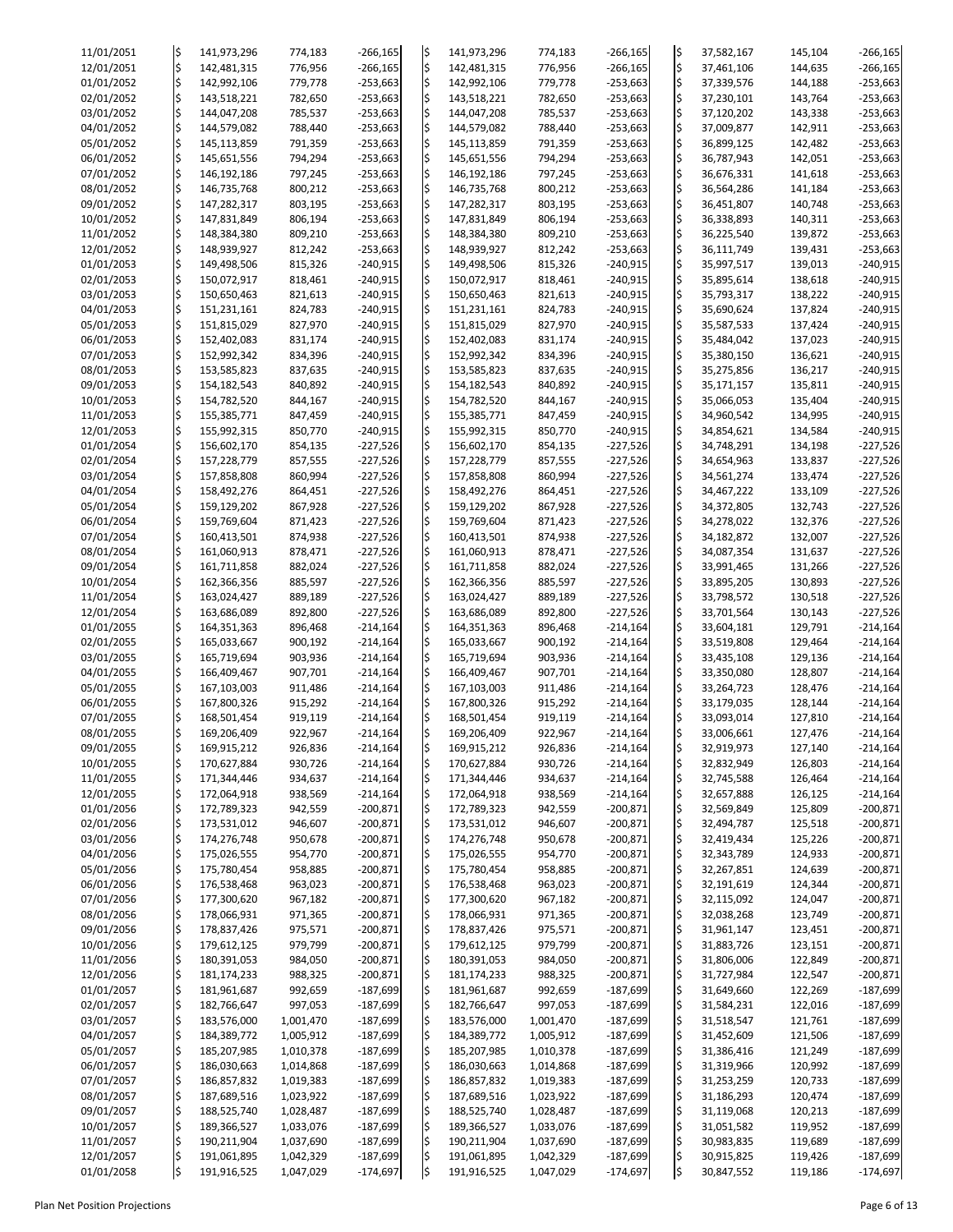| | | | | | | | | | | | |
|---|---|---|---|---|---|---|---|---|---|---|---|
| 11/01/2051 | $ | 141,973,296 | 774,183 | -266,165 | $ | 141,973,296 | 774,183 | -266,165 | $ | 37,582,167 | 145,104 | -266,165 |
| 12/01/2051 | $ | 142,481,315 | 776,956 | -266,165 | $ | 142,481,315 | 776,956 | -266,165 | $ | 37,461,106 | 144,635 | -266,165 |
| 01/01/2052 | $ | 142,992,106 | 779,778 | -253,663 | $ | 142,992,106 | 779,778 | -253,663 | $ | 37,339,576 | 144,188 | -253,663 |
| 02/01/2052 | $ | 143,518,221 | 782,650 | -253,663 | $ | 143,518,221 | 782,650 | -253,663 | $ | 37,230,101 | 143,764 | -253,663 |
| 03/01/2052 | $ | 144,047,208 | 785,537 | -253,663 | $ | 144,047,208 | 785,537 | -253,663 | $ | 37,120,202 | 143,338 | -253,663 |
| 04/01/2052 | $ | 144,579,082 | 788,440 | -253,663 | $ | 144,579,082 | 788,440 | -253,663 | $ | 37,009,877 | 142,911 | -253,663 |
| 05/01/2052 | $ | 145,113,859 | 791,359 | -253,663 | $ | 145,113,859 | 791,359 | -253,663 | $ | 36,899,125 | 142,482 | -253,663 |
| 06/01/2052 | $ | 145,651,556 | 794,294 | -253,663 | $ | 145,651,556 | 794,294 | -253,663 | $ | 36,787,943 | 142,051 | -253,663 |
| 07/01/2052 | $ | 146,192,186 | 797,245 | -253,663 | $ | 146,192,186 | 797,245 | -253,663 | $ | 36,676,331 | 141,618 | -253,663 |
| 08/01/2052 | $ | 146,735,768 | 800,212 | -253,663 | $ | 146,735,768 | 800,212 | -253,663 | $ | 36,564,286 | 141,184 | -253,663 |
| 09/01/2052 | $ | 147,282,317 | 803,195 | -253,663 | $ | 147,282,317 | 803,195 | -253,663 | $ | 36,451,807 | 140,748 | -253,663 |
| 10/01/2052 | $ | 147,831,849 | 806,194 | -253,663 | $ | 147,831,849 | 806,194 | -253,663 | $ | 36,338,893 | 140,311 | -253,663 |
| 11/01/2052 | $ | 148,384,380 | 809,210 | -253,663 | $ | 148,384,380 | 809,210 | -253,663 | $ | 36,225,540 | 139,872 | -253,663 |
| 12/01/2052 | $ | 148,939,927 | 812,242 | -253,663 | $ | 148,939,927 | 812,242 | -253,663 | $ | 36,111,749 | 139,431 | -253,663 |
| 01/01/2053 | $ | 149,498,506 | 815,326 | -240,915 | $ | 149,498,506 | 815,326 | -240,915 | $ | 35,997,517 | 139,013 | -240,915 |
| 02/01/2053 | $ | 150,072,917 | 818,461 | -240,915 | $ | 150,072,917 | 818,461 | -240,915 | $ | 35,895,614 | 138,618 | -240,915 |
| 03/01/2053 | $ | 150,650,463 | 821,613 | -240,915 | $ | 150,650,463 | 821,613 | -240,915 | $ | 35,793,317 | 138,222 | -240,915 |
| 04/01/2053 | $ | 151,231,161 | 824,783 | -240,915 | $ | 151,231,161 | 824,783 | -240,915 | $ | 35,690,624 | 137,824 | -240,915 |
| 05/01/2053 | $ | 151,815,029 | 827,970 | -240,915 | $ | 151,815,029 | 827,970 | -240,915 | $ | 35,587,533 | 137,424 | -240,915 |
| 06/01/2053 | $ | 152,402,083 | 831,174 | -240,915 | $ | 152,402,083 | 831,174 | -240,915 | $ | 35,484,042 | 137,023 | -240,915 |
| 07/01/2053 | $ | 152,992,342 | 834,396 | -240,915 | $ | 152,992,342 | 834,396 | -240,915 | $ | 35,380,150 | 136,621 | -240,915 |
| 08/01/2053 | $ | 153,585,823 | 837,635 | -240,915 | $ | 153,585,823 | 837,635 | -240,915 | $ | 35,275,856 | 136,217 | -240,915 |
| 09/01/2053 | $ | 154,182,543 | 840,892 | -240,915 | $ | 154,182,543 | 840,892 | -240,915 | $ | 35,171,157 | 135,811 | -240,915 |
| 10/01/2053 | $ | 154,782,520 | 844,167 | -240,915 | $ | 154,782,520 | 844,167 | -240,915 | $ | 35,066,053 | 135,404 | -240,915 |
| 11/01/2053 | $ | 155,385,771 | 847,459 | -240,915 | $ | 155,385,771 | 847,459 | -240,915 | $ | 34,960,542 | 134,995 | -240,915 |
| 12/01/2053 | $ | 155,992,315 | 850,770 | -240,915 | $ | 155,992,315 | 850,770 | -240,915 | $ | 34,854,621 | 134,584 | -240,915 |
| 01/01/2054 | $ | 156,602,170 | 854,135 | -227,526 | $ | 156,602,170 | 854,135 | -227,526 | $ | 34,748,291 | 134,198 | -227,526 |
| 02/01/2054 | $ | 157,228,779 | 857,555 | -227,526 | $ | 157,228,779 | 857,555 | -227,526 | $ | 34,654,963 | 133,837 | -227,526 |
| 03/01/2054 | $ | 157,858,808 | 860,994 | -227,526 | $ | 157,858,808 | 860,994 | -227,526 | $ | 34,561,274 | 133,474 | -227,526 |
| 04/01/2054 | $ | 158,492,276 | 864,451 | -227,526 | $ | 158,492,276 | 864,451 | -227,526 | $ | 34,467,222 | 133,109 | -227,526 |
| 05/01/2054 | $ | 159,129,202 | 867,928 | -227,526 | $ | 159,129,202 | 867,928 | -227,526 | $ | 34,372,805 | 132,743 | -227,526 |
| 06/01/2054 | $ | 159,769,604 | 871,423 | -227,526 | $ | 159,769,604 | 871,423 | -227,526 | $ | 34,278,022 | 132,376 | -227,526 |
| 07/01/2054 | $ | 160,413,501 | 874,938 | -227,526 | $ | 160,413,501 | 874,938 | -227,526 | $ | 34,182,872 | 132,007 | -227,526 |
| 08/01/2054 | $ | 161,060,913 | 878,471 | -227,526 | $ | 161,060,913 | 878,471 | -227,526 | $ | 34,087,354 | 131,637 | -227,526 |
| 09/01/2054 | $ | 161,711,858 | 882,024 | -227,526 | $ | 161,711,858 | 882,024 | -227,526 | $ | 33,991,465 | 131,266 | -227,526 |
| 10/01/2054 | $ | 162,366,356 | 885,597 | -227,526 | $ | 162,366,356 | 885,597 | -227,526 | $ | 33,895,205 | 130,893 | -227,526 |
| 11/01/2054 | $ | 163,024,427 | 889,189 | -227,526 | $ | 163,024,427 | 889,189 | -227,526 | $ | 33,798,572 | 130,518 | -227,526 |
| 12/01/2054 | $ | 163,686,089 | 892,800 | -227,526 | $ | 163,686,089 | 892,800 | -227,526 | $ | 33,701,564 | 130,143 | -227,526 |
| 01/01/2055 | $ | 164,351,363 | 896,468 | -214,164 | $ | 164,351,363 | 896,468 | -214,164 | $ | 33,604,181 | 129,791 | -214,164 |
| 02/01/2055 | $ | 165,033,667 | 900,192 | -214,164 | $ | 165,033,667 | 900,192 | -214,164 | $ | 33,519,808 | 129,464 | -214,164 |
| 03/01/2055 | $ | 165,719,694 | 903,936 | -214,164 | $ | 165,719,694 | 903,936 | -214,164 | $ | 33,435,108 | 129,136 | -214,164 |
| 04/01/2055 | $ | 166,409,467 | 907,701 | -214,164 | $ | 166,409,467 | 907,701 | -214,164 | $ | 33,350,080 | 128,807 | -214,164 |
| 05/01/2055 | $ | 167,103,003 | 911,486 | -214,164 | $ | 167,103,003 | 911,486 | -214,164 | $ | 33,264,723 | 128,476 | -214,164 |
| 06/01/2055 | $ | 167,800,326 | 915,292 | -214,164 | $ | 167,800,326 | 915,292 | -214,164 | $ | 33,179,035 | 128,144 | -214,164 |
| 07/01/2055 | $ | 168,501,454 | 919,119 | -214,164 | $ | 168,501,454 | 919,119 | -214,164 | $ | 33,093,014 | 127,810 | -214,164 |
| 08/01/2055 | $ | 169,206,409 | 922,967 | -214,164 | $ | 169,206,409 | 922,967 | -214,164 | $ | 33,006,661 | 127,476 | -214,164 |
| 09/01/2055 | $ | 169,915,212 | 926,836 | -214,164 | $ | 169,915,212 | 926,836 | -214,164 | $ | 32,919,973 | 127,140 | -214,164 |
| 10/01/2055 | $ | 170,627,884 | 930,726 | -214,164 | $ | 170,627,884 | 930,726 | -214,164 | $ | 32,832,949 | 126,803 | -214,164 |
| 11/01/2055 | $ | 171,344,446 | 934,637 | -214,164 | $ | 171,344,446 | 934,637 | -214,164 | $ | 32,745,588 | 126,464 | -214,164 |
| 12/01/2055 | $ | 172,064,918 | 938,569 | -214,164 | $ | 172,064,918 | 938,569 | -214,164 | $ | 32,657,888 | 126,125 | -214,164 |
| 01/01/2056 | $ | 172,789,323 | 942,559 | -200,871 | $ | 172,789,323 | 942,559 | -200,871 | $ | 32,569,849 | 125,809 | -200,871 |
| 02/01/2056 | $ | 173,531,012 | 946,607 | -200,871 | $ | 173,531,012 | 946,607 | -200,871 | $ | 32,494,787 | 125,518 | -200,871 |
| 03/01/2056 | $ | 174,276,748 | 950,678 | -200,871 | $ | 174,276,748 | 950,678 | -200,871 | $ | 32,419,434 | 125,226 | -200,871 |
| 04/01/2056 | $ | 175,026,555 | 954,770 | -200,871 | $ | 175,026,555 | 954,770 | -200,871 | $ | 32,343,789 | 124,933 | -200,871 |
| 05/01/2056 | $ | 175,780,454 | 958,885 | -200,871 | $ | 175,780,454 | 958,885 | -200,871 | $ | 32,267,851 | 124,639 | -200,871 |
| 06/01/2056 | $ | 176,538,468 | 963,023 | -200,871 | $ | 176,538,468 | 963,023 | -200,871 | $ | 32,191,619 | 124,344 | -200,871 |
| 07/01/2056 | $ | 177,300,620 | 967,182 | -200,871 | $ | 177,300,620 | 967,182 | -200,871 | $ | 32,115,092 | 124,047 | -200,871 |
| 08/01/2056 | $ | 178,066,931 | 971,365 | -200,871 | $ | 178,066,931 | 971,365 | -200,871 | $ | 32,038,268 | 123,749 | -200,871 |
| 09/01/2056 | $ | 178,837,426 | 975,571 | -200,871 | $ | 178,837,426 | 975,571 | -200,871 | $ | 31,961,147 | 123,451 | -200,871 |
| 10/01/2056 | $ | 179,612,125 | 979,799 | -200,871 | $ | 179,612,125 | 979,799 | -200,871 | $ | 31,883,726 | 123,151 | -200,871 |
| 11/01/2056 | $ | 180,391,053 | 984,050 | -200,871 | $ | 180,391,053 | 984,050 | -200,871 | $ | 31,806,006 | 122,849 | -200,871 |
| 12/01/2056 | $ | 181,174,233 | 988,325 | -200,871 | $ | 181,174,233 | 988,325 | -200,871 | $ | 31,727,984 | 122,547 | -200,871 |
| 01/01/2057 | $ | 181,961,687 | 992,659 | -187,699 | $ | 181,961,687 | 992,659 | -187,699 | $ | 31,649,660 | 122,269 | -187,699 |
| 02/01/2057 | $ | 182,766,647 | 997,053 | -187,699 | $ | 182,766,647 | 997,053 | -187,699 | $ | 31,584,231 | 122,016 | -187,699 |
| 03/01/2057 | $ | 183,576,000 | 1,001,470 | -187,699 | $ | 183,576,000 | 1,001,470 | -187,699 | $ | 31,518,547 | 121,761 | -187,699 |
| 04/01/2057 | $ | 184,389,772 | 1,005,912 | -187,699 | $ | 184,389,772 | 1,005,912 | -187,699 | $ | 31,452,609 | 121,506 | -187,699 |
| 05/01/2057 | $ | 185,207,985 | 1,010,378 | -187,699 | $ | 185,207,985 | 1,010,378 | -187,699 | $ | 31,386,416 | 121,249 | -187,699 |
| 06/01/2057 | $ | 186,030,663 | 1,014,868 | -187,699 | $ | 186,030,663 | 1,014,868 | -187,699 | $ | 31,319,966 | 120,992 | -187,699 |
| 07/01/2057 | $ | 186,857,832 | 1,019,383 | -187,699 | $ | 186,857,832 | 1,019,383 | -187,699 | $ | 31,253,259 | 120,733 | -187,699 |
| 08/01/2057 | $ | 187,689,516 | 1,023,922 | -187,699 | $ | 187,689,516 | 1,023,922 | -187,699 | $ | 31,186,293 | 120,474 | -187,699 |
| 09/01/2057 | $ | 188,525,740 | 1,028,487 | -187,699 | $ | 188,525,740 | 1,028,487 | -187,699 | $ | 31,119,068 | 120,213 | -187,699 |
| 10/01/2057 | $ | 189,366,527 | 1,033,076 | -187,699 | $ | 189,366,527 | 1,033,076 | -187,699 | $ | 31,051,582 | 119,952 | -187,699 |
| 11/01/2057 | $ | 190,211,904 | 1,037,690 | -187,699 | $ | 190,211,904 | 1,037,690 | -187,699 | $ | 30,983,835 | 119,689 | -187,699 |
| 12/01/2057 | $ | 191,061,895 | 1,042,329 | -187,699 | $ | 191,061,895 | 1,042,329 | -187,699 | $ | 30,915,825 | 119,426 | -187,699 |
| 01/01/2058 | $ | 191,916,525 | 1,047,029 | -174,697 | $ | 191,916,525 | 1,047,029 | -174,697 | $ | 30,847,552 | 119,186 | -174,697 |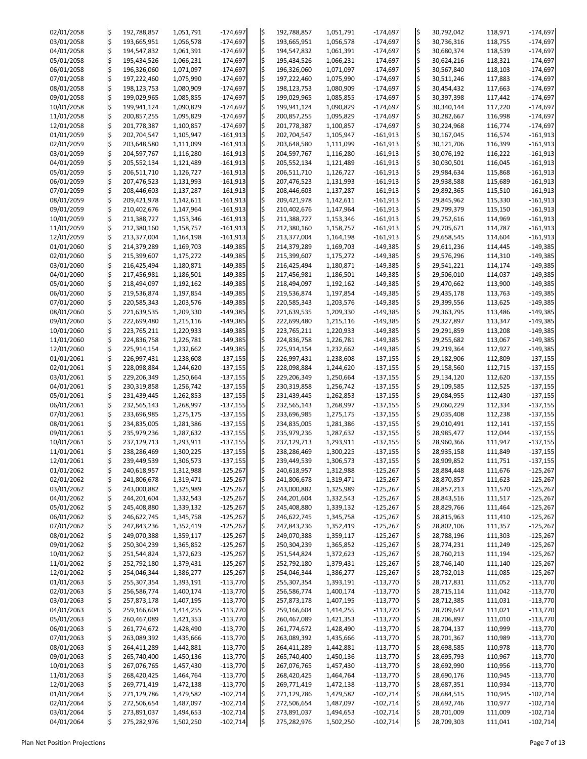| 02/01/2058 | $ | 192,788,857 | 1,051,791 | -174,697 | $ | 192,788,857 | 1,051,791 | -174,697 | $ | 30,792,042 | 118,971 | -174,697 |
|---|---|---|---|---|---|---|---|---|---|---|---|---|
| 03/01/2058 | $ | 193,665,951 | 1,056,578 | -174,697 | $ | 193,665,951 | 1,056,578 | -174,697 | $ | 30,736,316 | 118,755 | -174,697 |
| 04/01/2058 | $ | 194,547,832 | 1,061,391 | -174,697 | $ | 194,547,832 | 1,061,391 | -174,697 | $ | 30,680,374 | 118,539 | -174,697 |
| 05/01/2058 | $ | 195,434,526 | 1,066,231 | -174,697 | $ | 195,434,526 | 1,066,231 | -174,697 | $ | 30,624,216 | 118,321 | -174,697 |
| 06/01/2058 | $ | 196,326,060 | 1,071,097 | -174,697 | $ | 196,326,060 | 1,071,097 | -174,697 | $ | 30,567,840 | 118,103 | -174,697 |
| 07/01/2058 | $ | 197,222,460 | 1,075,990 | -174,697 | $ | 197,222,460 | 1,075,990 | -174,697 | $ | 30,511,246 | 117,883 | -174,697 |
| 08/01/2058 | $ | 198,123,753 | 1,080,909 | -174,697 | $ | 198,123,753 | 1,080,909 | -174,697 | $ | 30,454,432 | 117,663 | -174,697 |
| 09/01/2058 | $ | 199,029,965 | 1,085,855 | -174,697 | $ | 199,029,965 | 1,085,855 | -174,697 | $ | 30,397,398 | 117,442 | -174,697 |
| 10/01/2058 | $ | 199,941,124 | 1,090,829 | -174,697 | $ | 199,941,124 | 1,090,829 | -174,697 | $ | 30,340,144 | 117,220 | -174,697 |
| 11/01/2058 | $ | 200,857,255 | 1,095,829 | -174,697 | $ | 200,857,255 | 1,095,829 | -174,697 | $ | 30,282,667 | 116,998 | -174,697 |
| 12/01/2058 | $ | 201,778,387 | 1,100,857 | -174,697 | $ | 201,778,387 | 1,100,857 | -174,697 | $ | 30,224,968 | 116,774 | -174,697 |
| 01/01/2059 | $ | 202,704,547 | 1,105,947 | -161,913 | $ | 202,704,547 | 1,105,947 | -161,913 | $ | 30,167,045 | 116,574 | -161,913 |
| 02/01/2059 | $ | 203,648,580 | 1,111,099 | -161,913 | $ | 203,648,580 | 1,111,099 | -161,913 | $ | 30,121,706 | 116,399 | -161,913 |
| 03/01/2059 | $ | 204,597,767 | 1,116,280 | -161,913 | $ | 204,597,767 | 1,116,280 | -161,913 | $ | 30,076,192 | 116,222 | -161,913 |
| 04/01/2059 | $ | 205,552,134 | 1,121,489 | -161,913 | $ | 205,552,134 | 1,121,489 | -161,913 | $ | 30,030,501 | 116,045 | -161,913 |
| 05/01/2059 | $ | 206,511,710 | 1,126,727 | -161,913 | $ | 206,511,710 | 1,126,727 | -161,913 | $ | 29,984,634 | 115,868 | -161,913 |
| 06/01/2059 | $ | 207,476,523 | 1,131,993 | -161,913 | $ | 207,476,523 | 1,131,993 | -161,913 | $ | 29,938,588 | 115,689 | -161,913 |
| 07/01/2059 | $ | 208,446,603 | 1,137,287 | -161,913 | $ | 208,446,603 | 1,137,287 | -161,913 | $ | 29,892,365 | 115,510 | -161,913 |
| 08/01/2059 | $ | 209,421,978 | 1,142,611 | -161,913 | $ | 209,421,978 | 1,142,611 | -161,913 | $ | 29,845,962 | 115,330 | -161,913 |
| 09/01/2059 | $ | 210,402,676 | 1,147,964 | -161,913 | $ | 210,402,676 | 1,147,964 | -161,913 | $ | 29,799,379 | 115,150 | -161,913 |
| 10/01/2059 | $ | 211,388,727 | 1,153,346 | -161,913 | $ | 211,388,727 | 1,153,346 | -161,913 | $ | 29,752,616 | 114,969 | -161,913 |
| 11/01/2059 | $ | 212,380,160 | 1,158,757 | -161,913 | $ | 212,380,160 | 1,158,757 | -161,913 | $ | 29,705,671 | 114,787 | -161,913 |
| 12/01/2059 | $ | 213,377,004 | 1,164,198 | -161,913 | $ | 213,377,004 | 1,164,198 | -161,913 | $ | 29,658,545 | 114,604 | -161,913 |
| 01/01/2060 | $ | 214,379,289 | 1,169,703 | -149,385 | $ | 214,379,289 | 1,169,703 | -149,385 | $ | 29,611,236 | 114,445 | -149,385 |
| 02/01/2060 | $ | 215,399,607 | 1,175,272 | -149,385 | $ | 215,399,607 | 1,175,272 | -149,385 | $ | 29,576,296 | 114,310 | -149,385 |
| 03/01/2060 | $ | 216,425,494 | 1,180,871 | -149,385 | $ | 216,425,494 | 1,180,871 | -149,385 | $ | 29,541,221 | 114,174 | -149,385 |
| 04/01/2060 | $ | 217,456,981 | 1,186,501 | -149,385 | $ | 217,456,981 | 1,186,501 | -149,385 | $ | 29,506,010 | 114,037 | -149,385 |
| 05/01/2060 | $ | 218,494,097 | 1,192,162 | -149,385 | $ | 218,494,097 | 1,192,162 | -149,385 | $ | 29,470,662 | 113,900 | -149,385 |
| 06/01/2060 | $ | 219,536,874 | 1,197,854 | -149,385 | $ | 219,536,874 | 1,197,854 | -149,385 | $ | 29,435,178 | 113,763 | -149,385 |
| 07/01/2060 | $ | 220,585,343 | 1,203,576 | -149,385 | $ | 220,585,343 | 1,203,576 | -149,385 | $ | 29,399,556 | 113,625 | -149,385 |
| 08/01/2060 | $ | 221,639,535 | 1,209,330 | -149,385 | $ | 221,639,535 | 1,209,330 | -149,385 | $ | 29,363,795 | 113,486 | -149,385 |
| 09/01/2060 | $ | 222,699,480 | 1,215,116 | -149,385 | $ | 222,699,480 | 1,215,116 | -149,385 | $ | 29,327,897 | 113,347 | -149,385 |
| 10/01/2060 | $ | 223,765,211 | 1,220,933 | -149,385 | $ | 223,765,211 | 1,220,933 | -149,385 | $ | 29,291,859 | 113,208 | -149,385 |
| 11/01/2060 | $ | 224,836,758 | 1,226,781 | -149,385 | $ | 224,836,758 | 1,226,781 | -149,385 | $ | 29,255,682 | 113,067 | -149,385 |
| 12/01/2060 | $ | 225,914,154 | 1,232,662 | -149,385 | $ | 225,914,154 | 1,232,662 | -149,385 | $ | 29,219,364 | 112,927 | -149,385 |
| 01/01/2061 | $ | 226,997,431 | 1,238,608 | -137,155 | $ | 226,997,431 | 1,238,608 | -137,155 | $ | 29,182,906 | 112,809 | -137,155 |
| 02/01/2061 | $ | 228,098,884 | 1,244,620 | -137,155 | $ | 228,098,884 | 1,244,620 | -137,155 | $ | 29,158,560 | 112,715 | -137,155 |
| 03/01/2061 | $ | 229,206,349 | 1,250,664 | -137,155 | $ | 229,206,349 | 1,250,664 | -137,155 | $ | 29,134,120 | 112,620 | -137,155 |
| 04/01/2061 | $ | 230,319,858 | 1,256,742 | -137,155 | $ | 230,319,858 | 1,256,742 | -137,155 | $ | 29,109,585 | 112,525 | -137,155 |
| 05/01/2061 | $ | 231,439,445 | 1,262,853 | -137,155 | $ | 231,439,445 | 1,262,853 | -137,155 | $ | 29,084,955 | 112,430 | -137,155 |
| 06/01/2061 | $ | 232,565,143 | 1,268,997 | -137,155 | $ | 232,565,143 | 1,268,997 | -137,155 | $ | 29,060,229 | 112,334 | -137,155 |
| 07/01/2061 | $ | 233,696,985 | 1,275,175 | -137,155 | $ | 233,696,985 | 1,275,175 | -137,155 | $ | 29,035,408 | 112,238 | -137,155 |
| 08/01/2061 | $ | 234,835,005 | 1,281,386 | -137,155 | $ | 234,835,005 | 1,281,386 | -137,155 | $ | 29,010,491 | 112,141 | -137,155 |
| 09/01/2061 | $ | 235,979,236 | 1,287,632 | -137,155 | $ | 235,979,236 | 1,287,632 | -137,155 | $ | 28,985,477 | 112,044 | -137,155 |
| 10/01/2061 | $ | 237,129,713 | 1,293,911 | -137,155 | $ | 237,129,713 | 1,293,911 | -137,155 | $ | 28,960,366 | 111,947 | -137,155 |
| 11/01/2061 | $ | 238,286,469 | 1,300,225 | -137,155 | $ | 238,286,469 | 1,300,225 | -137,155 | $ | 28,935,158 | 111,849 | -137,155 |
| 12/01/2061 | $ | 239,449,539 | 1,306,573 | -137,155 | $ | 239,449,539 | 1,306,573 | -137,155 | $ | 28,909,852 | 111,751 | -137,155 |
| 01/01/2062 | $ | 240,618,957 | 1,312,988 | -125,267 | $ | 240,618,957 | 1,312,988 | -125,267 | $ | 28,884,448 | 111,676 | -125,267 |
| 02/01/2062 | $ | 241,806,678 | 1,319,471 | -125,267 | $ | 241,806,678 | 1,319,471 | -125,267 | $ | 28,870,857 | 111,623 | -125,267 |
| 03/01/2062 | $ | 243,000,882 | 1,325,989 | -125,267 | $ | 243,000,882 | 1,325,989 | -125,267 | $ | 28,857,213 | 111,570 | -125,267 |
| 04/01/2062 | $ | 244,201,604 | 1,332,543 | -125,267 | $ | 244,201,604 | 1,332,543 | -125,267 | $ | 28,843,516 | 111,517 | -125,267 |
| 05/01/2062 | $ | 245,408,880 | 1,339,132 | -125,267 | $ | 245,408,880 | 1,339,132 | -125,267 | $ | 28,829,766 | 111,464 | -125,267 |
| 06/01/2062 | $ | 246,622,745 | 1,345,758 | -125,267 | $ | 246,622,745 | 1,345,758 | -125,267 | $ | 28,815,963 | 111,410 | -125,267 |
| 07/01/2062 | $ | 247,843,236 | 1,352,419 | -125,267 | $ | 247,843,236 | 1,352,419 | -125,267 | $ | 28,802,106 | 111,357 | -125,267 |
| 08/01/2062 | $ | 249,070,388 | 1,359,117 | -125,267 | $ | 249,070,388 | 1,359,117 | -125,267 | $ | 28,788,196 | 111,303 | -125,267 |
| 09/01/2062 | $ | 250,304,239 | 1,365,852 | -125,267 | $ | 250,304,239 | 1,365,852 | -125,267 | $ | 28,774,231 | 111,249 | -125,267 |
| 10/01/2062 | $ | 251,544,824 | 1,372,623 | -125,267 | $ | 251,544,824 | 1,372,623 | -125,267 | $ | 28,760,213 | 111,194 | -125,267 |
| 11/01/2062 | $ | 252,792,180 | 1,379,431 | -125,267 | $ | 252,792,180 | 1,379,431 | -125,267 | $ | 28,746,140 | 111,140 | -125,267 |
| 12/01/2062 | $ | 254,046,344 | 1,386,277 | -125,267 | $ | 254,046,344 | 1,386,277 | -125,267 | $ | 28,732,013 | 111,085 | -125,267 |
| 01/01/2063 | $ | 255,307,354 | 1,393,191 | -113,770 | $ | 255,307,354 | 1,393,191 | -113,770 | $ | 28,717,831 | 111,052 | -113,770 |
| 02/01/2063 | $ | 256,586,774 | 1,400,174 | -113,770 | $ | 256,586,774 | 1,400,174 | -113,770 | $ | 28,715,114 | 111,042 | -113,770 |
| 03/01/2063 | $ | 257,873,178 | 1,407,195 | -113,770 | $ | 257,873,178 | 1,407,195 | -113,770 | $ | 28,712,385 | 111,031 | -113,770 |
| 04/01/2063 | $ | 259,166,604 | 1,414,255 | -113,770 | $ | 259,166,604 | 1,414,255 | -113,770 | $ | 28,709,647 | 111,021 | -113,770 |
| 05/01/2063 | $ | 260,467,089 | 1,421,353 | -113,770 | $ | 260,467,089 | 1,421,353 | -113,770 | $ | 28,706,897 | 111,010 | -113,770 |
| 06/01/2063 | $ | 261,774,672 | 1,428,490 | -113,770 | $ | 261,774,672 | 1,428,490 | -113,770 | $ | 28,704,137 | 110,999 | -113,770 |
| 07/01/2063 | $ | 263,089,392 | 1,435,666 | -113,770 | $ | 263,089,392 | 1,435,666 | -113,770 | $ | 28,701,367 | 110,989 | -113,770 |
| 08/01/2063 | $ | 264,411,289 | 1,442,881 | -113,770 | $ | 264,411,289 | 1,442,881 | -113,770 | $ | 28,698,585 | 110,978 | -113,770 |
| 09/01/2063 | $ | 265,740,400 | 1,450,136 | -113,770 | $ | 265,740,400 | 1,450,136 | -113,770 | $ | 28,695,793 | 110,967 | -113,770 |
| 10/01/2063 | $ | 267,076,765 | 1,457,430 | -113,770 | $ | 267,076,765 | 1,457,430 | -113,770 | $ | 28,692,990 | 110,956 | -113,770 |
| 11/01/2063 | $ | 268,420,425 | 1,464,764 | -113,770 | $ | 268,420,425 | 1,464,764 | -113,770 | $ | 28,690,176 | 110,945 | -113,770 |
| 12/01/2063 | $ | 269,771,419 | 1,472,138 | -113,770 | $ | 269,771,419 | 1,472,138 | -113,770 | $ | 28,687,351 | 110,934 | -113,770 |
| 01/01/2064 | $ | 271,129,786 | 1,479,582 | -102,714 | $ | 271,129,786 | 1,479,582 | -102,714 | $ | 28,684,515 | 110,945 | -102,714 |
| 02/01/2064 | $ | 272,506,654 | 1,487,097 | -102,714 | $ | 272,506,654 | 1,487,097 | -102,714 | $ | 28,692,746 | 110,977 | -102,714 |
| 03/01/2064 | $ | 273,891,037 | 1,494,653 | -102,714 | $ | 273,891,037 | 1,494,653 | -102,714 | $ | 28,701,009 | 111,009 | -102,714 |
| 04/01/2064 | $ | 275,282,976 | 1,502,250 | -102,714 | $ | 275,282,976 | 1,502,250 | -102,714 | $ | 28,709,303 | 111,041 | -102,714 |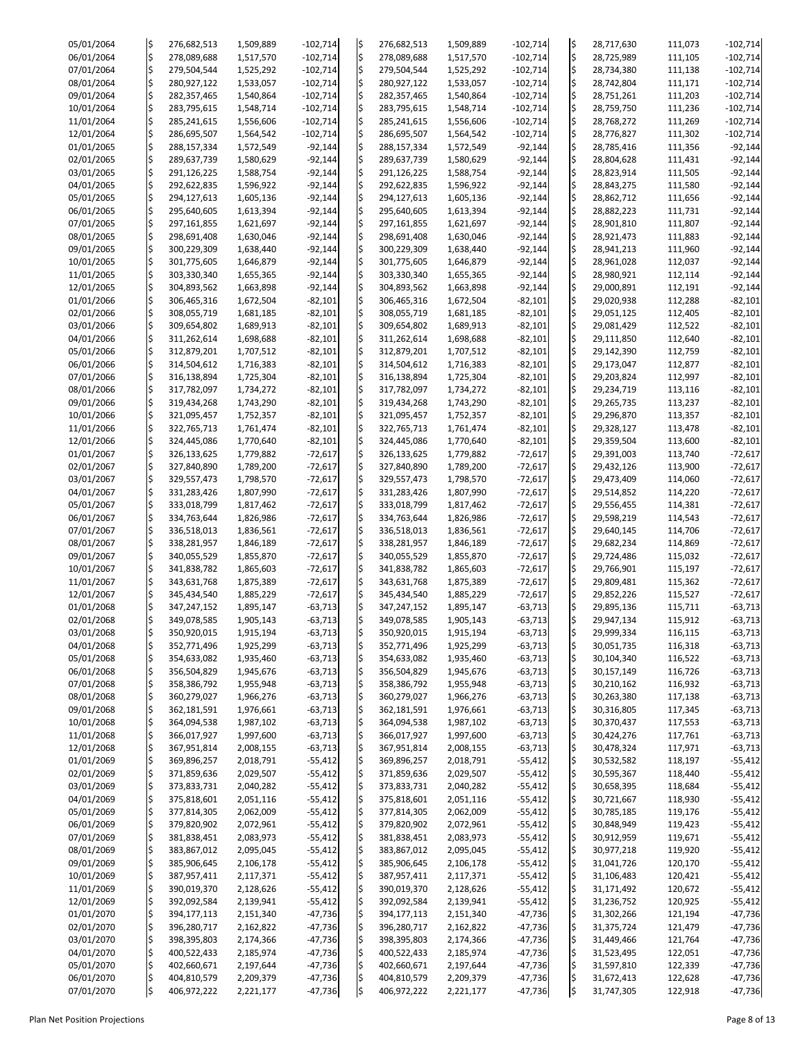| Date | | | | | | | | | | | | |
|---|---|---|---|---|---|---|---|---|---|---|---|---|
| 05/01/2064 | $ | 276,682,513 | 1,509,889 | -102,714 | $ | 276,682,513 | 1,509,889 | -102,714 | $ | 28,717,630 | 111,073 | -102,714 |
| 06/01/2064 | $ | 278,089,688 | 1,517,570 | -102,714 | $ | 278,089,688 | 1,517,570 | -102,714 | $ | 28,725,989 | 111,105 | -102,714 |
| 07/01/2064 | $ | 279,504,544 | 1,525,292 | -102,714 | $ | 279,504,544 | 1,525,292 | -102,714 | $ | 28,734,380 | 111,138 | -102,714 |
| 08/01/2064 | $ | 280,927,122 | 1,533,057 | -102,714 | $ | 280,927,122 | 1,533,057 | -102,714 | $ | 28,742,804 | 111,171 | -102,714 |
| 09/01/2064 | $ | 282,357,465 | 1,540,864 | -102,714 | $ | 282,357,465 | 1,540,864 | -102,714 | $ | 28,751,261 | 111,203 | -102,714 |
| 10/01/2064 | $ | 283,795,615 | 1,548,714 | -102,714 | $ | 283,795,615 | 1,548,714 | -102,714 | $ | 28,759,750 | 111,236 | -102,714 |
| 11/01/2064 | $ | 285,241,615 | 1,556,606 | -102,714 | $ | 285,241,615 | 1,556,606 | -102,714 | $ | 28,768,272 | 111,269 | -102,714 |
| 12/01/2064 | $ | 286,695,507 | 1,564,542 | -102,714 | $ | 286,695,507 | 1,564,542 | -102,714 | $ | 28,776,827 | 111,302 | -102,714 |
| 01/01/2065 | $ | 288,157,334 | 1,572,549 | -92,144 | $ | 288,157,334 | 1,572,549 | -92,144 | $ | 28,785,416 | 111,356 | -92,144 |
| 02/01/2065 | $ | 289,637,739 | 1,580,629 | -92,144 | $ | 289,637,739 | 1,580,629 | -92,144 | $ | 28,804,628 | 111,431 | -92,144 |
| 03/01/2065 | $ | 291,126,225 | 1,588,754 | -92,144 | $ | 291,126,225 | 1,588,754 | -92,144 | $ | 28,823,914 | 111,505 | -92,144 |
| 04/01/2065 | $ | 292,622,835 | 1,596,922 | -92,144 | $ | 292,622,835 | 1,596,922 | -92,144 | $ | 28,843,275 | 111,580 | -92,144 |
| 05/01/2065 | $ | 294,127,613 | 1,605,136 | -92,144 | $ | 294,127,613 | 1,605,136 | -92,144 | $ | 28,862,712 | 111,656 | -92,144 |
| 06/01/2065 | $ | 295,640,605 | 1,613,394 | -92,144 | $ | 295,640,605 | 1,613,394 | -92,144 | $ | 28,882,223 | 111,731 | -92,144 |
| 07/01/2065 | $ | 297,161,855 | 1,621,697 | -92,144 | $ | 297,161,855 | 1,621,697 | -92,144 | $ | 28,901,810 | 111,807 | -92,144 |
| 08/01/2065 | $ | 298,691,408 | 1,630,046 | -92,144 | $ | 298,691,408 | 1,630,046 | -92,144 | $ | 28,921,473 | 111,883 | -92,144 |
| 09/01/2065 | $ | 300,229,309 | 1,638,440 | -92,144 | $ | 300,229,309 | 1,638,440 | -92,144 | $ | 28,941,213 | 111,960 | -92,144 |
| 10/01/2065 | $ | 301,775,605 | 1,646,879 | -92,144 | $ | 301,775,605 | 1,646,879 | -92,144 | $ | 28,961,028 | 112,037 | -92,144 |
| 11/01/2065 | $ | 303,330,340 | 1,655,365 | -92,144 | $ | 303,330,340 | 1,655,365 | -92,144 | $ | 28,980,921 | 112,114 | -92,144 |
| 12/01/2065 | $ | 304,893,562 | 1,663,898 | -92,144 | $ | 304,893,562 | 1,663,898 | -92,144 | $ | 29,000,891 | 112,191 | -92,144 |
| 01/01/2066 | $ | 306,465,316 | 1,672,504 | -82,101 | $ | 306,465,316 | 1,672,504 | -82,101 | $ | 29,020,938 | 112,288 | -82,101 |
| 02/01/2066 | $ | 308,055,719 | 1,681,185 | -82,101 | $ | 308,055,719 | 1,681,185 | -82,101 | $ | 29,051,125 | 112,405 | -82,101 |
| 03/01/2066 | $ | 309,654,802 | 1,689,913 | -82,101 | $ | 309,654,802 | 1,689,913 | -82,101 | $ | 29,081,429 | 112,522 | -82,101 |
| 04/01/2066 | $ | 311,262,614 | 1,698,688 | -82,101 | $ | 311,262,614 | 1,698,688 | -82,101 | $ | 29,111,850 | 112,640 | -82,101 |
| 05/01/2066 | $ | 312,879,201 | 1,707,512 | -82,101 | $ | 312,879,201 | 1,707,512 | -82,101 | $ | 29,142,390 | 112,759 | -82,101 |
| 06/01/2066 | $ | 314,504,612 | 1,716,383 | -82,101 | $ | 314,504,612 | 1,716,383 | -82,101 | $ | 29,173,047 | 112,877 | -82,101 |
| 07/01/2066 | $ | 316,138,894 | 1,725,304 | -82,101 | $ | 316,138,894 | 1,725,304 | -82,101 | $ | 29,203,824 | 112,997 | -82,101 |
| 08/01/2066 | $ | 317,782,097 | 1,734,272 | -82,101 | $ | 317,782,097 | 1,734,272 | -82,101 | $ | 29,234,719 | 113,116 | -82,101 |
| 09/01/2066 | $ | 319,434,268 | 1,743,290 | -82,101 | $ | 319,434,268 | 1,743,290 | -82,101 | $ | 29,265,735 | 113,237 | -82,101 |
| 10/01/2066 | $ | 321,095,457 | 1,752,357 | -82,101 | $ | 321,095,457 | 1,752,357 | -82,101 | $ | 29,296,870 | 113,357 | -82,101 |
| 11/01/2066 | $ | 322,765,713 | 1,761,474 | -82,101 | $ | 322,765,713 | 1,761,474 | -82,101 | $ | 29,328,127 | 113,478 | -82,101 |
| 12/01/2066 | $ | 324,445,086 | 1,770,640 | -82,101 | $ | 324,445,086 | 1,770,640 | -82,101 | $ | 29,359,504 | 113,600 | -82,101 |
| 01/01/2067 | $ | 326,133,625 | 1,779,882 | -72,617 | $ | 326,133,625 | 1,779,882 | -72,617 | $ | 29,391,003 | 113,740 | -72,617 |
| 02/01/2067 | $ | 327,840,890 | 1,789,200 | -72,617 | $ | 327,840,890 | 1,789,200 | -72,617 | $ | 29,432,126 | 113,900 | -72,617 |
| 03/01/2067 | $ | 329,557,473 | 1,798,570 | -72,617 | $ | 329,557,473 | 1,798,570 | -72,617 | $ | 29,473,409 | 114,060 | -72,617 |
| 04/01/2067 | $ | 331,283,426 | 1,807,990 | -72,617 | $ | 331,283,426 | 1,807,990 | -72,617 | $ | 29,514,852 | 114,220 | -72,617 |
| 05/01/2067 | $ | 333,018,799 | 1,817,462 | -72,617 | $ | 333,018,799 | 1,817,462 | -72,617 | $ | 29,556,455 | 114,381 | -72,617 |
| 06/01/2067 | $ | 334,763,644 | 1,826,986 | -72,617 | $ | 334,763,644 | 1,826,986 | -72,617 | $ | 29,598,219 | 114,543 | -72,617 |
| 07/01/2067 | $ | 336,518,013 | 1,836,561 | -72,617 | $ | 336,518,013 | 1,836,561 | -72,617 | $ | 29,640,145 | 114,706 | -72,617 |
| 08/01/2067 | $ | 338,281,957 | 1,846,189 | -72,617 | $ | 338,281,957 | 1,846,189 | -72,617 | $ | 29,682,234 | 114,869 | -72,617 |
| 09/01/2067 | $ | 340,055,529 | 1,855,870 | -72,617 | $ | 340,055,529 | 1,855,870 | -72,617 | $ | 29,724,486 | 115,032 | -72,617 |
| 10/01/2067 | $ | 341,838,782 | 1,865,603 | -72,617 | $ | 341,838,782 | 1,865,603 | -72,617 | $ | 29,766,901 | 115,197 | -72,617 |
| 11/01/2067 | $ | 343,631,768 | 1,875,389 | -72,617 | $ | 343,631,768 | 1,875,389 | -72,617 | $ | 29,809,481 | 115,362 | -72,617 |
| 12/01/2067 | $ | 345,434,540 | 1,885,229 | -72,617 | $ | 345,434,540 | 1,885,229 | -72,617 | $ | 29,852,226 | 115,527 | -72,617 |
| 01/01/2068 | $ | 347,247,152 | 1,895,147 | -63,713 | $ | 347,247,152 | 1,895,147 | -63,713 | $ | 29,895,136 | 115,711 | -63,713 |
| 02/01/2068 | $ | 349,078,585 | 1,905,143 | -63,713 | $ | 349,078,585 | 1,905,143 | -63,713 | $ | 29,947,134 | 115,912 | -63,713 |
| 03/01/2068 | $ | 350,920,015 | 1,915,194 | -63,713 | $ | 350,920,015 | 1,915,194 | -63,713 | $ | 29,999,334 | 116,115 | -63,713 |
| 04/01/2068 | $ | 352,771,496 | 1,925,299 | -63,713 | $ | 352,771,496 | 1,925,299 | -63,713 | $ | 30,051,735 | 116,318 | -63,713 |
| 05/01/2068 | $ | 354,633,082 | 1,935,460 | -63,713 | $ | 354,633,082 | 1,935,460 | -63,713 | $ | 30,104,340 | 116,522 | -63,713 |
| 06/01/2068 | $ | 356,504,829 | 1,945,676 | -63,713 | $ | 356,504,829 | 1,945,676 | -63,713 | $ | 30,157,149 | 116,726 | -63,713 |
| 07/01/2068 | $ | 358,386,792 | 1,955,948 | -63,713 | $ | 358,386,792 | 1,955,948 | -63,713 | $ | 30,210,162 | 116,932 | -63,713 |
| 08/01/2068 | $ | 360,279,027 | 1,966,276 | -63,713 | $ | 360,279,027 | 1,966,276 | -63,713 | $ | 30,263,380 | 117,138 | -63,713 |
| 09/01/2068 | $ | 362,181,591 | 1,976,661 | -63,713 | $ | 362,181,591 | 1,976,661 | -63,713 | $ | 30,316,805 | 117,345 | -63,713 |
| 10/01/2068 | $ | 364,094,538 | 1,987,102 | -63,713 | $ | 364,094,538 | 1,987,102 | -63,713 | $ | 30,370,437 | 117,553 | -63,713 |
| 11/01/2068 | $ | 366,017,927 | 1,997,600 | -63,713 | $ | 366,017,927 | 1,997,600 | -63,713 | $ | 30,424,276 | 117,761 | -63,713 |
| 12/01/2068 | $ | 367,951,814 | 2,008,155 | -63,713 | $ | 367,951,814 | 2,008,155 | -63,713 | $ | 30,478,324 | 117,971 | -63,713 |
| 01/01/2069 | $ | 369,896,257 | 2,018,791 | -55,412 | $ | 369,896,257 | 2,018,791 | -55,412 | $ | 30,532,582 | 118,197 | -55,412 |
| 02/01/2069 | $ | 371,859,636 | 2,029,507 | -55,412 | $ | 371,859,636 | 2,029,507 | -55,412 | $ | 30,595,367 | 118,440 | -55,412 |
| 03/01/2069 | $ | 373,833,731 | 2,040,282 | -55,412 | $ | 373,833,731 | 2,040,282 | -55,412 | $ | 30,658,395 | 118,684 | -55,412 |
| 04/01/2069 | $ | 375,818,601 | 2,051,116 | -55,412 | $ | 375,818,601 | 2,051,116 | -55,412 | $ | 30,721,667 | 118,930 | -55,412 |
| 05/01/2069 | $ | 377,814,305 | 2,062,009 | -55,412 | $ | 377,814,305 | 2,062,009 | -55,412 | $ | 30,785,185 | 119,176 | -55,412 |
| 06/01/2069 | $ | 379,820,902 | 2,072,961 | -55,412 | $ | 379,820,902 | 2,072,961 | -55,412 | $ | 30,848,949 | 119,423 | -55,412 |
| 07/01/2069 | $ | 381,838,451 | 2,083,973 | -55,412 | $ | 381,838,451 | 2,083,973 | -55,412 | $ | 30,912,959 | 119,671 | -55,412 |
| 08/01/2069 | $ | 383,867,012 | 2,095,045 | -55,412 | $ | 383,867,012 | 2,095,045 | -55,412 | $ | 30,977,218 | 119,920 | -55,412 |
| 09/01/2069 | $ | 385,906,645 | 2,106,178 | -55,412 | $ | 385,906,645 | 2,106,178 | -55,412 | $ | 31,041,726 | 120,170 | -55,412 |
| 10/01/2069 | $ | 387,957,411 | 2,117,371 | -55,412 | $ | 387,957,411 | 2,117,371 | -55,412 | $ | 31,106,483 | 120,421 | -55,412 |
| 11/01/2069 | $ | 390,019,370 | 2,128,626 | -55,412 | $ | 390,019,370 | 2,128,626 | -55,412 | $ | 31,171,492 | 120,672 | -55,412 |
| 12/01/2069 | $ | 392,092,584 | 2,139,941 | -55,412 | $ | 392,092,584 | 2,139,941 | -55,412 | $ | 31,236,752 | 120,925 | -55,412 |
| 01/01/2070 | $ | 394,177,113 | 2,151,340 | -47,736 | $ | 394,177,113 | 2,151,340 | -47,736 | $ | 31,302,266 | 121,194 | -47,736 |
| 02/01/2070 | $ | 396,280,717 | 2,162,822 | -47,736 | $ | 396,280,717 | 2,162,822 | -47,736 | $ | 31,375,724 | 121,479 | -47,736 |
| 03/01/2070 | $ | 398,395,803 | 2,174,366 | -47,736 | $ | 398,395,803 | 2,174,366 | -47,736 | $ | 31,449,466 | 121,764 | -47,736 |
| 04/01/2070 | $ | 400,522,433 | 2,185,974 | -47,736 | $ | 400,522,433 | 2,185,974 | -47,736 | $ | 31,523,495 | 122,051 | -47,736 |
| 05/01/2070 | $ | 402,660,671 | 2,197,644 | -47,736 | $ | 402,660,671 | 2,197,644 | -47,736 | $ | 31,597,810 | 122,339 | -47,736 |
| 06/01/2070 | $ | 404,810,579 | 2,209,379 | -47,736 | $ | 404,810,579 | 2,209,379 | -47,736 | $ | 31,672,413 | 122,628 | -47,736 |
| 07/01/2070 | $ | 406,972,222 | 2,221,177 | -47,736 | $ | 406,972,222 | 2,221,177 | -47,736 | $ | 31,747,305 | 122,918 | -47,736 |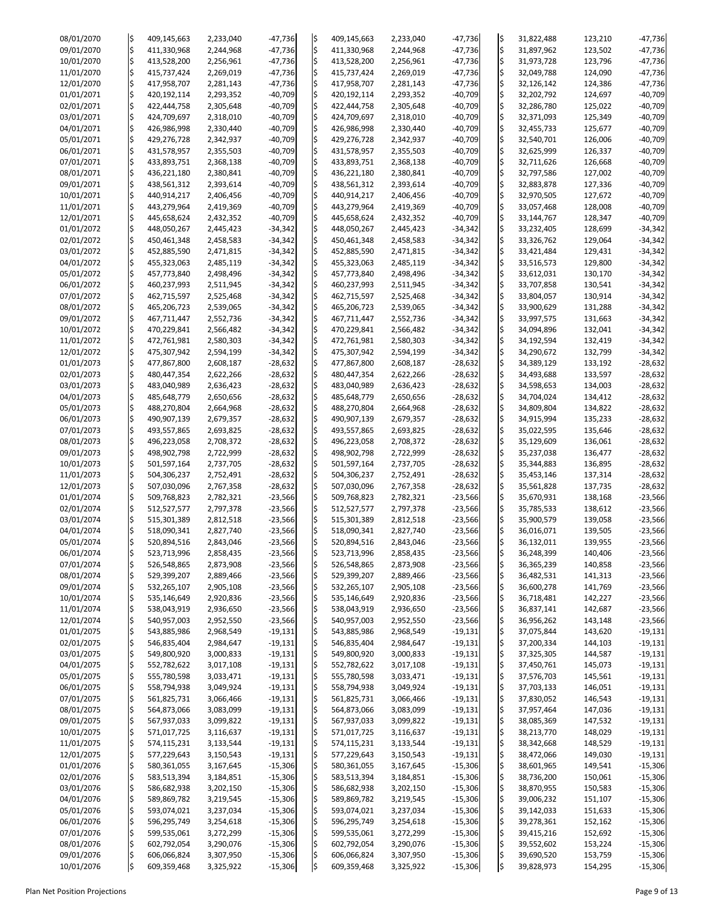| | | | | | | | | | | | |
|---|---|---|---|---|---|---|---|---|---|---|---|
| 08/01/2070 | $ | 409,145,663 | 2,233,040 | -47,736 | $ | 409,145,663 | 2,233,040 | -47,736 | $ | 31,822,488 | 123,210 | -47,736 |
| 09/01/2070 | $ | 411,330,968 | 2,244,968 | -47,736 | $ | 411,330,968 | 2,244,968 | -47,736 | $ | 31,897,962 | 123,502 | -47,736 |
| 10/01/2070 | $ | 413,528,200 | 2,256,961 | -47,736 | $ | 413,528,200 | 2,256,961 | -47,736 | $ | 31,973,728 | 123,796 | -47,736 |
| 11/01/2070 | $ | 415,737,424 | 2,269,019 | -47,736 | $ | 415,737,424 | 2,269,019 | -47,736 | $ | 32,049,788 | 124,090 | -47,736 |
| 12/01/2070 | $ | 417,958,707 | 2,281,143 | -47,736 | $ | 417,958,707 | 2,281,143 | -47,736 | $ | 32,126,142 | 124,386 | -47,736 |
| 01/01/2071 | $ | 420,192,114 | 2,293,352 | -40,709 | $ | 420,192,114 | 2,293,352 | -40,709 | $ | 32,202,792 | 124,697 | -40,709 |
| 02/01/2071 | $ | 422,444,758 | 2,305,648 | -40,709 | $ | 422,444,758 | 2,305,648 | -40,709 | $ | 32,286,780 | 125,022 | -40,709 |
| 03/01/2071 | $ | 424,709,697 | 2,318,010 | -40,709 | $ | 424,709,697 | 2,318,010 | -40,709 | $ | 32,371,093 | 125,349 | -40,709 |
| 04/01/2071 | $ | 426,986,998 | 2,330,440 | -40,709 | $ | 426,986,998 | 2,330,440 | -40,709 | $ | 32,455,733 | 125,677 | -40,709 |
| 05/01/2071 | $ | 429,276,728 | 2,342,937 | -40,709 | $ | 429,276,728 | 2,342,937 | -40,709 | $ | 32,540,701 | 126,006 | -40,709 |
| 06/01/2071 | $ | 431,578,957 | 2,355,503 | -40,709 | $ | 431,578,957 | 2,355,503 | -40,709 | $ | 32,625,999 | 126,337 | -40,709 |
| 07/01/2071 | $ | 433,893,751 | 2,368,138 | -40,709 | $ | 433,893,751 | 2,368,138 | -40,709 | $ | 32,711,626 | 126,668 | -40,709 |
| 08/01/2071 | $ | 436,221,180 | 2,380,841 | -40,709 | $ | 436,221,180 | 2,380,841 | -40,709 | $ | 32,797,586 | 127,002 | -40,709 |
| 09/01/2071 | $ | 438,561,312 | 2,393,614 | -40,709 | $ | 438,561,312 | 2,393,614 | -40,709 | $ | 32,883,878 | 127,336 | -40,709 |
| 10/01/2071 | $ | 440,914,217 | 2,406,456 | -40,709 | $ | 440,914,217 | 2,406,456 | -40,709 | $ | 32,970,505 | 127,672 | -40,709 |
| 11/01/2071 | $ | 443,279,964 | 2,419,369 | -40,709 | $ | 443,279,964 | 2,419,369 | -40,709 | $ | 33,057,468 | 128,008 | -40,709 |
| 12/01/2071 | $ | 445,658,624 | 2,432,352 | -40,709 | $ | 445,658,624 | 2,432,352 | -40,709 | $ | 33,144,767 | 128,347 | -40,709 |
| 01/01/2072 | $ | 448,050,267 | 2,445,423 | -34,342 | $ | 448,050,267 | 2,445,423 | -34,342 | $ | 33,232,405 | 128,699 | -34,342 |
| 02/01/2072 | $ | 450,461,348 | 2,458,583 | -34,342 | $ | 450,461,348 | 2,458,583 | -34,342 | $ | 33,326,762 | 129,064 | -34,342 |
| 03/01/2072 | $ | 452,885,590 | 2,471,815 | -34,342 | $ | 452,885,590 | 2,471,815 | -34,342 | $ | 33,421,484 | 129,431 | -34,342 |
| 04/01/2072 | $ | 455,323,063 | 2,485,119 | -34,342 | $ | 455,323,063 | 2,485,119 | -34,342 | $ | 33,516,573 | 129,800 | -34,342 |
| 05/01/2072 | $ | 457,773,840 | 2,498,496 | -34,342 | $ | 457,773,840 | 2,498,496 | -34,342 | $ | 33,612,031 | 130,170 | -34,342 |
| 06/01/2072 | $ | 460,237,993 | 2,511,945 | -34,342 | $ | 460,237,993 | 2,511,945 | -34,342 | $ | 33,707,858 | 130,541 | -34,342 |
| 07/01/2072 | $ | 462,715,597 | 2,525,468 | -34,342 | $ | 462,715,597 | 2,525,468 | -34,342 | $ | 33,804,057 | 130,914 | -34,342 |
| 08/01/2072 | $ | 465,206,723 | 2,539,065 | -34,342 | $ | 465,206,723 | 2,539,065 | -34,342 | $ | 33,900,629 | 131,288 | -34,342 |
| 09/01/2072 | $ | 467,711,447 | 2,552,736 | -34,342 | $ | 467,711,447 | 2,552,736 | -34,342 | $ | 33,997,575 | 131,663 | -34,342 |
| 10/01/2072 | $ | 470,229,841 | 2,566,482 | -34,342 | $ | 470,229,841 | 2,566,482 | -34,342 | $ | 34,094,896 | 132,041 | -34,342 |
| 11/01/2072 | $ | 472,761,981 | 2,580,303 | -34,342 | $ | 472,761,981 | 2,580,303 | -34,342 | $ | 34,192,594 | 132,419 | -34,342 |
| 12/01/2072 | $ | 475,307,942 | 2,594,199 | -34,342 | $ | 475,307,942 | 2,594,199 | -34,342 | $ | 34,290,672 | 132,799 | -34,342 |
| 01/01/2073 | $ | 477,867,800 | 2,608,187 | -28,632 | $ | 477,867,800 | 2,608,187 | -28,632 | $ | 34,389,129 | 133,192 | -28,632 |
| 02/01/2073 | $ | 480,447,354 | 2,622,266 | -28,632 | $ | 480,447,354 | 2,622,266 | -28,632 | $ | 34,493,688 | 133,597 | -28,632 |
| 03/01/2073 | $ | 483,040,989 | 2,636,423 | -28,632 | $ | 483,040,989 | 2,636,423 | -28,632 | $ | 34,598,653 | 134,003 | -28,632 |
| 04/01/2073 | $ | 485,648,779 | 2,650,656 | -28,632 | $ | 485,648,779 | 2,650,656 | -28,632 | $ | 34,704,024 | 134,412 | -28,632 |
| 05/01/2073 | $ | 488,270,804 | 2,664,968 | -28,632 | $ | 488,270,804 | 2,664,968 | -28,632 | $ | 34,809,804 | 134,822 | -28,632 |
| 06/01/2073 | $ | 490,907,139 | 2,679,357 | -28,632 | $ | 490,907,139 | 2,679,357 | -28,632 | $ | 34,915,994 | 135,233 | -28,632 |
| 07/01/2073 | $ | 493,557,865 | 2,693,825 | -28,632 | $ | 493,557,865 | 2,693,825 | -28,632 | $ | 35,022,595 | 135,646 | -28,632 |
| 08/01/2073 | $ | 496,223,058 | 2,708,372 | -28,632 | $ | 496,223,058 | 2,708,372 | -28,632 | $ | 35,129,609 | 136,061 | -28,632 |
| 09/01/2073 | $ | 498,902,798 | 2,722,999 | -28,632 | $ | 498,902,798 | 2,722,999 | -28,632 | $ | 35,237,038 | 136,477 | -28,632 |
| 10/01/2073 | $ | 501,597,164 | 2,737,705 | -28,632 | $ | 501,597,164 | 2,737,705 | -28,632 | $ | 35,344,883 | 136,895 | -28,632 |
| 11/01/2073 | $ | 504,306,237 | 2,752,491 | -28,632 | $ | 504,306,237 | 2,752,491 | -28,632 | $ | 35,453,146 | 137,314 | -28,632 |
| 12/01/2073 | $ | 507,030,096 | 2,767,358 | -28,632 | $ | 507,030,096 | 2,767,358 | -28,632 | $ | 35,561,828 | 137,735 | -28,632 |
| 01/01/2074 | $ | 509,768,823 | 2,782,321 | -23,566 | $ | 509,768,823 | 2,782,321 | -23,566 | $ | 35,670,931 | 138,168 | -23,566 |
| 02/01/2074 | $ | 512,527,577 | 2,797,378 | -23,566 | $ | 512,527,577 | 2,797,378 | -23,566 | $ | 35,785,533 | 138,612 | -23,566 |
| 03/01/2074 | $ | 515,301,389 | 2,812,518 | -23,566 | $ | 515,301,389 | 2,812,518 | -23,566 | $ | 35,900,579 | 139,058 | -23,566 |
| 04/01/2074 | $ | 518,090,341 | 2,827,740 | -23,566 | $ | 518,090,341 | 2,827,740 | -23,566 | $ | 36,016,071 | 139,505 | -23,566 |
| 05/01/2074 | $ | 520,894,516 | 2,843,046 | -23,566 | $ | 520,894,516 | 2,843,046 | -23,566 | $ | 36,132,011 | 139,955 | -23,566 |
| 06/01/2074 | $ | 523,713,996 | 2,858,435 | -23,566 | $ | 523,713,996 | 2,858,435 | -23,566 | $ | 36,248,399 | 140,406 | -23,566 |
| 07/01/2074 | $ | 526,548,865 | 2,873,908 | -23,566 | $ | 526,548,865 | 2,873,908 | -23,566 | $ | 36,365,239 | 140,858 | -23,566 |
| 08/01/2074 | $ | 529,399,207 | 2,889,466 | -23,566 | $ | 529,399,207 | 2,889,466 | -23,566 | $ | 36,482,531 | 141,313 | -23,566 |
| 09/01/2074 | $ | 532,265,107 | 2,905,108 | -23,566 | $ | 532,265,107 | 2,905,108 | -23,566 | $ | 36,600,278 | 141,769 | -23,566 |
| 10/01/2074 | $ | 535,146,649 | 2,920,836 | -23,566 | $ | 535,146,649 | 2,920,836 | -23,566 | $ | 36,718,481 | 142,227 | -23,566 |
| 11/01/2074 | $ | 538,043,919 | 2,936,650 | -23,566 | $ | 538,043,919 | 2,936,650 | -23,566 | $ | 36,837,141 | 142,687 | -23,566 |
| 12/01/2074 | $ | 540,957,003 | 2,952,550 | -23,566 | $ | 540,957,003 | 2,952,550 | -23,566 | $ | 36,956,262 | 143,148 | -23,566 |
| 01/01/2075 | $ | 543,885,986 | 2,968,549 | -19,131 | $ | 543,885,986 | 2,968,549 | -19,131 | $ | 37,075,844 | 143,620 | -19,131 |
| 02/01/2075 | $ | 546,835,404 | 2,984,647 | -19,131 | $ | 546,835,404 | 2,984,647 | -19,131 | $ | 37,200,334 | 144,103 | -19,131 |
| 03/01/2075 | $ | 549,800,920 | 3,000,833 | -19,131 | $ | 549,800,920 | 3,000,833 | -19,131 | $ | 37,325,305 | 144,587 | -19,131 |
| 04/01/2075 | $ | 552,782,622 | 3,017,108 | -19,131 | $ | 552,782,622 | 3,017,108 | -19,131 | $ | 37,450,761 | 145,073 | -19,131 |
| 05/01/2075 | $ | 555,780,598 | 3,033,471 | -19,131 | $ | 555,780,598 | 3,033,471 | -19,131 | $ | 37,576,703 | 145,561 | -19,131 |
| 06/01/2075 | $ | 558,794,938 | 3,049,924 | -19,131 | $ | 558,794,938 | 3,049,924 | -19,131 | $ | 37,703,133 | 146,051 | -19,131 |
| 07/01/2075 | $ | 561,825,731 | 3,066,466 | -19,131 | $ | 561,825,731 | 3,066,466 | -19,131 | $ | 37,830,052 | 146,543 | -19,131 |
| 08/01/2075 | $ | 564,873,066 | 3,083,099 | -19,131 | $ | 564,873,066 | 3,083,099 | -19,131 | $ | 37,957,464 | 147,036 | -19,131 |
| 09/01/2075 | $ | 567,937,033 | 3,099,822 | -19,131 | $ | 567,937,033 | 3,099,822 | -19,131 | $ | 38,085,369 | 147,532 | -19,131 |
| 10/01/2075 | $ | 571,017,725 | 3,116,637 | -19,131 | $ | 571,017,725 | 3,116,637 | -19,131 | $ | 38,213,770 | 148,029 | -19,131 |
| 11/01/2075 | $ | 574,115,231 | 3,133,544 | -19,131 | $ | 574,115,231 | 3,133,544 | -19,131 | $ | 38,342,668 | 148,529 | -19,131 |
| 12/01/2075 | $ | 577,229,643 | 3,150,543 | -19,131 | $ | 577,229,643 | 3,150,543 | -19,131 | $ | 38,472,066 | 149,030 | -19,131 |
| 01/01/2076 | $ | 580,361,055 | 3,167,645 | -15,306 | $ | 580,361,055 | 3,167,645 | -15,306 | $ | 38,601,965 | 149,541 | -15,306 |
| 02/01/2076 | $ | 583,513,394 | 3,184,851 | -15,306 | $ | 583,513,394 | 3,184,851 | -15,306 | $ | 38,736,200 | 150,061 | -15,306 |
| 03/01/2076 | $ | 586,682,938 | 3,202,150 | -15,306 | $ | 586,682,938 | 3,202,150 | -15,306 | $ | 38,870,955 | 150,583 | -15,306 |
| 04/01/2076 | $ | 589,869,782 | 3,219,545 | -15,306 | $ | 589,869,782 | 3,219,545 | -15,306 | $ | 39,006,232 | 151,107 | -15,306 |
| 05/01/2076 | $ | 593,074,021 | 3,237,034 | -15,306 | $ | 593,074,021 | 3,237,034 | -15,306 | $ | 39,142,033 | 151,633 | -15,306 |
| 06/01/2076 | $ | 596,295,749 | 3,254,618 | -15,306 | $ | 596,295,749 | 3,254,618 | -15,306 | $ | 39,278,361 | 152,162 | -15,306 |
| 07/01/2076 | $ | 599,535,061 | 3,272,299 | -15,306 | $ | 599,535,061 | 3,272,299 | -15,306 | $ | 39,415,216 | 152,692 | -15,306 |
| 08/01/2076 | $ | 602,792,054 | 3,290,076 | -15,306 | $ | 602,792,054 | 3,290,076 | -15,306 | $ | 39,552,602 | 153,224 | -15,306 |
| 09/01/2076 | $ | 606,066,824 | 3,307,950 | -15,306 | $ | 606,066,824 | 3,307,950 | -15,306 | $ | 39,690,520 | 153,759 | -15,306 |
| 10/01/2076 | $ | 609,359,468 | 3,325,922 | -15,306 | $ | 609,359,468 | 3,325,922 | -15,306 | $ | 39,828,973 | 154,295 | -15,306 |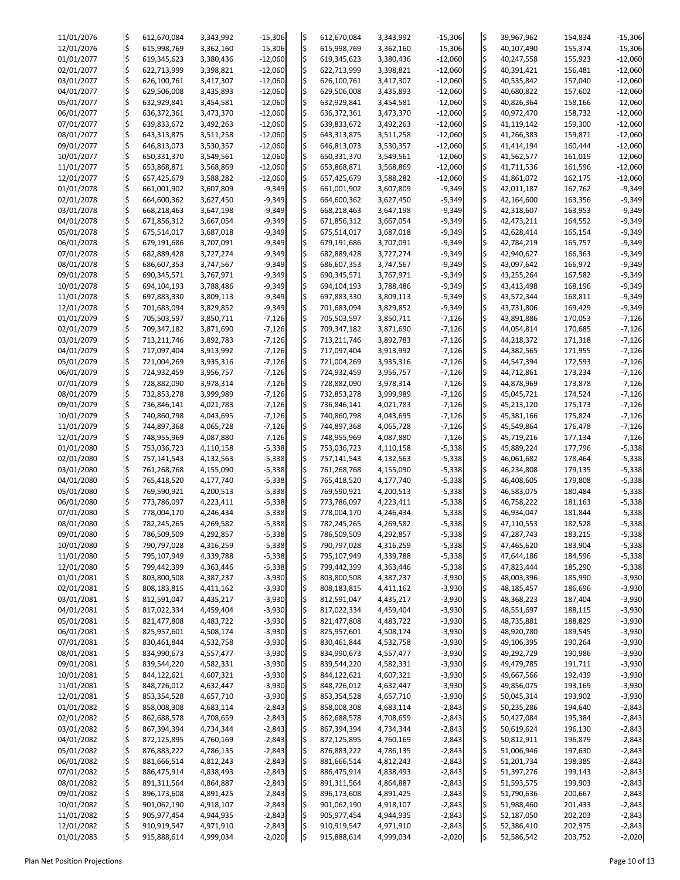| | | | | | | | | | | | |
|---|---|---|---|---|---|---|---|---|---|---|---|
| 11/01/2076 | $ | 612,670,084 | 3,343,992 | -15,306 | $ | 612,670,084 | 3,343,992 | -15,306 | $ | 39,967,962 | 154,834 | -15,306 |
| 12/01/2076 | $ | 615,998,769 | 3,362,160 | -15,306 | $ | 615,998,769 | 3,362,160 | -15,306 | $ | 40,107,490 | 155,374 | -15,306 |
| 01/01/2077 | $ | 619,345,623 | 3,380,436 | -12,060 | $ | 619,345,623 | 3,380,436 | -12,060 | $ | 40,247,558 | 155,923 | -12,060 |
| 02/01/2077 | $ | 622,713,999 | 3,398,821 | -12,060 | $ | 622,713,999 | 3,398,821 | -12,060 | $ | 40,391,421 | 156,481 | -12,060 |
| 03/01/2077 | $ | 626,100,761 | 3,417,307 | -12,060 | $ | 626,100,761 | 3,417,307 | -12,060 | $ | 40,535,842 | 157,040 | -12,060 |
| 04/01/2077 | $ | 629,506,008 | 3,435,893 | -12,060 | $ | 629,506,008 | 3,435,893 | -12,060 | $ | 40,680,822 | 157,602 | -12,060 |
| 05/01/2077 | $ | 632,929,841 | 3,454,581 | -12,060 | $ | 632,929,841 | 3,454,581 | -12,060 | $ | 40,826,364 | 158,166 | -12,060 |
| 06/01/2077 | $ | 636,372,361 | 3,473,370 | -12,060 | $ | 636,372,361 | 3,473,370 | -12,060 | $ | 40,972,470 | 158,732 | -12,060 |
| 07/01/2077 | $ | 639,833,672 | 3,492,263 | -12,060 | $ | 639,833,672 | 3,492,263 | -12,060 | $ | 41,119,142 | 159,300 | -12,060 |
| 08/01/2077 | $ | 643,313,875 | 3,511,258 | -12,060 | $ | 643,313,875 | 3,511,258 | -12,060 | $ | 41,266,383 | 159,871 | -12,060 |
| 09/01/2077 | $ | 646,813,073 | 3,530,357 | -12,060 | $ | 646,813,073 | 3,530,357 | -12,060 | $ | 41,414,194 | 160,444 | -12,060 |
| 10/01/2077 | $ | 650,331,370 | 3,549,561 | -12,060 | $ | 650,331,370 | 3,549,561 | -12,060 | $ | 41,562,577 | 161,019 | -12,060 |
| 11/01/2077 | $ | 653,868,871 | 3,568,869 | -12,060 | $ | 653,868,871 | 3,568,869 | -12,060 | $ | 41,711,536 | 161,596 | -12,060 |
| 12/01/2077 | $ | 657,425,679 | 3,588,282 | -12,060 | $ | 657,425,679 | 3,588,282 | -12,060 | $ | 41,861,072 | 162,175 | -12,060 |
| 01/01/2078 | $ | 661,001,902 | 3,607,809 | -9,349 | $ | 661,001,902 | 3,607,809 | -9,349 | $ | 42,011,187 | 162,762 | -9,349 |
| 02/01/2078 | $ | 664,600,362 | 3,627,450 | -9,349 | $ | 664,600,362 | 3,627,450 | -9,349 | $ | 42,164,600 | 163,356 | -9,349 |
| 03/01/2078 | $ | 668,218,463 | 3,647,198 | -9,349 | $ | 668,218,463 | 3,647,198 | -9,349 | $ | 42,318,607 | 163,953 | -9,349 |
| 04/01/2078 | $ | 671,856,312 | 3,667,054 | -9,349 | $ | 671,856,312 | 3,667,054 | -9,349 | $ | 42,473,211 | 164,552 | -9,349 |
| 05/01/2078 | $ | 675,514,017 | 3,687,018 | -9,349 | $ | 675,514,017 | 3,687,018 | -9,349 | $ | 42,628,414 | 165,154 | -9,349 |
| 06/01/2078 | $ | 679,191,686 | 3,707,091 | -9,349 | $ | 679,191,686 | 3,707,091 | -9,349 | $ | 42,784,219 | 165,757 | -9,349 |
| 07/01/2078 | $ | 682,889,428 | 3,727,274 | -9,349 | $ | 682,889,428 | 3,727,274 | -9,349 | $ | 42,940,627 | 166,363 | -9,349 |
| 08/01/2078 | $ | 686,607,353 | 3,747,567 | -9,349 | $ | 686,607,353 | 3,747,567 | -9,349 | $ | 43,097,642 | 166,972 | -9,349 |
| 09/01/2078 | $ | 690,345,571 | 3,767,971 | -9,349 | $ | 690,345,571 | 3,767,971 | -9,349 | $ | 43,255,264 | 167,582 | -9,349 |
| 10/01/2078 | $ | 694,104,193 | 3,788,486 | -9,349 | $ | 694,104,193 | 3,788,486 | -9,349 | $ | 43,413,498 | 168,196 | -9,349 |
| 11/01/2078 | $ | 697,883,330 | 3,809,113 | -9,349 | $ | 697,883,330 | 3,809,113 | -9,349 | $ | 43,572,344 | 168,811 | -9,349 |
| 12/01/2078 | $ | 701,683,094 | 3,829,852 | -9,349 | $ | 701,683,094 | 3,829,852 | -9,349 | $ | 43,731,806 | 169,429 | -9,349 |
| 01/01/2079 | $ | 705,503,597 | 3,850,711 | -7,126 | $ | 705,503,597 | 3,850,711 | -7,126 | $ | 43,891,886 | 170,053 | -7,126 |
| 02/01/2079 | $ | 709,347,182 | 3,871,690 | -7,126 | $ | 709,347,182 | 3,871,690 | -7,126 | $ | 44,054,814 | 170,685 | -7,126 |
| 03/01/2079 | $ | 713,211,746 | 3,892,783 | -7,126 | $ | 713,211,746 | 3,892,783 | -7,126 | $ | 44,218,372 | 171,318 | -7,126 |
| 04/01/2079 | $ | 717,097,404 | 3,913,992 | -7,126 | $ | 717,097,404 | 3,913,992 | -7,126 | $ | 44,382,565 | 171,955 | -7,126 |
| 05/01/2079 | $ | 721,004,269 | 3,935,316 | -7,126 | $ | 721,004,269 | 3,935,316 | -7,126 | $ | 44,547,394 | 172,593 | -7,126 |
| 06/01/2079 | $ | 724,932,459 | 3,956,757 | -7,126 | $ | 724,932,459 | 3,956,757 | -7,126 | $ | 44,712,861 | 173,234 | -7,126 |
| 07/01/2079 | $ | 728,882,090 | 3,978,314 | -7,126 | $ | 728,882,090 | 3,978,314 | -7,126 | $ | 44,878,969 | 173,878 | -7,126 |
| 08/01/2079 | $ | 732,853,278 | 3,999,989 | -7,126 | $ | 732,853,278 | 3,999,989 | -7,126 | $ | 45,045,721 | 174,524 | -7,126 |
| 09/01/2079 | $ | 736,846,141 | 4,021,783 | -7,126 | $ | 736,846,141 | 4,021,783 | -7,126 | $ | 45,213,120 | 175,173 | -7,126 |
| 10/01/2079 | $ | 740,860,798 | 4,043,695 | -7,126 | $ | 740,860,798 | 4,043,695 | -7,126 | $ | 45,381,166 | 175,824 | -7,126 |
| 11/01/2079 | $ | 744,897,368 | 4,065,728 | -7,126 | $ | 744,897,368 | 4,065,728 | -7,126 | $ | 45,549,864 | 176,478 | -7,126 |
| 12/01/2079 | $ | 748,955,969 | 4,087,880 | -7,126 | $ | 748,955,969 | 4,087,880 | -7,126 | $ | 45,719,216 | 177,134 | -7,126 |
| 01/01/2080 | $ | 753,036,723 | 4,110,158 | -5,338 | $ | 753,036,723 | 4,110,158 | -5,338 | $ | 45,889,224 | 177,796 | -5,338 |
| 02/01/2080 | $ | 757,141,543 | 4,132,563 | -5,338 | $ | 757,141,543 | 4,132,563 | -5,338 | $ | 46,061,682 | 178,464 | -5,338 |
| 03/01/2080 | $ | 761,268,768 | 4,155,090 | -5,338 | $ | 761,268,768 | 4,155,090 | -5,338 | $ | 46,234,808 | 179,135 | -5,338 |
| 04/01/2080 | $ | 765,418,520 | 4,177,740 | -5,338 | $ | 765,418,520 | 4,177,740 | -5,338 | $ | 46,408,605 | 179,808 | -5,338 |
| 05/01/2080 | $ | 769,590,921 | 4,200,513 | -5,338 | $ | 769,590,921 | 4,200,513 | -5,338 | $ | 46,583,075 | 180,484 | -5,338 |
| 06/01/2080 | $ | 773,786,097 | 4,223,411 | -5,338 | $ | 773,786,097 | 4,223,411 | -5,338 | $ | 46,758,222 | 181,163 | -5,338 |
| 07/01/2080 | $ | 778,004,170 | 4,246,434 | -5,338 | $ | 778,004,170 | 4,246,434 | -5,338 | $ | 46,934,047 | 181,844 | -5,338 |
| 08/01/2080 | $ | 782,245,265 | 4,269,582 | -5,338 | $ | 782,245,265 | 4,269,582 | -5,338 | $ | 47,110,553 | 182,528 | -5,338 |
| 09/01/2080 | $ | 786,509,509 | 4,292,857 | -5,338 | $ | 786,509,509 | 4,292,857 | -5,338 | $ | 47,287,743 | 183,215 | -5,338 |
| 10/01/2080 | $ | 790,797,028 | 4,316,259 | -5,338 | $ | 790,797,028 | 4,316,259 | -5,338 | $ | 47,465,620 | 183,904 | -5,338 |
| 11/01/2080 | $ | 795,107,949 | 4,339,788 | -5,338 | $ | 795,107,949 | 4,339,788 | -5,338 | $ | 47,644,186 | 184,596 | -5,338 |
| 12/01/2080 | $ | 799,442,399 | 4,363,446 | -5,338 | $ | 799,442,399 | 4,363,446 | -5,338 | $ | 47,823,444 | 185,290 | -5,338 |
| 01/01/2081 | $ | 803,800,508 | 4,387,237 | -3,930 | $ | 803,800,508 | 4,387,237 | -3,930 | $ | 48,003,396 | 185,990 | -3,930 |
| 02/01/2081 | $ | 808,183,815 | 4,411,162 | -3,930 | $ | 808,183,815 | 4,411,162 | -3,930 | $ | 48,185,457 | 186,696 | -3,930 |
| 03/01/2081 | $ | 812,591,047 | 4,435,217 | -3,930 | $ | 812,591,047 | 4,435,217 | -3,930 | $ | 48,368,223 | 187,404 | -3,930 |
| 04/01/2081 | $ | 817,022,334 | 4,459,404 | -3,930 | $ | 817,022,334 | 4,459,404 | -3,930 | $ | 48,551,697 | 188,115 | -3,930 |
| 05/01/2081 | $ | 821,477,808 | 4,483,722 | -3,930 | $ | 821,477,808 | 4,483,722 | -3,930 | $ | 48,735,881 | 188,829 | -3,930 |
| 06/01/2081 | $ | 825,957,601 | 4,508,174 | -3,930 | $ | 825,957,601 | 4,508,174 | -3,930 | $ | 48,920,780 | 189,545 | -3,930 |
| 07/01/2081 | $ | 830,461,844 | 4,532,758 | -3,930 | $ | 830,461,844 | 4,532,758 | -3,930 | $ | 49,106,395 | 190,264 | -3,930 |
| 08/01/2081 | $ | 834,990,673 | 4,557,477 | -3,930 | $ | 834,990,673 | 4,557,477 | -3,930 | $ | 49,292,729 | 190,986 | -3,930 |
| 09/01/2081 | $ | 839,544,220 | 4,582,331 | -3,930 | $ | 839,544,220 | 4,582,331 | -3,930 | $ | 49,479,785 | 191,711 | -3,930 |
| 10/01/2081 | $ | 844,122,621 | 4,607,321 | -3,930 | $ | 844,122,621 | 4,607,321 | -3,930 | $ | 49,667,566 | 192,439 | -3,930 |
| 11/01/2081 | $ | 848,726,012 | 4,632,447 | -3,930 | $ | 848,726,012 | 4,632,447 | -3,930 | $ | 49,856,075 | 193,169 | -3,930 |
| 12/01/2081 | $ | 853,354,528 | 4,657,710 | -3,930 | $ | 853,354,528 | 4,657,710 | -3,930 | $ | 50,045,314 | 193,902 | -3,930 |
| 01/01/2082 | $ | 858,008,308 | 4,683,114 | -2,843 | $ | 858,008,308 | 4,683,114 | -2,843 | $ | 50,235,286 | 194,640 | -2,843 |
| 02/01/2082 | $ | 862,688,578 | 4,708,659 | -2,843 | $ | 862,688,578 | 4,708,659 | -2,843 | $ | 50,427,084 | 195,384 | -2,843 |
| 03/01/2082 | $ | 867,394,394 | 4,734,344 | -2,843 | $ | 867,394,394 | 4,734,344 | -2,843 | $ | 50,619,624 | 196,130 | -2,843 |
| 04/01/2082 | $ | 872,125,895 | 4,760,169 | -2,843 | $ | 872,125,895 | 4,760,169 | -2,843 | $ | 50,812,911 | 196,879 | -2,843 |
| 05/01/2082 | $ | 876,883,222 | 4,786,135 | -2,843 | $ | 876,883,222 | 4,786,135 | -2,843 | $ | 51,006,946 | 197,630 | -2,843 |
| 06/01/2082 | $ | 881,666,514 | 4,812,243 | -2,843 | $ | 881,666,514 | 4,812,243 | -2,843 | $ | 51,201,734 | 198,385 | -2,843 |
| 07/01/2082 | $ | 886,475,914 | 4,838,493 | -2,843 | $ | 886,475,914 | 4,838,493 | -2,843 | $ | 51,397,276 | 199,143 | -2,843 |
| 08/01/2082 | $ | 891,311,564 | 4,864,887 | -2,843 | $ | 891,311,564 | 4,864,887 | -2,843 | $ | 51,593,575 | 199,903 | -2,843 |
| 09/01/2082 | $ | 896,173,608 | 4,891,425 | -2,843 | $ | 896,173,608 | 4,891,425 | -2,843 | $ | 51,790,636 | 200,667 | -2,843 |
| 10/01/2082 | $ | 901,062,190 | 4,918,107 | -2,843 | $ | 901,062,190 | 4,918,107 | -2,843 | $ | 51,988,460 | 201,433 | -2,843 |
| 11/01/2082 | $ | 905,977,454 | 4,944,935 | -2,843 | $ | 905,977,454 | 4,944,935 | -2,843 | $ | 52,187,050 | 202,203 | -2,843 |
| 12/01/2082 | $ | 910,919,547 | 4,971,910 | -2,843 | $ | 910,919,547 | 4,971,910 | -2,843 | $ | 52,386,410 | 202,975 | -2,843 |
| 01/01/2083 | $ | 915,888,614 | 4,999,034 | -2,020 | $ | 915,888,614 | 4,999,034 | -2,020 | $ | 52,586,542 | 203,752 | -2,020 |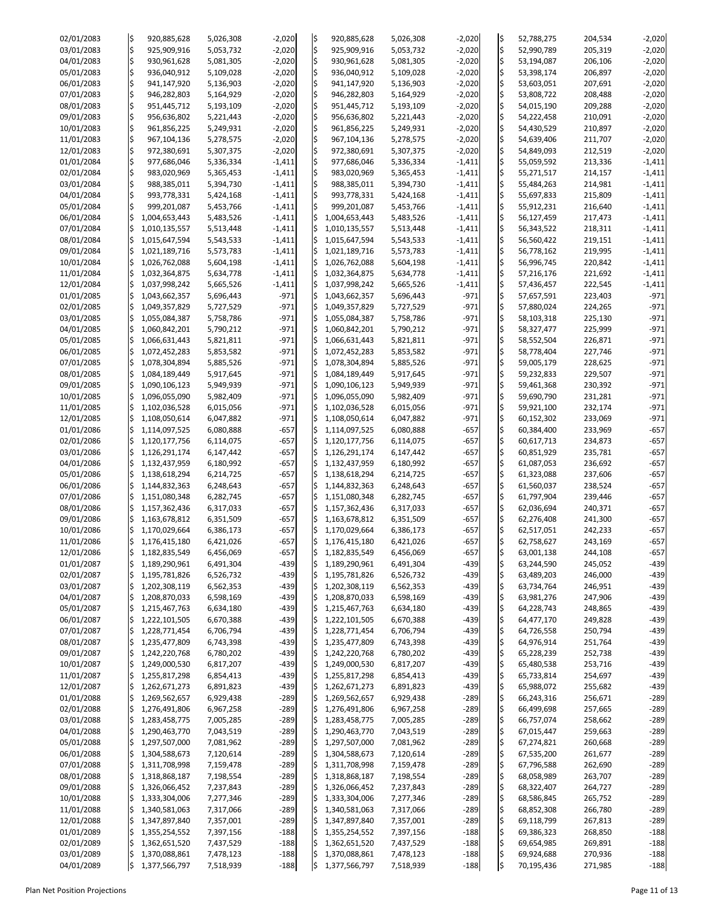| Date | | | | | | | | | | | | |
|---|---|---|---|---|---|---|---|---|---|---|---|---|
| 02/01/2083 | $ | 920,885,628 | 5,026,308 | -2,020 | $ | 920,885,628 | 5,026,308 | -2,020 | $ | 52,788,275 | 204,534 | -2,020 |
| 03/01/2083 | $ | 925,909,916 | 5,053,732 | -2,020 | $ | 925,909,916 | 5,053,732 | -2,020 | $ | 52,990,789 | 205,319 | -2,020 |
| 04/01/2083 | $ | 930,961,628 | 5,081,305 | -2,020 | $ | 930,961,628 | 5,081,305 | -2,020 | $ | 53,194,087 | 206,106 | -2,020 |
| 05/01/2083 | $ | 936,040,912 | 5,109,028 | -2,020 | $ | 936,040,912 | 5,109,028 | -2,020 | $ | 53,398,174 | 206,897 | -2,020 |
| 06/01/2083 | $ | 941,147,920 | 5,136,903 | -2,020 | $ | 941,147,920 | 5,136,903 | -2,020 | $ | 53,603,051 | 207,691 | -2,020 |
| 07/01/2083 | $ | 946,282,803 | 5,164,929 | -2,020 | $ | 946,282,803 | 5,164,929 | -2,020 | $ | 53,808,722 | 208,488 | -2,020 |
| 08/01/2083 | $ | 951,445,712 | 5,193,109 | -2,020 | $ | 951,445,712 | 5,193,109 | -2,020 | $ | 54,015,190 | 209,288 | -2,020 |
| 09/01/2083 | $ | 956,636,802 | 5,221,443 | -2,020 | $ | 956,636,802 | 5,221,443 | -2,020 | $ | 54,222,458 | 210,091 | -2,020 |
| 10/01/2083 | $ | 961,856,225 | 5,249,931 | -2,020 | $ | 961,856,225 | 5,249,931 | -2,020 | $ | 54,430,529 | 210,897 | -2,020 |
| 11/01/2083 | $ | 967,104,136 | 5,278,575 | -2,020 | $ | 967,104,136 | 5,278,575 | -2,020 | $ | 54,639,406 | 211,707 | -2,020 |
| 12/01/2083 | $ | 972,380,691 | 5,307,375 | -2,020 | $ | 972,380,691 | 5,307,375 | -2,020 | $ | 54,849,093 | 212,519 | -2,020 |
| 01/01/2084 | $ | 977,686,046 | 5,336,334 | -1,411 | $ | 977,686,046 | 5,336,334 | -1,411 | $ | 55,059,592 | 213,336 | -1,411 |
| 02/01/2084 | $ | 983,020,969 | 5,365,453 | -1,411 | $ | 983,020,969 | 5,365,453 | -1,411 | $ | 55,271,517 | 214,157 | -1,411 |
| 03/01/2084 | $ | 988,385,011 | 5,394,730 | -1,411 | $ | 988,385,011 | 5,394,730 | -1,411 | $ | 55,484,263 | 214,981 | -1,411 |
| 04/01/2084 | $ | 993,778,331 | 5,424,168 | -1,411 | $ | 993,778,331 | 5,424,168 | -1,411 | $ | 55,697,833 | 215,809 | -1,411 |
| 05/01/2084 | $ | 999,201,087 | 5,453,766 | -1,411 | $ | 999,201,087 | 5,453,766 | -1,411 | $ | 55,912,231 | 216,640 | -1,411 |
| 06/01/2084 | $ | 1,004,653,443 | 5,483,526 | -1,411 | $ | 1,004,653,443 | 5,483,526 | -1,411 | $ | 56,127,459 | 217,473 | -1,411 |
| 07/01/2084 | $ | 1,010,135,557 | 5,513,448 | -1,411 | $ | 1,010,135,557 | 5,513,448 | -1,411 | $ | 56,343,522 | 218,311 | -1,411 |
| 08/01/2084 | $ | 1,015,647,594 | 5,543,533 | -1,411 | $ | 1,015,647,594 | 5,543,533 | -1,411 | $ | 56,560,422 | 219,151 | -1,411 |
| 09/01/2084 | $ | 1,021,189,716 | 5,573,783 | -1,411 | $ | 1,021,189,716 | 5,573,783 | -1,411 | $ | 56,778,162 | 219,995 | -1,411 |
| 10/01/2084 | $ | 1,026,762,088 | 5,604,198 | -1,411 | $ | 1,026,762,088 | 5,604,198 | -1,411 | $ | 56,996,745 | 220,842 | -1,411 |
| 11/01/2084 | $ | 1,032,364,875 | 5,634,778 | -1,411 | $ | 1,032,364,875 | 5,634,778 | -1,411 | $ | 57,216,176 | 221,692 | -1,411 |
| 12/01/2084 | $ | 1,037,998,242 | 5,665,526 | -1,411 | $ | 1,037,998,242 | 5,665,526 | -1,411 | $ | 57,436,457 | 222,545 | -1,411 |
| 01/01/2085 | $ | 1,043,662,357 | 5,696,443 | -971 | $ | 1,043,662,357 | 5,696,443 | -971 | $ | 57,657,591 | 223,403 | -971 |
| 02/01/2085 | $ | 1,049,357,829 | 5,727,529 | -971 | $ | 1,049,357,829 | 5,727,529 | -971 | $ | 57,880,024 | 224,265 | -971 |
| 03/01/2085 | $ | 1,055,084,387 | 5,758,786 | -971 | $ | 1,055,084,387 | 5,758,786 | -971 | $ | 58,103,318 | 225,130 | -971 |
| 04/01/2085 | $ | 1,060,842,201 | 5,790,212 | -971 | $ | 1,060,842,201 | 5,790,212 | -971 | $ | 58,327,477 | 225,999 | -971 |
| 05/01/2085 | $ | 1,066,631,443 | 5,821,811 | -971 | $ | 1,066,631,443 | 5,821,811 | -971 | $ | 58,552,504 | 226,871 | -971 |
| 06/01/2085 | $ | 1,072,452,283 | 5,853,582 | -971 | $ | 1,072,452,283 | 5,853,582 | -971 | $ | 58,778,404 | 227,746 | -971 |
| 07/01/2085 | $ | 1,078,304,894 | 5,885,526 | -971 | $ | 1,078,304,894 | 5,885,526 | -971 | $ | 59,005,179 | 228,625 | -971 |
| 08/01/2085 | $ | 1,084,189,449 | 5,917,645 | -971 | $ | 1,084,189,449 | 5,917,645 | -971 | $ | 59,232,833 | 229,507 | -971 |
| 09/01/2085 | $ | 1,090,106,123 | 5,949,939 | -971 | $ | 1,090,106,123 | 5,949,939 | -971 | $ | 59,461,368 | 230,392 | -971 |
| 10/01/2085 | $ | 1,096,055,090 | 5,982,409 | -971 | $ | 1,096,055,090 | 5,982,409 | -971 | $ | 59,690,790 | 231,281 | -971 |
| 11/01/2085 | $ | 1,102,036,528 | 6,015,056 | -971 | $ | 1,102,036,528 | 6,015,056 | -971 | $ | 59,921,100 | 232,174 | -971 |
| 12/01/2085 | $ | 1,108,050,614 | 6,047,882 | -971 | $ | 1,108,050,614 | 6,047,882 | -971 | $ | 60,152,302 | 233,069 | -971 |
| 01/01/2086 | $ | 1,114,097,525 | 6,080,888 | -657 | $ | 1,114,097,525 | 6,080,888 | -657 | $ | 60,384,400 | 233,969 | -657 |
| 02/01/2086 | $ | 1,120,177,756 | 6,114,075 | -657 | $ | 1,120,177,756 | 6,114,075 | -657 | $ | 60,617,713 | 234,873 | -657 |
| 03/01/2086 | $ | 1,126,291,174 | 6,147,442 | -657 | $ | 1,126,291,174 | 6,147,442 | -657 | $ | 60,851,929 | 235,781 | -657 |
| 04/01/2086 | $ | 1,132,437,959 | 6,180,992 | -657 | $ | 1,132,437,959 | 6,180,992 | -657 | $ | 61,087,053 | 236,692 | -657 |
| 05/01/2086 | $ | 1,138,618,294 | 6,214,725 | -657 | $ | 1,138,618,294 | 6,214,725 | -657 | $ | 61,323,088 | 237,606 | -657 |
| 06/01/2086 | $ | 1,144,832,363 | 6,248,643 | -657 | $ | 1,144,832,363 | 6,248,643 | -657 | $ | 61,560,037 | 238,524 | -657 |
| 07/01/2086 | $ | 1,151,080,348 | 6,282,745 | -657 | $ | 1,151,080,348 | 6,282,745 | -657 | $ | 61,797,904 | 239,446 | -657 |
| 08/01/2086 | $ | 1,157,362,436 | 6,317,033 | -657 | $ | 1,157,362,436 | 6,317,033 | -657 | $ | 62,036,694 | 240,371 | -657 |
| 09/01/2086 | $ | 1,163,678,812 | 6,351,509 | -657 | $ | 1,163,678,812 | 6,351,509 | -657 | $ | 62,276,408 | 241,300 | -657 |
| 10/01/2086 | $ | 1,170,029,664 | 6,386,173 | -657 | $ | 1,170,029,664 | 6,386,173 | -657 | $ | 62,517,051 | 242,233 | -657 |
| 11/01/2086 | $ | 1,176,415,180 | 6,421,026 | -657 | $ | 1,176,415,180 | 6,421,026 | -657 | $ | 62,758,627 | 243,169 | -657 |
| 12/01/2086 | $ | 1,182,835,549 | 6,456,069 | -657 | $ | 1,182,835,549 | 6,456,069 | -657 | $ | 63,001,138 | 244,108 | -657 |
| 01/01/2087 | $ | 1,189,290,961 | 6,491,304 | -439 | $ | 1,189,290,961 | 6,491,304 | -439 | $ | 63,244,590 | 245,052 | -439 |
| 02/01/2087 | $ | 1,195,781,826 | 6,526,732 | -439 | $ | 1,195,781,826 | 6,526,732 | -439 | $ | 63,489,203 | 246,000 | -439 |
| 03/01/2087 | $ | 1,202,308,119 | 6,562,353 | -439 | $ | 1,202,308,119 | 6,562,353 | -439 | $ | 63,734,764 | 246,951 | -439 |
| 04/01/2087 | $ | 1,208,870,033 | 6,598,169 | -439 | $ | 1,208,870,033 | 6,598,169 | -439 | $ | 63,981,276 | 247,906 | -439 |
| 05/01/2087 | $ | 1,215,467,763 | 6,634,180 | -439 | $ | 1,215,467,763 | 6,634,180 | -439 | $ | 64,228,743 | 248,865 | -439 |
| 06/01/2087 | $ | 1,222,101,505 | 6,670,388 | -439 | $ | 1,222,101,505 | 6,670,388 | -439 | $ | 64,477,170 | 249,828 | -439 |
| 07/01/2087 | $ | 1,228,771,454 | 6,706,794 | -439 | $ | 1,228,771,454 | 6,706,794 | -439 | $ | 64,726,558 | 250,794 | -439 |
| 08/01/2087 | $ | 1,235,477,809 | 6,743,398 | -439 | $ | 1,235,477,809 | 6,743,398 | -439 | $ | 64,976,914 | 251,764 | -439 |
| 09/01/2087 | $ | 1,242,220,768 | 6,780,202 | -439 | $ | 1,242,220,768 | 6,780,202 | -439 | $ | 65,228,239 | 252,738 | -439 |
| 10/01/2087 | $ | 1,249,000,530 | 6,817,207 | -439 | $ | 1,249,000,530 | 6,817,207 | -439 | $ | 65,480,538 | 253,716 | -439 |
| 11/01/2087 | $ | 1,255,817,298 | 6,854,413 | -439 | $ | 1,255,817,298 | 6,854,413 | -439 | $ | 65,733,814 | 254,697 | -439 |
| 12/01/2087 | $ | 1,262,671,273 | 6,891,823 | -439 | $ | 1,262,671,273 | 6,891,823 | -439 | $ | 65,988,072 | 255,682 | -439 |
| 01/01/2088 | $ | 1,269,562,657 | 6,929,438 | -289 | $ | 1,269,562,657 | 6,929,438 | -289 | $ | 66,243,316 | 256,671 | -289 |
| 02/01/2088 | $ | 1,276,491,806 | 6,967,258 | -289 | $ | 1,276,491,806 | 6,967,258 | -289 | $ | 66,499,698 | 257,665 | -289 |
| 03/01/2088 | $ | 1,283,458,775 | 7,005,285 | -289 | $ | 1,283,458,775 | 7,005,285 | -289 | $ | 66,757,074 | 258,662 | -289 |
| 04/01/2088 | $ | 1,290,463,770 | 7,043,519 | -289 | $ | 1,290,463,770 | 7,043,519 | -289 | $ | 67,015,447 | 259,663 | -289 |
| 05/01/2088 | $ | 1,297,507,000 | 7,081,962 | -289 | $ | 1,297,507,000 | 7,081,962 | -289 | $ | 67,274,821 | 260,668 | -289 |
| 06/01/2088 | $ | 1,304,588,673 | 7,120,614 | -289 | $ | 1,304,588,673 | 7,120,614 | -289 | $ | 67,535,200 | 261,677 | -289 |
| 07/01/2088 | $ | 1,311,708,998 | 7,159,478 | -289 | $ | 1,311,708,998 | 7,159,478 | -289 | $ | 67,796,588 | 262,690 | -289 |
| 08/01/2088 | $ | 1,318,868,187 | 7,198,554 | -289 | $ | 1,318,868,187 | 7,198,554 | -289 | $ | 68,058,989 | 263,707 | -289 |
| 09/01/2088 | $ | 1,326,066,452 | 7,237,843 | -289 | $ | 1,326,066,452 | 7,237,843 | -289 | $ | 68,322,407 | 264,727 | -289 |
| 10/01/2088 | $ | 1,333,304,006 | 7,277,346 | -289 | $ | 1,333,304,006 | 7,277,346 | -289 | $ | 68,586,845 | 265,752 | -289 |
| 11/01/2088 | $ | 1,340,581,063 | 7,317,066 | -289 | $ | 1,340,581,063 | 7,317,066 | -289 | $ | 68,852,308 | 266,780 | -289 |
| 12/01/2088 | $ | 1,347,897,840 | 7,357,001 | -289 | $ | 1,347,897,840 | 7,357,001 | -289 | $ | 69,118,799 | 267,813 | -289 |
| 01/01/2089 | $ | 1,355,254,552 | 7,397,156 | -188 | $ | 1,355,254,552 | 7,397,156 | -188 | $ | 69,386,323 | 268,850 | -188 |
| 02/01/2089 | $ | 1,362,651,520 | 7,437,529 | -188 | $ | 1,362,651,520 | 7,437,529 | -188 | $ | 69,654,985 | 269,891 | -188 |
| 03/01/2089 | $ | 1,370,088,861 | 7,478,123 | -188 | $ | 1,370,088,861 | 7,478,123 | -188 | $ | 69,924,688 | 270,936 | -188 |
| 04/01/2089 | $ | 1,377,566,797 | 7,518,939 | -188 | $ | 1,377,566,797 | 7,518,939 | -188 | $ | 70,195,436 | 271,985 | -188 |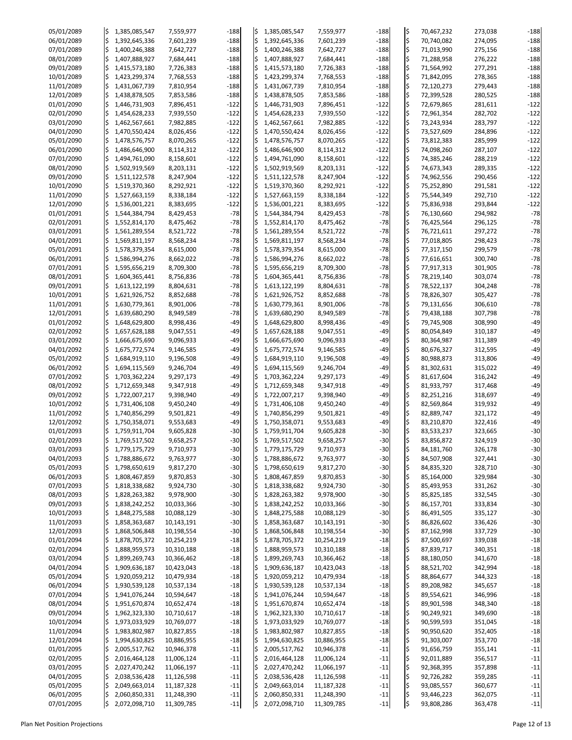| Date | | | | | | | | | | | |
|---|---|---|---|---|---|---|---|---|---|---|---|
| 05/01/2089 | $ | 1,385,085,547 | 7,559,977 | -188 | $ | 1,385,085,547 | 7,559,977 | -188 | $ | 70,467,232 | 273,038 | -188 |
| 06/01/2089 | $ | 1,392,645,336 | 7,601,239 | -188 | $ | 1,392,645,336 | 7,601,239 | -188 | $ | 70,740,082 | 274,095 | -188 |
| 07/01/2089 | $ | 1,400,246,388 | 7,642,727 | -188 | $ | 1,400,246,388 | 7,642,727 | -188 | $ | 71,013,990 | 275,156 | -188 |
| 08/01/2089 | $ | 1,407,888,927 | 7,684,441 | -188 | $ | 1,407,888,927 | 7,684,441 | -188 | $ | 71,288,958 | 276,222 | -188 |
| 09/01/2089 | $ | 1,415,573,180 | 7,726,383 | -188 | $ | 1,415,573,180 | 7,726,383 | -188 | $ | 71,564,992 | 277,291 | -188 |
| 10/01/2089 | $ | 1,423,299,374 | 7,768,553 | -188 | $ | 1,423,299,374 | 7,768,553 | -188 | $ | 71,842,095 | 278,365 | -188 |
| 11/01/2089 | $ | 1,431,067,739 | 7,810,954 | -188 | $ | 1,431,067,739 | 7,810,954 | -188 | $ | 72,120,273 | 279,443 | -188 |
| 12/01/2089 | $ | 1,438,878,505 | 7,853,586 | -188 | $ | 1,438,878,505 | 7,853,586 | -188 | $ | 72,399,528 | 280,525 | -188 |
| 01/01/2090 | $ | 1,446,731,903 | 7,896,451 | -122 | $ | 1,446,731,903 | 7,896,451 | -122 | $ | 72,679,865 | 281,611 | -122 |
| 02/01/2090 | $ | 1,454,628,233 | 7,939,550 | -122 | $ | 1,454,628,233 | 7,939,550 | -122 | $ | 72,961,354 | 282,702 | -122 |
| 03/01/2090 | $ | 1,462,567,661 | 7,982,885 | -122 | $ | 1,462,567,661 | 7,982,885 | -122 | $ | 73,243,934 | 283,797 | -122 |
| 04/01/2090 | $ | 1,470,550,424 | 8,026,456 | -122 | $ | 1,470,550,424 | 8,026,456 | -122 | $ | 73,527,609 | 284,896 | -122 |
| 05/01/2090 | $ | 1,478,576,757 | 8,070,265 | -122 | $ | 1,478,576,757 | 8,070,265 | -122 | $ | 73,812,383 | 285,999 | -122 |
| 06/01/2090 | $ | 1,486,646,900 | 8,114,312 | -122 | $ | 1,486,646,900 | 8,114,312 | -122 | $ | 74,098,260 | 287,107 | -122 |
| 07/01/2090 | $ | 1,494,761,090 | 8,158,601 | -122 | $ | 1,494,761,090 | 8,158,601 | -122 | $ | 74,385,246 | 288,219 | -122 |
| 08/01/2090 | $ | 1,502,919,569 | 8,203,131 | -122 | $ | 1,502,919,569 | 8,203,131 | -122 | $ | 74,673,343 | 289,335 | -122 |
| 09/01/2090 | $ | 1,511,122,578 | 8,247,904 | -122 | $ | 1,511,122,578 | 8,247,904 | -122 | $ | 74,962,556 | 290,456 | -122 |
| 10/01/2090 | $ | 1,519,370,360 | 8,292,921 | -122 | $ | 1,519,370,360 | 8,292,921 | -122 | $ | 75,252,890 | 291,581 | -122 |
| 11/01/2090 | $ | 1,527,663,159 | 8,338,184 | -122 | $ | 1,527,663,159 | 8,338,184 | -122 | $ | 75,544,349 | 292,710 | -122 |
| 12/01/2090 | $ | 1,536,001,221 | 8,383,695 | -122 | $ | 1,536,001,221 | 8,383,695 | -122 | $ | 75,836,938 | 293,844 | -122 |
| 01/01/2091 | $ | 1,544,384,794 | 8,429,453 | -78 | $ | 1,544,384,794 | 8,429,453 | -78 | $ | 76,130,660 | 294,982 | -78 |
| 02/01/2091 | $ | 1,552,814,170 | 8,475,462 | -78 | $ | 1,552,814,170 | 8,475,462 | -78 | $ | 76,425,564 | 296,125 | -78 |
| 03/01/2091 | $ | 1,561,289,554 | 8,521,722 | -78 | $ | 1,561,289,554 | 8,521,722 | -78 | $ | 76,721,611 | 297,272 | -78 |
| 04/01/2091 | $ | 1,569,811,197 | 8,568,234 | -78 | $ | 1,569,811,197 | 8,568,234 | -78 | $ | 77,018,805 | 298,423 | -78 |
| 05/01/2091 | $ | 1,578,379,354 | 8,615,000 | -78 | $ | 1,578,379,354 | 8,615,000 | -78 | $ | 77,317,150 | 299,579 | -78 |
| 06/01/2091 | $ | 1,586,994,276 | 8,662,022 | -78 | $ | 1,586,994,276 | 8,662,022 | -78 | $ | 77,616,651 | 300,740 | -78 |
| 07/01/2091 | $ | 1,595,656,219 | 8,709,300 | -78 | $ | 1,595,656,219 | 8,709,300 | -78 | $ | 77,917,313 | 301,905 | -78 |
| 08/01/2091 | $ | 1,604,365,441 | 8,756,836 | -78 | $ | 1,604,365,441 | 8,756,836 | -78 | $ | 78,219,140 | 303,074 | -78 |
| 09/01/2091 | $ | 1,613,122,199 | 8,804,631 | -78 | $ | 1,613,122,199 | 8,804,631 | -78 | $ | 78,522,137 | 304,248 | -78 |
| 10/01/2091 | $ | 1,621,926,752 | 8,852,688 | -78 | $ | 1,621,926,752 | 8,852,688 | -78 | $ | 78,826,307 | 305,427 | -78 |
| 11/01/2091 | $ | 1,630,779,361 | 8,901,006 | -78 | $ | 1,630,779,361 | 8,901,006 | -78 | $ | 79,131,656 | 306,610 | -78 |
| 12/01/2091 | $ | 1,639,680,290 | 8,949,589 | -78 | $ | 1,639,680,290 | 8,949,589 | -78 | $ | 79,438,188 | 307,798 | -78 |
| 01/01/2092 | $ | 1,648,629,800 | 8,998,436 | -49 | $ | 1,648,629,800 | 8,998,436 | -49 | $ | 79,745,908 | 308,990 | -49 |
| 02/01/2092 | $ | 1,657,628,188 | 9,047,551 | -49 | $ | 1,657,628,188 | 9,047,551 | -49 | $ | 80,054,849 | 310,187 | -49 |
| 03/01/2092 | $ | 1,666,675,690 | 9,096,933 | -49 | $ | 1,666,675,690 | 9,096,933 | -49 | $ | 80,364,987 | 311,389 | -49 |
| 04/01/2092 | $ | 1,675,772,574 | 9,146,585 | -49 | $ | 1,675,772,574 | 9,146,585 | -49 | $ | 80,676,327 | 312,595 | -49 |
| 05/01/2092 | $ | 1,684,919,110 | 9,196,508 | -49 | $ | 1,684,919,110 | 9,196,508 | -49 | $ | 80,988,873 | 313,806 | -49 |
| 06/01/2092 | $ | 1,694,115,569 | 9,246,704 | -49 | $ | 1,694,115,569 | 9,246,704 | -49 | $ | 81,302,631 | 315,022 | -49 |
| 07/01/2092 | $ | 1,703,362,224 | 9,297,173 | -49 | $ | 1,703,362,224 | 9,297,173 | -49 | $ | 81,617,604 | 316,242 | -49 |
| 08/01/2092 | $ | 1,712,659,348 | 9,347,918 | -49 | $ | 1,712,659,348 | 9,347,918 | -49 | $ | 81,933,797 | 317,468 | -49 |
| 09/01/2092 | $ | 1,722,007,217 | 9,398,940 | -49 | $ | 1,722,007,217 | 9,398,940 | -49 | $ | 82,251,216 | 318,697 | -49 |
| 10/01/2092 | $ | 1,731,406,108 | 9,450,240 | -49 | $ | 1,731,406,108 | 9,450,240 | -49 | $ | 82,569,864 | 319,932 | -49 |
| 11/01/2092 | $ | 1,740,856,299 | 9,501,821 | -49 | $ | 1,740,856,299 | 9,501,821 | -49 | $ | 82,889,747 | 321,172 | -49 |
| 12/01/2092 | $ | 1,750,358,071 | 9,553,683 | -49 | $ | 1,750,358,071 | 9,553,683 | -49 | $ | 83,210,870 | 322,416 | -49 |
| 01/01/2093 | $ | 1,759,911,704 | 9,605,828 | -30 | $ | 1,759,911,704 | 9,605,828 | -30 | $ | 83,533,237 | 323,665 | -30 |
| 02/01/2093 | $ | 1,769,517,502 | 9,658,257 | -30 | $ | 1,769,517,502 | 9,658,257 | -30 | $ | 83,856,872 | 324,919 | -30 |
| 03/01/2093 | $ | 1,779,175,729 | 9,710,973 | -30 | $ | 1,779,175,729 | 9,710,973 | -30 | $ | 84,181,760 | 326,178 | -30 |
| 04/01/2093 | $ | 1,788,886,672 | 9,763,977 | -30 | $ | 1,788,886,672 | 9,763,977 | -30 | $ | 84,507,908 | 327,441 | -30 |
| 05/01/2093 | $ | 1,798,650,619 | 9,817,270 | -30 | $ | 1,798,650,619 | 9,817,270 | -30 | $ | 84,835,320 | 328,710 | -30 |
| 06/01/2093 | $ | 1,808,467,859 | 9,870,853 | -30 | $ | 1,808,467,859 | 9,870,853 | -30 | $ | 85,164,000 | 329,984 | -30 |
| 07/01/2093 | $ | 1,818,338,682 | 9,924,730 | -30 | $ | 1,818,338,682 | 9,924,730 | -30 | $ | 85,493,953 | 331,262 | -30 |
| 08/01/2093 | $ | 1,828,263,382 | 9,978,900 | -30 | $ | 1,828,263,382 | 9,978,900 | -30 | $ | 85,825,185 | 332,545 | -30 |
| 09/01/2093 | $ | 1,838,242,252 | 10,033,366 | -30 | $ | 1,838,242,252 | 10,033,366 | -30 | $ | 86,157,701 | 333,834 | -30 |
| 10/01/2093 | $ | 1,848,275,588 | 10,088,129 | -30 | $ | 1,848,275,588 | 10,088,129 | -30 | $ | 86,491,505 | 335,127 | -30 |
| 11/01/2093 | $ | 1,858,363,687 | 10,143,191 | -30 | $ | 1,858,363,687 | 10,143,191 | -30 | $ | 86,826,602 | 336,426 | -30 |
| 12/01/2093 | $ | 1,868,506,848 | 10,198,554 | -30 | $ | 1,868,506,848 | 10,198,554 | -30 | $ | 87,162,998 | 337,729 | -30 |
| 01/01/2094 | $ | 1,878,705,372 | 10,254,219 | -18 | $ | 1,878,705,372 | 10,254,219 | -18 | $ | 87,500,697 | 339,038 | -18 |
| 02/01/2094 | $ | 1,888,959,573 | 10,310,188 | -18 | $ | 1,888,959,573 | 10,310,188 | -18 | $ | 87,839,717 | 340,351 | -18 |
| 03/01/2094 | $ | 1,899,269,743 | 10,366,462 | -18 | $ | 1,899,269,743 | 10,366,462 | -18 | $ | 88,180,050 | 341,670 | -18 |
| 04/01/2094 | $ | 1,909,636,187 | 10,423,043 | -18 | $ | 1,909,636,187 | 10,423,043 | -18 | $ | 88,521,702 | 342,994 | -18 |
| 05/01/2094 | $ | 1,920,059,212 | 10,479,934 | -18 | $ | 1,920,059,212 | 10,479,934 | -18 | $ | 88,864,677 | 344,323 | -18 |
| 06/01/2094 | $ | 1,930,539,128 | 10,537,134 | -18 | $ | 1,930,539,128 | 10,537,134 | -18 | $ | 89,208,982 | 345,657 | -18 |
| 07/01/2094 | $ | 1,941,076,244 | 10,594,647 | -18 | $ | 1,941,076,244 | 10,594,647 | -18 | $ | 89,554,621 | 346,996 | -18 |
| 08/01/2094 | $ | 1,951,670,874 | 10,652,474 | -18 | $ | 1,951,670,874 | 10,652,474 | -18 | $ | 89,901,598 | 348,340 | -18 |
| 09/01/2094 | $ | 1,962,323,330 | 10,710,617 | -18 | $ | 1,962,323,330 | 10,710,617 | -18 | $ | 90,249,921 | 349,690 | -18 |
| 10/01/2094 | $ | 1,973,033,929 | 10,769,077 | -18 | $ | 1,973,033,929 | 10,769,077 | -18 | $ | 90,599,593 | 351,045 | -18 |
| 11/01/2094 | $ | 1,983,802,987 | 10,827,855 | -18 | $ | 1,983,802,987 | 10,827,855 | -18 | $ | 90,950,620 | 352,405 | -18 |
| 12/01/2094 | $ | 1,994,630,825 | 10,886,955 | -18 | $ | 1,994,630,825 | 10,886,955 | -18 | $ | 91,303,007 | 353,770 | -18 |
| 01/01/2095 | $ | 2,005,517,762 | 10,946,378 | -11 | $ | 2,005,517,762 | 10,946,378 | -11 | $ | 91,656,759 | 355,141 | -11 |
| 02/01/2095 | $ | 2,016,464,128 | 11,006,124 | -11 | $ | 2,016,464,128 | 11,006,124 | -11 | $ | 92,011,889 | 356,517 | -11 |
| 03/01/2095 | $ | 2,027,470,242 | 11,066,197 | -11 | $ | 2,027,470,242 | 11,066,197 | -11 | $ | 92,368,395 | 357,898 | -11 |
| 04/01/2095 | $ | 2,038,536,428 | 11,126,598 | -11 | $ | 2,038,536,428 | 11,126,598 | -11 | $ | 92,726,282 | 359,285 | -11 |
| 05/01/2095 | $ | 2,049,663,014 | 11,187,328 | -11 | $ | 2,049,663,014 | 11,187,328 | -11 | $ | 93,085,557 | 360,677 | -11 |
| 06/01/2095 | $ | 2,060,850,331 | 11,248,390 | -11 | $ | 2,060,850,331 | 11,248,390 | -11 | $ | 93,446,223 | 362,075 | -11 |
| 07/01/2095 | $ | 2,072,098,710 | 11,309,785 | -11 | $ | 2,072,098,710 | 11,309,785 | -11 | $ | 93,808,286 | 363,478 | -11 |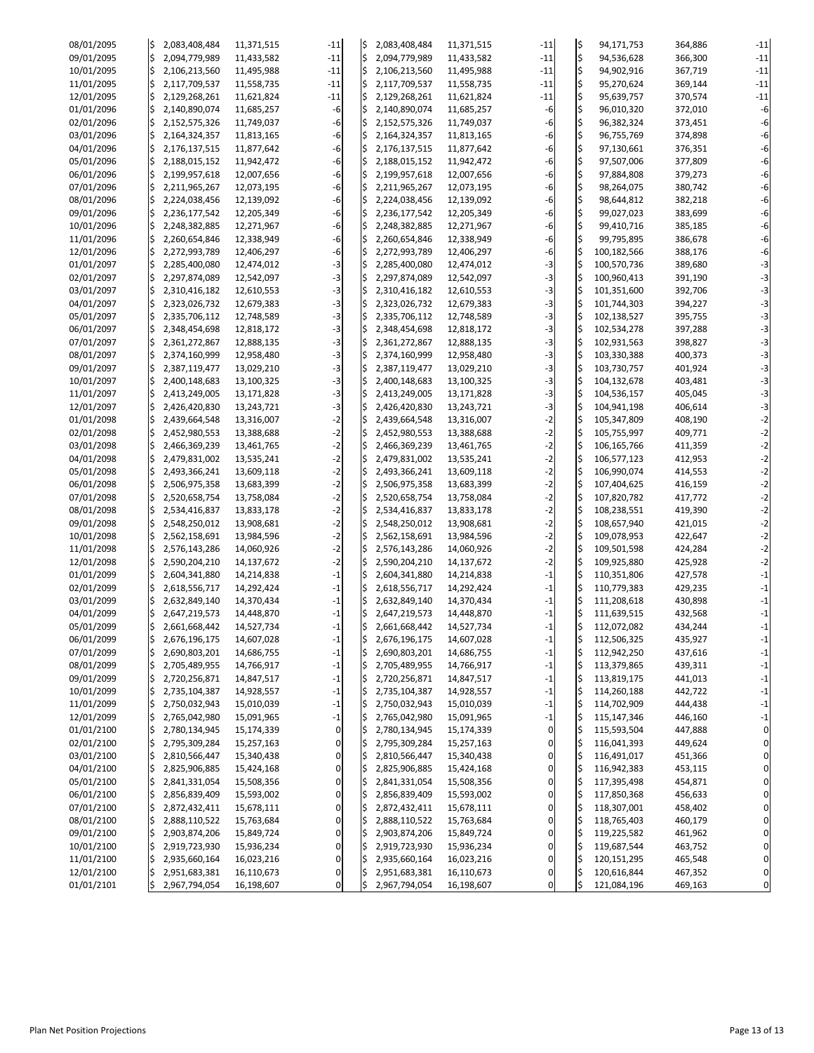| | | | | | | | | | |
|---|---|---|---|---|---|---|---|---|---|
| 08/01/2095 | $ | 2,083,408,484 | 11,371,515 | -11 | $ 2,083,408,484 | 11,371,515 | -11 | $ 94,171,753 | 364,886 | -11 |
| 09/01/2095 | $ | 2,094,779,989 | 11,433,582 | -11 | $ 2,094,779,989 | 11,433,582 | -11 | $ 94,536,628 | 366,300 | -11 |
| 10/01/2095 | $ | 2,106,213,560 | 11,495,988 | -11 | $ 2,106,213,560 | 11,495,988 | -11 | $ 94,902,916 | 367,719 | -11 |
| 11/01/2095 | $ | 2,117,709,537 | 11,558,735 | -11 | $ 2,117,709,537 | 11,558,735 | -11 | $ 95,270,624 | 369,144 | -11 |
| 12/01/2095 | $ | 2,129,268,261 | 11,621,824 | -11 | $ 2,129,268,261 | 11,621,824 | -11 | $ 95,639,757 | 370,574 | -11 |
| 01/01/2096 | $ | 2,140,890,074 | 11,685,257 | -6 | $ 2,140,890,074 | 11,685,257 | -6 | $ 96,010,320 | 372,010 | -6 |
| 02/01/2096 | $ | 2,152,575,326 | 11,749,037 | -6 | $ 2,152,575,326 | 11,749,037 | -6 | $ 96,382,324 | 373,451 | -6 |
| 03/01/2096 | $ | 2,164,324,357 | 11,813,165 | -6 | $ 2,164,324,357 | 11,813,165 | -6 | $ 96,755,769 | 374,898 | -6 |
| 04/01/2096 | $ | 2,176,137,515 | 11,877,642 | -6 | $ 2,176,137,515 | 11,877,642 | -6 | $ 97,130,661 | 376,351 | -6 |
| 05/01/2096 | $ | 2,188,015,152 | 11,942,472 | -6 | $ 2,188,015,152 | 11,942,472 | -6 | $ 97,507,006 | 377,809 | -6 |
| 06/01/2096 | $ | 2,199,957,618 | 12,007,656 | -6 | $ 2,199,957,618 | 12,007,656 | -6 | $ 97,884,808 | 379,273 | -6 |
| 07/01/2096 | $ | 2,211,965,267 | 12,073,195 | -6 | $ 2,211,965,267 | 12,073,195 | -6 | $ 98,264,075 | 380,742 | -6 |
| 08/01/2096 | $ | 2,224,038,456 | 12,139,092 | -6 | $ 2,224,038,456 | 12,139,092 | -6 | $ 98,644,812 | 382,218 | -6 |
| 09/01/2096 | $ | 2,236,177,542 | 12,205,349 | -6 | $ 2,236,177,542 | 12,205,349 | -6 | $ 99,027,023 | 383,699 | -6 |
| 10/01/2096 | $ | 2,248,382,885 | 12,271,967 | -6 | $ 2,248,382,885 | 12,271,967 | -6 | $ 99,410,716 | 385,185 | -6 |
| 11/01/2096 | $ | 2,260,654,846 | 12,338,949 | -6 | $ 2,260,654,846 | 12,338,949 | -6 | $ 99,795,895 | 386,678 | -6 |
| 12/01/2096 | $ | 2,272,993,789 | 12,406,297 | -6 | $ 2,272,993,789 | 12,406,297 | -6 | $ 100,182,566 | 388,176 | -6 |
| 01/01/2097 | $ | 2,285,400,080 | 12,474,012 | -3 | $ 2,285,400,080 | 12,474,012 | -3 | $ 100,570,736 | 389,680 | -3 |
| 02/01/2097 | $ | 2,297,874,089 | 12,542,097 | -3 | $ 2,297,874,089 | 12,542,097 | -3 | $ 100,960,413 | 391,190 | -3 |
| 03/01/2097 | $ | 2,310,416,182 | 12,610,553 | -3 | $ 2,310,416,182 | 12,610,553 | -3 | $ 101,351,600 | 392,706 | -3 |
| 04/01/2097 | $ | 2,323,026,732 | 12,679,383 | -3 | $ 2,323,026,732 | 12,679,383 | -3 | $ 101,744,303 | 394,227 | -3 |
| 05/01/2097 | $ | 2,335,706,112 | 12,748,589 | -3 | $ 2,335,706,112 | 12,748,589 | -3 | $ 102,138,527 | 395,755 | -3 |
| 06/01/2097 | $ | 2,348,454,698 | 12,818,172 | -3 | $ 2,348,454,698 | 12,818,172 | -3 | $ 102,534,278 | 397,288 | -3 |
| 07/01/2097 | $ | 2,361,272,867 | 12,888,135 | -3 | $ 2,361,272,867 | 12,888,135 | -3 | $ 102,931,563 | 398,827 | -3 |
| 08/01/2097 | $ | 2,374,160,999 | 12,958,480 | -3 | $ 2,374,160,999 | 12,958,480 | -3 | $ 103,330,388 | 400,373 | -3 |
| 09/01/2097 | $ | 2,387,119,477 | 13,029,210 | -3 | $ 2,387,119,477 | 13,029,210 | -3 | $ 103,730,757 | 401,924 | -3 |
| 10/01/2097 | $ | 2,400,148,683 | 13,100,325 | -3 | $ 2,400,148,683 | 13,100,325 | -3 | $ 104,132,678 | 403,481 | -3 |
| 11/01/2097 | $ | 2,413,249,005 | 13,171,828 | -3 | $ 2,413,249,005 | 13,171,828 | -3 | $ 104,536,157 | 405,045 | -3 |
| 12/01/2097 | $ | 2,426,420,830 | 13,243,721 | -3 | $ 2,426,420,830 | 13,243,721 | -3 | $ 104,941,198 | 406,614 | -3 |
| 01/01/2098 | $ | 2,439,664,548 | 13,316,007 | -2 | $ 2,439,664,548 | 13,316,007 | -2 | $ 105,347,809 | 408,190 | -2 |
| 02/01/2098 | $ | 2,452,980,553 | 13,388,688 | -2 | $ 2,452,980,553 | 13,388,688 | -2 | $ 105,755,997 | 409,771 | -2 |
| 03/01/2098 | $ | 2,466,369,239 | 13,461,765 | -2 | $ 2,466,369,239 | 13,461,765 | -2 | $ 106,165,766 | 411,359 | -2 |
| 04/01/2098 | $ | 2,479,831,002 | 13,535,241 | -2 | $ 2,479,831,002 | 13,535,241 | -2 | $ 106,577,123 | 412,953 | -2 |
| 05/01/2098 | $ | 2,493,366,241 | 13,609,118 | -2 | $ 2,493,366,241 | 13,609,118 | -2 | $ 106,990,074 | 414,553 | -2 |
| 06/01/2098 | $ | 2,506,975,358 | 13,683,399 | -2 | $ 2,506,975,358 | 13,683,399 | -2 | $ 107,404,625 | 416,159 | -2 |
| 07/01/2098 | $ | 2,520,658,754 | 13,758,084 | -2 | $ 2,520,658,754 | 13,758,084 | -2 | $ 107,820,782 | 417,772 | -2 |
| 08/01/2098 | $ | 2,534,416,837 | 13,833,178 | -2 | $ 2,534,416,837 | 13,833,178 | -2 | $ 108,238,551 | 419,390 | -2 |
| 09/01/2098 | $ | 2,548,250,012 | 13,908,681 | -2 | $ 2,548,250,012 | 13,908,681 | -2 | $ 108,657,940 | 421,015 | -2 |
| 10/01/2098 | $ | 2,562,158,691 | 13,984,596 | -2 | $ 2,562,158,691 | 13,984,596 | -2 | $ 109,078,953 | 422,647 | -2 |
| 11/01/2098 | $ | 2,576,143,286 | 14,060,926 | -2 | $ 2,576,143,286 | 14,060,926 | -2 | $ 109,501,598 | 424,284 | -2 |
| 12/01/2098 | $ | 2,590,204,210 | 14,137,672 | -2 | $ 2,590,204,210 | 14,137,672 | -2 | $ 109,925,880 | 425,928 | -2 |
| 01/01/2099 | $ | 2,604,341,880 | 14,214,838 | -1 | $ 2,604,341,880 | 14,214,838 | -1 | $ 110,351,806 | 427,578 | -1 |
| 02/01/2099 | $ | 2,618,556,717 | 14,292,424 | -1 | $ 2,618,556,717 | 14,292,424 | -1 | $ 110,779,383 | 429,235 | -1 |
| 03/01/2099 | $ | 2,632,849,140 | 14,370,434 | -1 | $ 2,632,849,140 | 14,370,434 | -1 | $ 111,208,618 | 430,898 | -1 |
| 04/01/2099 | $ | 2,647,219,573 | 14,448,870 | -1 | $ 2,647,219,573 | 14,448,870 | -1 | $ 111,639,515 | 432,568 | -1 |
| 05/01/2099 | $ | 2,661,668,442 | 14,527,734 | -1 | $ 2,661,668,442 | 14,527,734 | -1 | $ 112,072,082 | 434,244 | -1 |
| 06/01/2099 | $ | 2,676,196,175 | 14,607,028 | -1 | $ 2,676,196,175 | 14,607,028 | -1 | $ 112,506,325 | 435,927 | -1 |
| 07/01/2099 | $ | 2,690,803,201 | 14,686,755 | -1 | $ 2,690,803,201 | 14,686,755 | -1 | $ 112,942,250 | 437,616 | -1 |
| 08/01/2099 | $ | 2,705,489,955 | 14,766,917 | -1 | $ 2,705,489,955 | 14,766,917 | -1 | $ 113,379,865 | 439,311 | -1 |
| 09/01/2099 | $ | 2,720,256,871 | 14,847,517 | -1 | $ 2,720,256,871 | 14,847,517 | -1 | $ 113,819,175 | 441,013 | -1 |
| 10/01/2099 | $ | 2,735,104,387 | 14,928,557 | -1 | $ 2,735,104,387 | 14,928,557 | -1 | $ 114,260,188 | 442,722 | -1 |
| 11/01/2099 | $ | 2,750,032,943 | 15,010,039 | -1 | $ 2,750,032,943 | 15,010,039 | -1 | $ 114,702,909 | 444,438 | -1 |
| 12/01/2099 | $ | 2,765,042,980 | 15,091,965 | -1 | $ 2,765,042,980 | 15,091,965 | -1 | $ 115,147,346 | 446,160 | -1 |
| 01/01/2100 | $ | 2,780,134,945 | 15,174,339 | 0 | $ 2,780,134,945 | 15,174,339 | 0 | $ 115,593,504 | 447,888 | 0 |
| 02/01/2100 | $ | 2,795,309,284 | 15,257,163 | 0 | $ 2,795,309,284 | 15,257,163 | 0 | $ 116,041,393 | 449,624 | 0 |
| 03/01/2100 | $ | 2,810,566,447 | 15,340,438 | 0 | $ 2,810,566,447 | 15,340,438 | 0 | $ 116,491,017 | 451,366 | 0 |
| 04/01/2100 | $ | 2,825,906,885 | 15,424,168 | 0 | $ 2,825,906,885 | 15,424,168 | 0 | $ 116,942,383 | 453,115 | 0 |
| 05/01/2100 | $ | 2,841,331,054 | 15,508,356 | 0 | $ 2,841,331,054 | 15,508,356 | 0 | $ 117,395,498 | 454,871 | 0 |
| 06/01/2100 | $ | 2,856,839,409 | 15,593,002 | 0 | $ 2,856,839,409 | 15,593,002 | 0 | $ 117,850,368 | 456,633 | 0 |
| 07/01/2100 | $ | 2,872,432,411 | 15,678,111 | 0 | $ 2,872,432,411 | 15,678,111 | 0 | $ 118,307,001 | 458,402 | 0 |
| 08/01/2100 | $ | 2,888,110,522 | 15,763,684 | 0 | $ 2,888,110,522 | 15,763,684 | 0 | $ 118,765,403 | 460,179 | 0 |
| 09/01/2100 | $ | 2,903,874,206 | 15,849,724 | 0 | $ 2,903,874,206 | 15,849,724 | 0 | $ 119,225,582 | 461,962 | 0 |
| 10/01/2100 | $ | 2,919,723,930 | 15,936,234 | 0 | $ 2,919,723,930 | 15,936,234 | 0 | $ 119,687,544 | 463,752 | 0 |
| 11/01/2100 | $ | 2,935,660,164 | 16,023,216 | 0 | $ 2,935,660,164 | 16,023,216 | 0 | $ 120,151,295 | 465,548 | 0 |
| 12/01/2100 | $ | 2,951,683,381 | 16,110,673 | 0 | $ 2,951,683,381 | 16,110,673 | 0 | $ 120,616,844 | 467,352 | 0 |
| 01/01/2101 | $ | 2,967,794,054 | 16,198,607 | 0 | $ 2,967,794,054 | 16,198,607 | 0 | $ 121,084,196 | 469,163 | 0 |